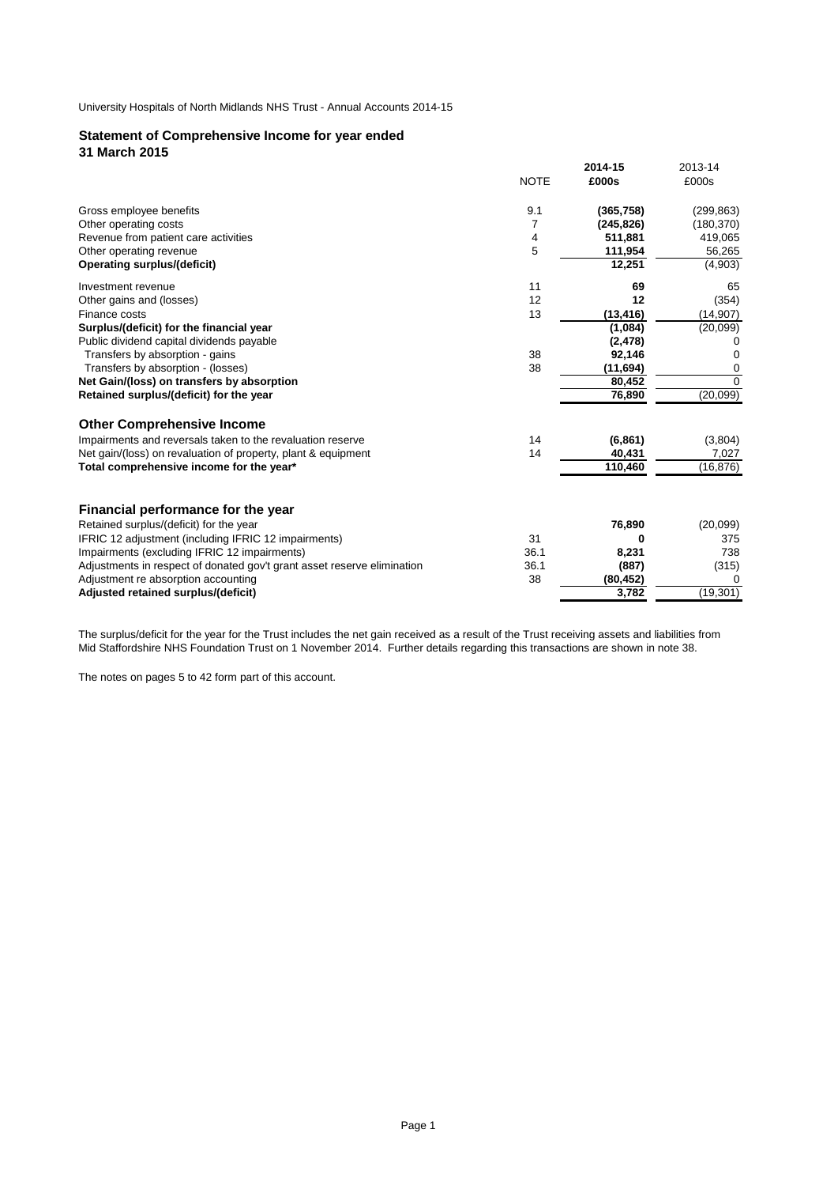University Hospitals of North Midlands NHS Trust - Annual Accounts 2014-15

## Statement of Comprehensive Income for year ended 31 March 2015

| | NOTE | 2014-15 £000s | 2013-14 £000s |
|---|---|---|---|
| Gross employee benefits | 9.1 | **(365,758)** | (299,863) |
| Other operating costs | 7 | **(245,826)** | (180,370) |
| Revenue from patient care activities | 4 | **511,881** | 419,065 |
| Other operating revenue | 5 | **111,954** | 56,265 |
| **Operating surplus/(deficit)** | | **12,251** | (4,903) |
| Investment revenue | 11 | **69** | 65 |
| Other gains and (losses) | 12 | **12** | (354) |
| Finance costs | 13 | **(13,416)** | (14,907) |
| **Surplus/(deficit) for the financial year** | | **(1,084)** | (20,099) |
| Public dividend capital dividends payable | | **(2,478)** | 0 |
| Transfers by absorption - gains | 38 | **92,146** | 0 |
| Transfers by absorption - (losses) | 38 | **(11,694)** | 0 |
| **Net Gain/(loss) on transfers by absorption** | | **80,452** | 0 |
| **Retained surplus/(deficit) for the year** | | **76,890** | (20,099) |

### Other Comprehensive Income

| | NOTE | 2014-15 £000s | 2013-14 £000s |
|---|---|---|---|
| Impairments and reversals taken to the revaluation reserve | 14 | **(6,861)** | (3,804) |
| Net gain/(loss) on revaluation of property, plant & equipment | 14 | **40,431** | 7,027 |
| **Total comprehensive income for the year*** | | **110,460** | (16,876) |

### Financial performance for the year

| | NOTE | 2014-15 £000s | 2013-14 £000s |
|---|---|---|---|
| Retained surplus/(deficit) for the year | | **76,890** | (20,099) |
| IFRIC 12 adjustment (including IFRIC 12 impairments) | 31 | **0** | 375 |
| Impairments (excluding IFRIC 12 impairments) | 36.1 | **8,231** | 738 |
| Adjustments in respect of donated gov't grant asset reserve elimination | 36.1 | **(887)** | (315) |
| Adjustment re absorption accounting | 38 | **(80,452)** | 0 |
| **Adjusted retained surplus/(deficit)** | | **3,782** | (19,301) |

The surplus/deficit for the year for the Trust includes the net gain received as a result of the Trust receiving assets and liabilities from Mid Staffordshire NHS Foundation Trust on 1 November 2014. Further details regarding this transactions are shown in note 38.

The notes on pages 5 to 42 form part of this account.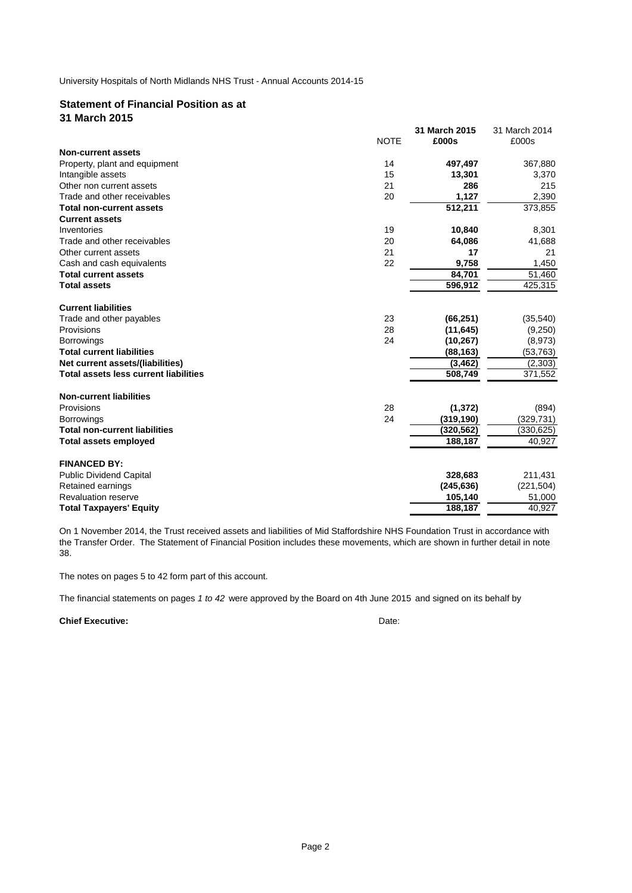## Statement of Financial Position as at 31 March 2015

| | NOTE | 31 March 2015 £000s | 31 March 2014 £000s |
|---|---|---|---|
| **Non-current assets** | | | |
| Property, plant and equipment | 14 | **497,497** | 367,880 |
| Intangible assets | 15 | **13,301** | 3,370 |
| Other non current assets | 21 | **286** | 215 |
| Trade and other receivables | 20 | **1,127** | 2,390 |
| **Total non-current assets** | | **512,211** | 373,855 |
| **Current assets** | | | |
| Inventories | 19 | **10,840** | 8,301 |
| Trade and other receivables | 20 | **64,086** | 41,688 |
| Other current assets | 21 | **17** | 21 |
| Cash and cash equivalents | 22 | **9,758** | 1,450 |
| **Total current assets** | | **84,701** | 51,460 |
| **Total assets** | | **596,912** | 425,315 |
| **Current liabilities** | | | |
| Trade and other payables | 23 | **(66,251)** | (35,540) |
| Provisions | 28 | **(11,645)** | (9,250) |
| Borrowings | 24 | **(10,267)** | (8,973) |
| **Total current liabilities** | | **(88,163)** | (53,763) |
| **Net current assets/(liabilities)** | | **(3,462)** | (2,303) |
| **Total assets less current liabilities** | | **508,749** | 371,552 |
| **Non-current liabilities** | | | |
| Provisions | 28 | **(1,372)** | (894) |
| Borrowings | 24 | **(319,190)** | (329,731) |
| **Total non-current liabilities** | | **(320,562)** | (330,625) |
| **Total assets employed** | | **188,187** | 40,927 |
| **FINANCED BY:** | | | |
| Public Dividend Capital | | **328,683** | 211,431 |
| Retained earnings | | **(245,636)** | (221,504) |
| Revaluation reserve | | **105,140** | 51,000 |
| **Total Taxpayers' Equity** | | **188,187** | 40,927 |

On 1 November 2014, the Trust received assets and liabilities of Mid Staffordshire NHS Foundation Trust in accordance with the Transfer Order. The Statement of Financial Position includes these movements, which are shown in further detail in note 38.

The notes on pages 5 to 42 form part of this account.

The financial statements on pages *1 to 42* were approved by the Board on 4th June 2015 and signed on its behalf by

**Chief Executive:** Date: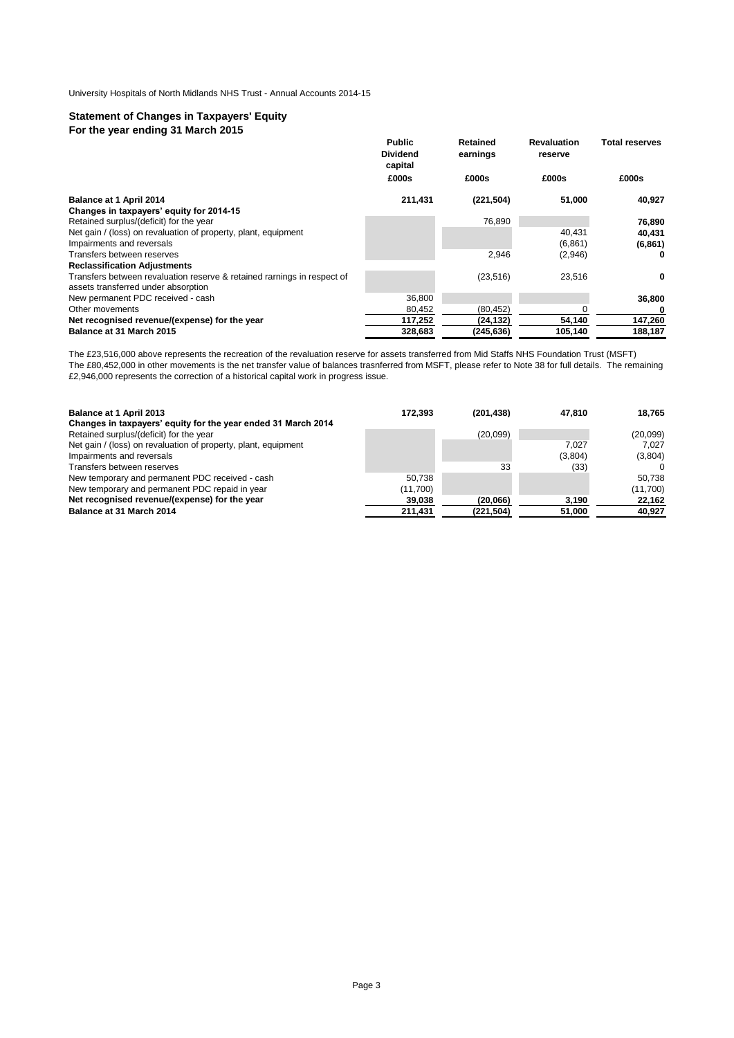University Hospitals of North Midlands NHS Trust - Annual Accounts 2014-15

## Statement of Changes in Taxpayers' Equity
### For the year ending 31 March 2015

| | Public Dividend capital | Retained earnings | Revaluation reserve | Total reserves |
|---|---|---|---|---|
| | £000s | £000s | £000s | £000s |
| **Balance at 1 April 2014** | **211,431** | **(221,504)** | **51,000** | **40,927** |
| **Changes in taxpayers' equity for 2014-15** | | | | |
| Retained surplus/(deficit) for the year | | 76,890 | | **76,890** |
| Net gain / (loss) on revaluation of property, plant, equipment | | | 40,431 | **40,431** |
| Impairments and reversals | | | (6,861) | **(6,861)** |
| Transfers between reserves | | 2,946 | (2,946) | **0** |
| **Reclassification Adjustments** | | | | |
| Transfers between revaluation reserve & retained rarnings in respect of assets transferred under absorption | | (23,516) | 23,516 | **0** |
| New permanent PDC received - cash | 36,800 | | | **36,800** |
| Other movements | 80,452 | (80,452) | 0 | **0** |
| **Net recognised revenue/(expense) for the year** | **117,252** | **(24,132)** | **54,140** | **147,260** |
| **Balance at 31 March 2015** | **328,683** | **(245,636)** | **105,140** | **188,187** |

The £23,516,000 above represents the recreation of the revaluation reserve for assets transferred from Mid Staffs NHS Foundation Trust (MSFT)
The £80,452,000 in other movements is the net transfer value of balances trasnferred from MSFT, please refer to Note 38 for full details. The remaining £2,946,000 represents the correction of a historical capital work in progress issue.

| | Public Dividend capital | Retained earnings | Revaluation reserve | Total reserves |
|---|---|---|---|---|
| **Balance at 1 April 2013** | **172,393** | **(201,438)** | **47,810** | **18,765** |
| **Changes in taxpayers' equity for the year ended 31 March 2014** | | | | |
| Retained surplus/(deficit) for the year | | (20,099) | | (20,099) |
| Net gain / (loss) on revaluation of property, plant, equipment | | | 7,027 | 7,027 |
| Impairments and reversals | | | (3,804) | (3,804) |
| Transfers between reserves | | 33 | (33) | 0 |
| New temporary and permanent PDC received - cash | 50,738 | | | 50,738 |
| New temporary and permanent PDC repaid in year | (11,700) | | | (11,700) |
| **Net recognised revenue/(expense) for the year** | **39,038** | **(20,066)** | **3,190** | **22,162** |
| **Balance at 31 March 2014** | **211,431** | **(221,504)** | **51,000** | **40,927** |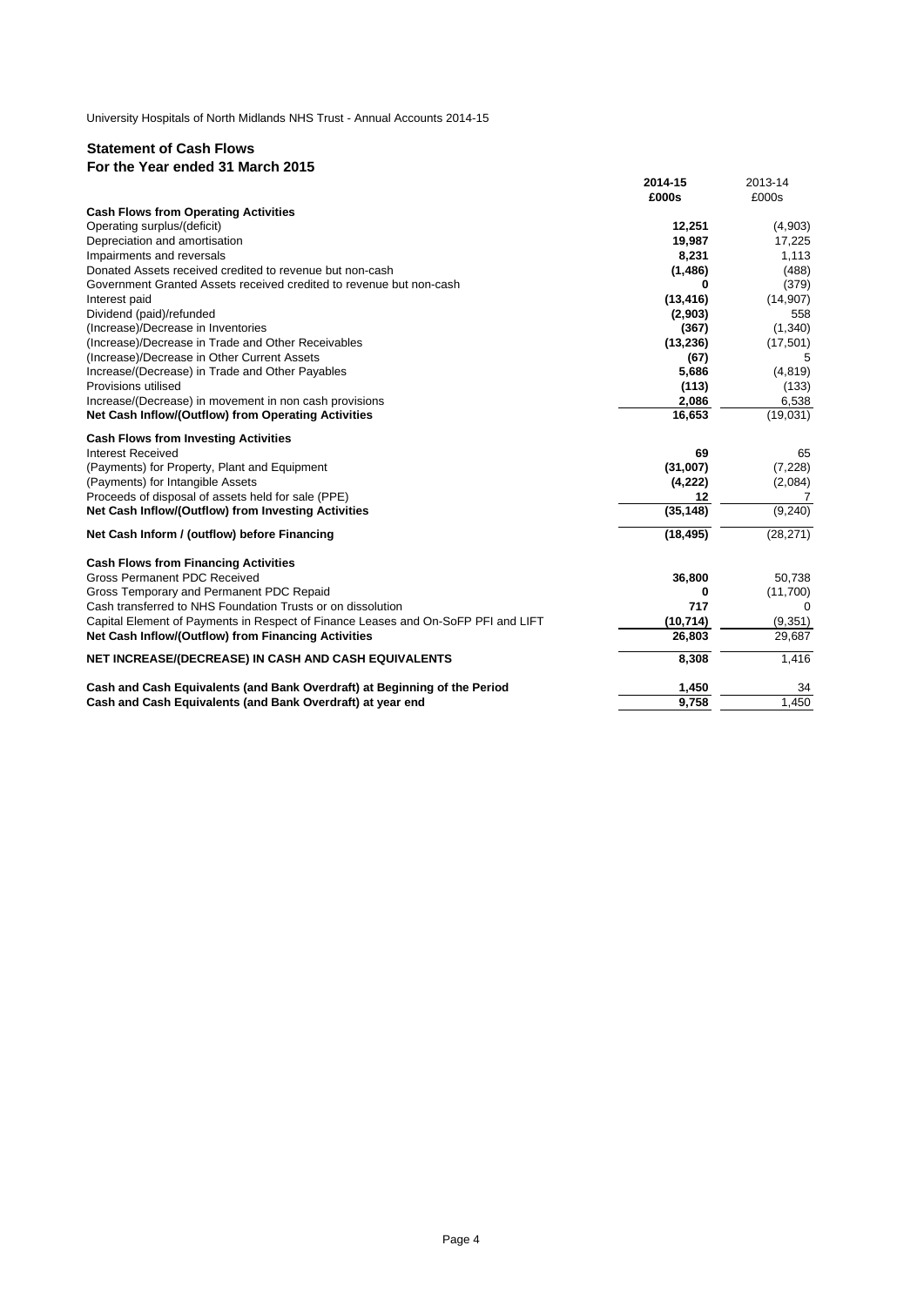University Hospitals of North Midlands NHS Trust - Annual Accounts 2014-15

## Statement of Cash Flows
## For the Year ended 31 March 2015

| | 2014-15 £000s | 2013-14 £000s |
|---|---|---|
| **Cash Flows from Operating Activities** | | |
| Operating surplus/(deficit) | **12,251** | (4,903) |
| Depreciation and amortisation | **19,987** | 17,225 |
| Impairments and reversals | **8,231** | 1,113 |
| Donated Assets received credited to revenue but non-cash | **(1,486)** | (488) |
| Government Granted Assets received credited to revenue but non-cash | **0** | (379) |
| Interest paid | **(13,416)** | (14,907) |
| Dividend (paid)/refunded | **(2,903)** | 558 |
| (Increase)/Decrease in Inventories | **(367)** | (1,340) |
| (Increase)/Decrease in Trade and Other Receivables | **(13,236)** | (17,501) |
| (Increase)/Decrease in Other Current Assets | **(67)** | 5 |
| Increase/(Decrease) in Trade and Other Payables | **5,686** | (4,819) |
| Provisions utilised | **(113)** | (133) |
| Increase/(Decrease) in movement in non cash provisions | **2,086** | 6,538 |
| **Net Cash Inflow/(Outflow) from Operating Activities** | **16,653** | (19,031) |
| **Cash Flows from Investing Activities** | | |
| Interest Received | **69** | 65 |
| (Payments) for Property, Plant and Equipment | **(31,007)** | (7,228) |
| (Payments) for Intangible Assets | **(4,222)** | (2,084) |
| Proceeds of disposal of assets held for sale (PPE) | **12** | 7 |
| **Net Cash Inflow/(Outflow) from Investing Activities** | **(35,148)** | (9,240) |
| **Net Cash Inform / (outflow) before Financing** | **(18,495)** | (28,271) |
| **Cash Flows from Financing Activities** | | |
| Gross Permanent PDC Received | **36,800** | 50,738 |
| Gross Temporary and Permanent PDC Repaid | **0** | (11,700) |
| Cash transferred to NHS Foundation Trusts or on dissolution | **717** | 0 |
| Capital Element of Payments in Respect of Finance Leases and On-SoFP PFI and LIFT | **(10,714)** | (9,351) |
| **Net Cash Inflow/(Outflow) from Financing Activities** | **26,803** | 29,687 |
| **NET INCREASE/(DECREASE) IN CASH AND CASH EQUIVALENTS** | **8,308** | 1,416 |
| **Cash and Cash Equivalents (and Bank Overdraft) at Beginning of the Period** | **1,450** | 34 |
| **Cash and Cash Equivalents (and Bank Overdraft) at year end** | **9,758** | 1,450 |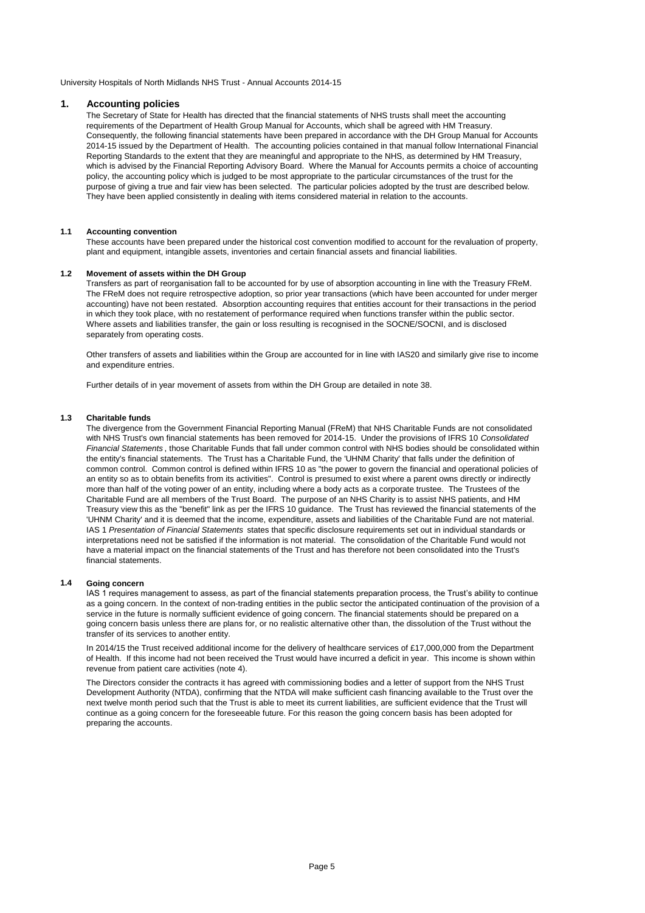## 1. Accounting policies

The Secretary of State for Health has directed that the financial statements of NHS trusts shall meet the accounting requirements of the Department of Health Group Manual for Accounts, which shall be agreed with HM Treasury. Consequently, the following financial statements have been prepared in accordance with the DH Group Manual for Accounts 2014-15 issued by the Department of Health. The accounting policies contained in that manual follow International Financial Reporting Standards to the extent that they are meaningful and appropriate to the NHS, as determined by HM Treasury, which is advised by the Financial Reporting Advisory Board. Where the Manual for Accounts permits a choice of accounting policy, the accounting policy which is judged to be most appropriate to the particular circumstances of the trust for the purpose of giving a true and fair view has been selected. The particular policies adopted by the trust are described below. They have been applied consistently in dealing with items considered material in relation to the accounts.

### 1.1 Accounting convention

These accounts have been prepared under the historical cost convention modified to account for the revaluation of property, plant and equipment, intangible assets, inventories and certain financial assets and financial liabilities.

### 1.2 Movement of assets within the DH Group

Transfers as part of reorganisation fall to be accounted for by use of absorption accounting in line with the Treasury FReM. The FReM does not require retrospective adoption, so prior year transactions (which have been accounted for under merger accounting) have not been restated. Absorption accounting requires that entities account for their transactions in the period in which they took place, with no restatement of performance required when functions transfer within the public sector. Where assets and liabilities transfer, the gain or loss resulting is recognised in the SOCNE/SOCNI, and is disclosed separately from operating costs.

Other transfers of assets and liabilities within the Group are accounted for in line with IAS20 and similarly give rise to income and expenditure entries.

Further details of in year movement of assets from within the DH Group are detailed in note 38.

### 1.3 Charitable funds

The divergence from the Government Financial Reporting Manual (FReM) that NHS Charitable Funds are not consolidated with NHS Trust's own financial statements has been removed for 2014-15. Under the provisions of IFRS 10 *Consolidated Financial Statements*, those Charitable Funds that fall under common control with NHS bodies should be consolidated within the entity's financial statements. The Trust has a Charitable Fund, the 'UHNM Charity' that falls under the definition of common control. Common control is defined within IFRS 10 as "the power to govern the financial and operational policies of an entity so as to obtain benefits from its activities". Control is presumed to exist where a parent owns directly or indirectly more than half of the voting power of an entity, including where a body acts as a corporate trustee. The Trustees of the Charitable Fund are all members of the Trust Board. The purpose of an NHS Charity is to assist NHS patients, and HM Treasury view this as the "benefit" link as per the IFRS 10 guidance. The Trust has reviewed the financial statements of the 'UHNM Charity' and it is deemed that the income, expenditure, assets and liabilities of the Charitable Fund are not material. IAS 1 *Presentation of Financial Statements* states that specific disclosure requirements set out in individual standards or interpretations need not be satisfied if the information is not material. The consolidation of the Charitable Fund would not have a material impact on the financial statements of the Trust and has therefore not been consolidated into the Trust's financial statements.

### 1.4 Going concern

IAS 1 requires management to assess, as part of the financial statements preparation process, the Trust's ability to continue as a going concern. In the context of non-trading entities in the public sector the anticipated continuation of the provision of a service in the future is normally sufficient evidence of going concern. The financial statements should be prepared on a going concern basis unless there are plans for, or no realistic alternative other than, the dissolution of the Trust without the transfer of its services to another entity.

In 2014/15 the Trust received additional income for the delivery of healthcare services of £17,000,000 from the Department of Health. If this income had not been received the Trust would have incurred a deficit in year. This income is shown within revenue from patient care activities (note 4).

The Directors consider the contracts it has agreed with commissioning bodies and a letter of support from the NHS Trust Development Authority (NTDA), confirming that the NTDA will make sufficient cash financing available to the Trust over the next twelve month period such that the Trust is able to meet its current liabilities, are sufficient evidence that the Trust will continue as a going concern for the foreseeable future. For this reason the going concern basis has been adopted for preparing the accounts.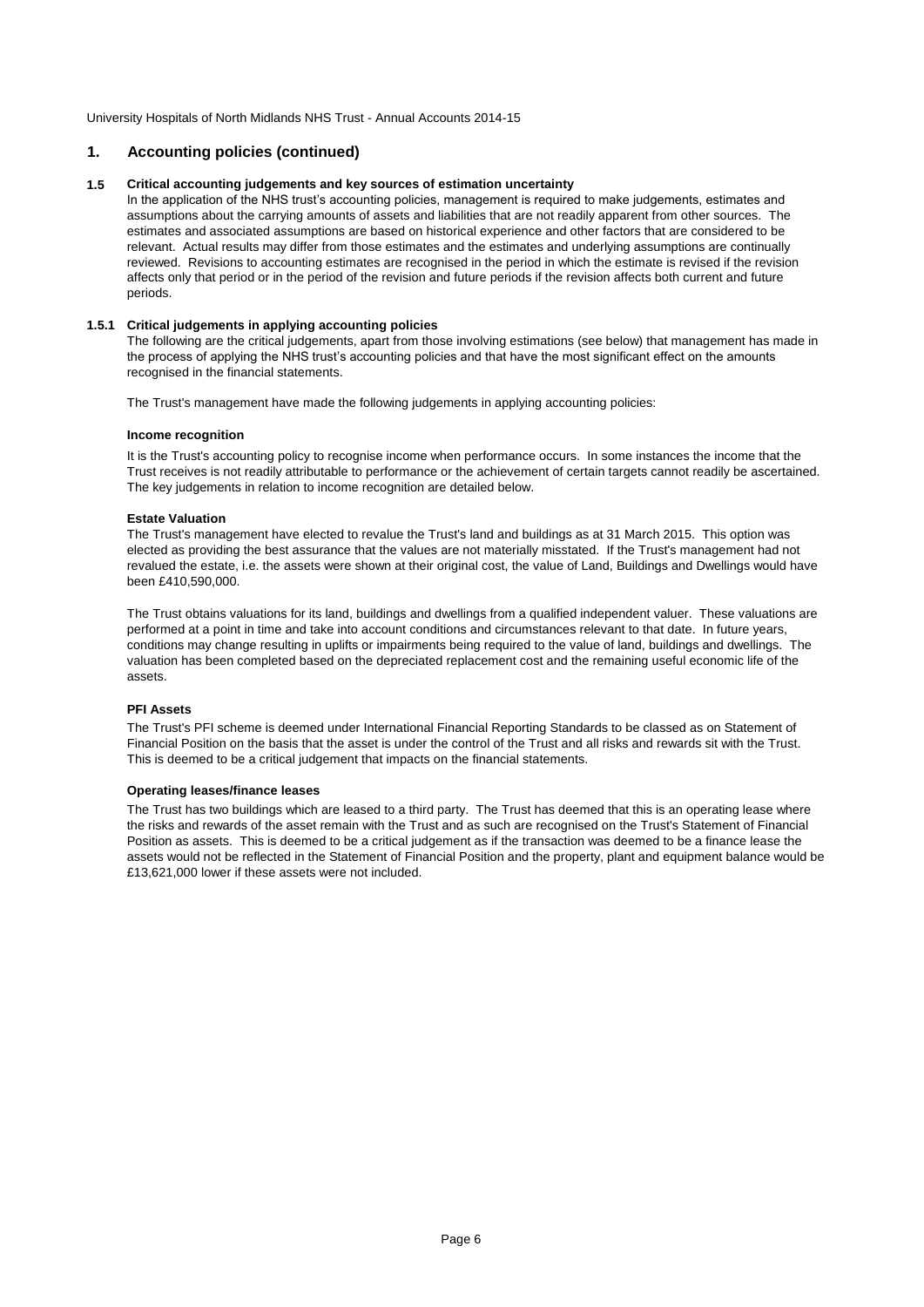## 1. Accounting policies (continued)

### 1.5 Critical accounting judgements and key sources of estimation uncertainty

In the application of the NHS trust's accounting policies, management is required to make judgements, estimates and assumptions about the carrying amounts of assets and liabilities that are not readily apparent from other sources. The estimates and associated assumptions are based on historical experience and other factors that are considered to be relevant. Actual results may differ from those estimates and the estimates and underlying assumptions are continually reviewed. Revisions to accounting estimates are recognised in the period in which the estimate is revised if the revision affects only that period or in the period of the revision and future periods if the revision affects both current and future periods.

### 1.5.1 Critical judgements in applying accounting policies

The following are the critical judgements, apart from those involving estimations (see below) that management has made in the process of applying the NHS trust's accounting policies and that have the most significant effect on the amounts recognised in the financial statements.

The Trust's management have made the following judgements in applying accounting policies:

**Income recognition**

It is the Trust's accounting policy to recognise income when performance occurs. In some instances the income that the Trust receives is not readily attributable to performance or the achievement of certain targets cannot readily be ascertained. The key judgements in relation to income recognition are detailed below.

**Estate Valuation**

The Trust's management have elected to revalue the Trust's land and buildings as at 31 March 2015. This option was elected as providing the best assurance that the values are not materially misstated. If the Trust's management had not revalued the estate, i.e. the assets were shown at their original cost, the value of Land, Buildings and Dwellings would have been £410,590,000.

The Trust obtains valuations for its land, buildings and dwellings from a qualified independent valuer. These valuations are performed at a point in time and take into account conditions and circumstances relevant to that date. In future years, conditions may change resulting in uplifts or impairments being required to the value of land, buildings and dwellings. The valuation has been completed based on the depreciated replacement cost and the remaining useful economic life of the assets.

**PFI Assets**

The Trust's PFI scheme is deemed under International Financial Reporting Standards to be classed as on Statement of Financial Position on the basis that the asset is under the control of the Trust and all risks and rewards sit with the Trust. This is deemed to be a critical judgement that impacts on the financial statements.

**Operating leases/finance leases**

The Trust has two buildings which are leased to a third party. The Trust has deemed that this is an operating lease where the risks and rewards of the asset remain with the Trust and as such are recognised on the Trust's Statement of Financial Position as assets. This is deemed to be a critical judgement as if the transaction was deemed to be a finance lease the assets would not be reflected in the Statement of Financial Position and the property, plant and equipment balance would be £13,621,000 lower if these assets were not included.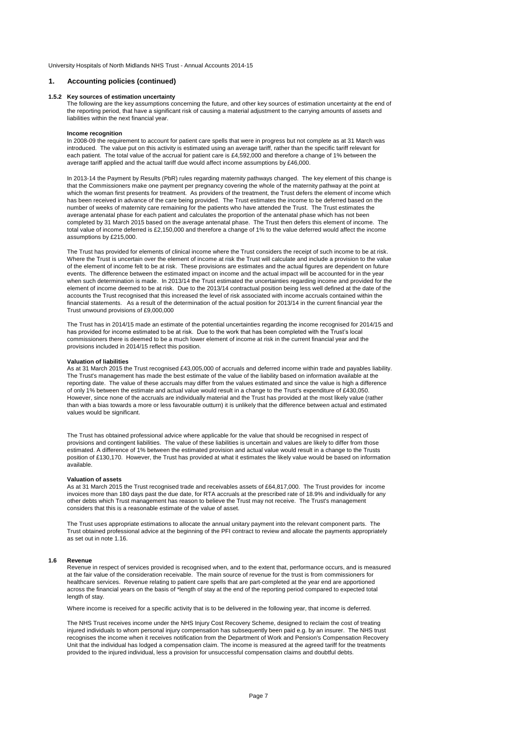# 1. Accounting policies (continued)

### 1.5.2 Key sources of estimation uncertainty

The following are the key assumptions concerning the future, and other key sources of estimation uncertainty at the end of the reporting period, that have a significant risk of causing a material adjustment to the carrying amounts of assets and liabilities within the next financial year.

**Income recognition**

In 2008-09 the requirement to account for patient care spells that were in progress but not complete as at 31 March was introduced. The value put on this activity is estimated using an average tariff, rather than the specific tariff relevant for each patient. The total value of the accrual for patient care is £4,592,000 and therefore a change of 1% between the average tariff applied and the actual tariff due would affect income assumptions by £46,000.

In 2013-14 the Payment by Results (PbR) rules regarding maternity pathways changed. The key element of this change is that the Commissioners make one payment per pregnancy covering the whole of the maternity pathway at the point at which the woman first presents for treatment. As providers of the treatment, the Trust defers the element of income which has been received in advance of the care being provided. The Trust estimates the income to be deferred based on the number of weeks of maternity care remaining for the patients who have attended the Trust. The Trust estimates the average antenatal phase for each patient and calculates the proportion of the antenatal phase which has not been completed by 31 March 2015 based on the average antenatal phase. The Trust then defers this element of income. The total value of income deferred is £2,150,000 and therefore a change of 1% to the value deferred would affect the income assumptions by £215,000.

The Trust has provided for elements of clinical income where the Trust considers the receipt of such income to be at risk. Where the Trust is uncertain over the element of income at risk the Trust will calculate and include a provision to the value of the element of income felt to be at risk. These provisions are estimates and the actual figures are dependent on future events. The difference between the estimated impact on income and the actual impact will be accounted for in the year when such determination is made. In 2013/14 the Trust estimated the uncertainties regarding income and provided for the element of income deemed to be at risk. Due to the 2013/14 contractual position being less well defined at the date of the accounts the Trust recognised that this increased the level of risk associated with income accruals contained within the financial statements. As a result of the determination of the actual position for 2013/14 in the current financial year the Trust unwound provisions of £9,000,000

The Trust has in 2014/15 made an estimate of the potential uncertainties regarding the income recognised for 2014/15 and has provided for income estimated to be at risk. Due to the work that has been completed with the Trust's local commissioners there is deemed to be a much lower element of income at risk in the current financial year and the provisions included in 2014/15 reflect this position.

**Valuation of liabilities**

As at 31 March 2015 the Trust recognised £43,005,000 of accruals and deferred income within trade and payables liability. The Trust's management has made the best estimate of the value of the liability based on information available at the reporting date. The value of these accruals may differ from the values estimated and since the value is high a difference of only 1% between the estimate and actual value would result in a change to the Trust's expenditure of £430,050. However, since none of the accruals are individually material and the Trust has provided at the most likely value (rather than with a bias towards a more or less favourable outturn) it is unlikely that the difference between actual and estimated values would be significant.

The Trust has obtained professional advice where applicable for the value that should be recognised in respect of provisions and contingent liabilities. The value of these liabilities is uncertain and values are likely to differ from those estimated. A difference of 1% between the estimated provision and actual value would result in a change to the Trusts position of £130,170. However, the Trust has provided at what it estimates the likely value would be based on information available.

**Valuation of assets**

As at 31 March 2015 the Trust recognised trade and receivables assets of £64,817,000. The Trust provides for income invoices more than 180 days past the due date, for RTA accruals at the prescribed rate of 18.9% and individually for any other debts which Trust management has reason to believe the Trust may not receive. The Trust's management considers that this is a reasonable estimate of the value of asset.

The Trust uses appropriate estimations to allocate the annual unitary payment into the relevant component parts. The Trust obtained professional advice at the beginning of the PFI contract to review and allocate the payments appropriately as set out in note 1.16.

### 1.6 Revenue

Revenue in respect of services provided is recognised when, and to the extent that, performance occurs, and is measured at the fair value of the consideration receivable. The main source of revenue for the trust is from commissioners for healthcare services. Revenue relating to patient care spells that are part-completed at the year end are apportioned across the financial years on the basis of *length of stay at the end of the reporting period compared to expected total length of stay.

Where income is received for a specific activity that is to be delivered in the following year, that income is deferred.

The NHS Trust receives income under the NHS Injury Cost Recovery Scheme, designed to reclaim the cost of treating injured individuals to whom personal injury compensation has subsequently been paid e.g. by an insurer. The NHS trust recognises the income when it receives notification from the Department of Work and Pension's Compensation Recovery Unit that the individual has lodged a compensation claim. The income is measured at the agreed tariff for the treatments provided to the injured individual, less a provision for unsuccessful compensation claims and doubtful debts.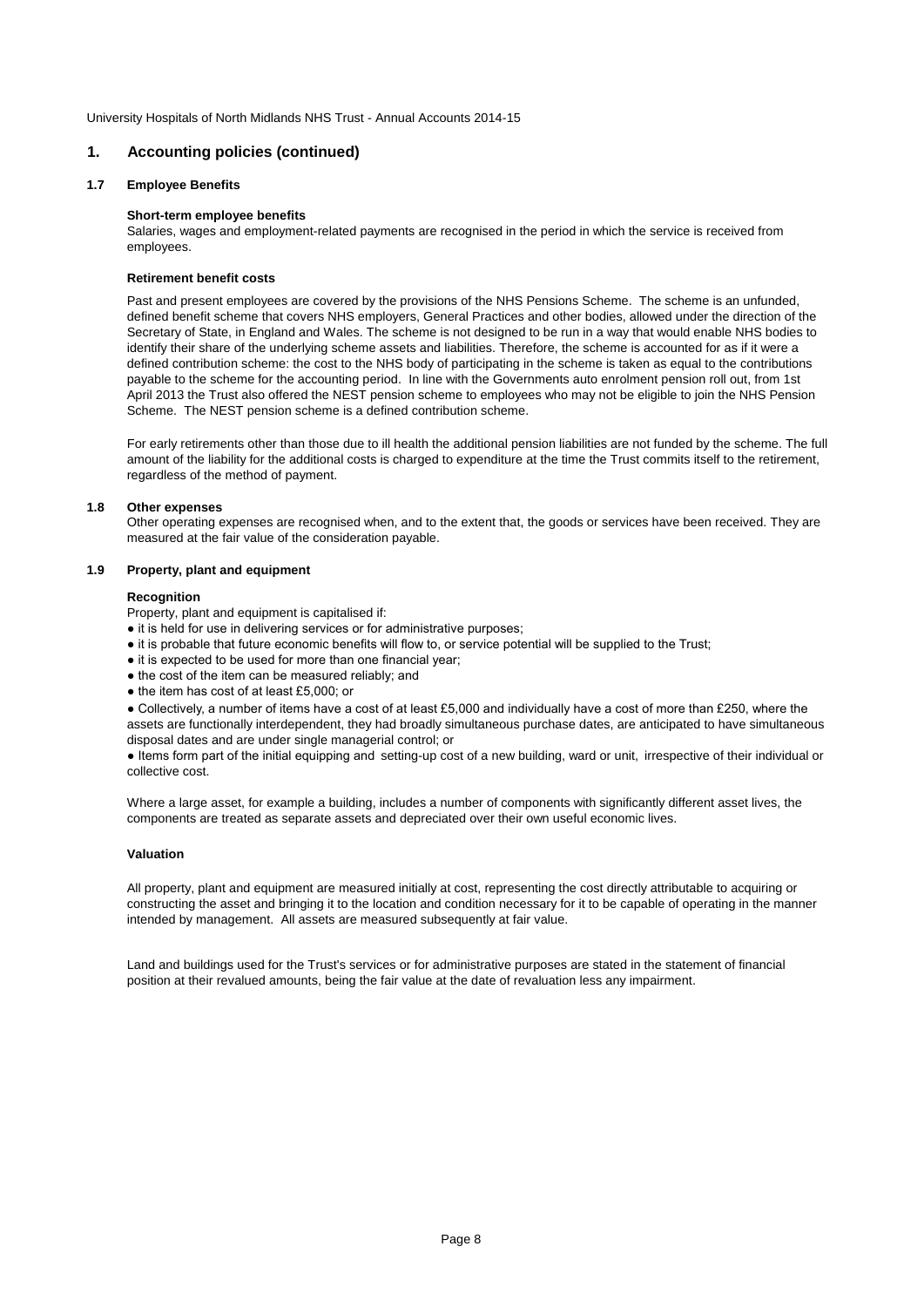## 1. Accounting policies (continued)

### 1.7 Employee Benefits

**Short-term employee benefits**

Salaries, wages and employment-related payments are recognised in the period in which the service is received from employees.

**Retirement benefit costs**

Past and present employees are covered by the provisions of the NHS Pensions Scheme. The scheme is an unfunded, defined benefit scheme that covers NHS employers, General Practices and other bodies, allowed under the direction of the Secretary of State, in England and Wales. The scheme is not designed to be run in a way that would enable NHS bodies to identify their share of the underlying scheme assets and liabilities. Therefore, the scheme is accounted for as if it were a defined contribution scheme: the cost to the NHS body of participating in the scheme is taken as equal to the contributions payable to the scheme for the accounting period. In line with the Governments auto enrolment pension roll out, from 1st April 2013 the Trust also offered the NEST pension scheme to employees who may not be eligible to join the NHS Pension Scheme. The NEST pension scheme is a defined contribution scheme.

For early retirements other than those due to ill health the additional pension liabilities are not funded by the scheme. The full amount of the liability for the additional costs is charged to expenditure at the time the Trust commits itself to the retirement, regardless of the method of payment.

### 1.8 Other expenses

Other operating expenses are recognised when, and to the extent that, the goods or services have been received. They are measured at the fair value of the consideration payable.

### 1.9 Property, plant and equipment

**Recognition**

Property, plant and equipment is capitalised if:

- it is held for use in delivering services or for administrative purposes;
- it is probable that future economic benefits will flow to, or service potential will be supplied to the Trust;
- it is expected to be used for more than one financial year;
- the cost of the item can be measured reliably; and
- the item has cost of at least £5,000; or
- Collectively, a number of items have a cost of at least £5,000 and individually have a cost of more than £250, where the assets are functionally interdependent, they had broadly simultaneous purchase dates, are anticipated to have simultaneous disposal dates and are under single managerial control; or
- Items form part of the initial equipping and setting-up cost of a new building, ward or unit, irrespective of their individual or collective cost.

Where a large asset, for example a building, includes a number of components with significantly different asset lives, the components are treated as separate assets and depreciated over their own useful economic lives.

**Valuation**

All property, plant and equipment are measured initially at cost, representing the cost directly attributable to acquiring or constructing the asset and bringing it to the location and condition necessary for it to be capable of operating in the manner intended by management. All assets are measured subsequently at fair value.

Land and buildings used for the Trust's services or for administrative purposes are stated in the statement of financial position at their revalued amounts, being the fair value at the date of revaluation less any impairment.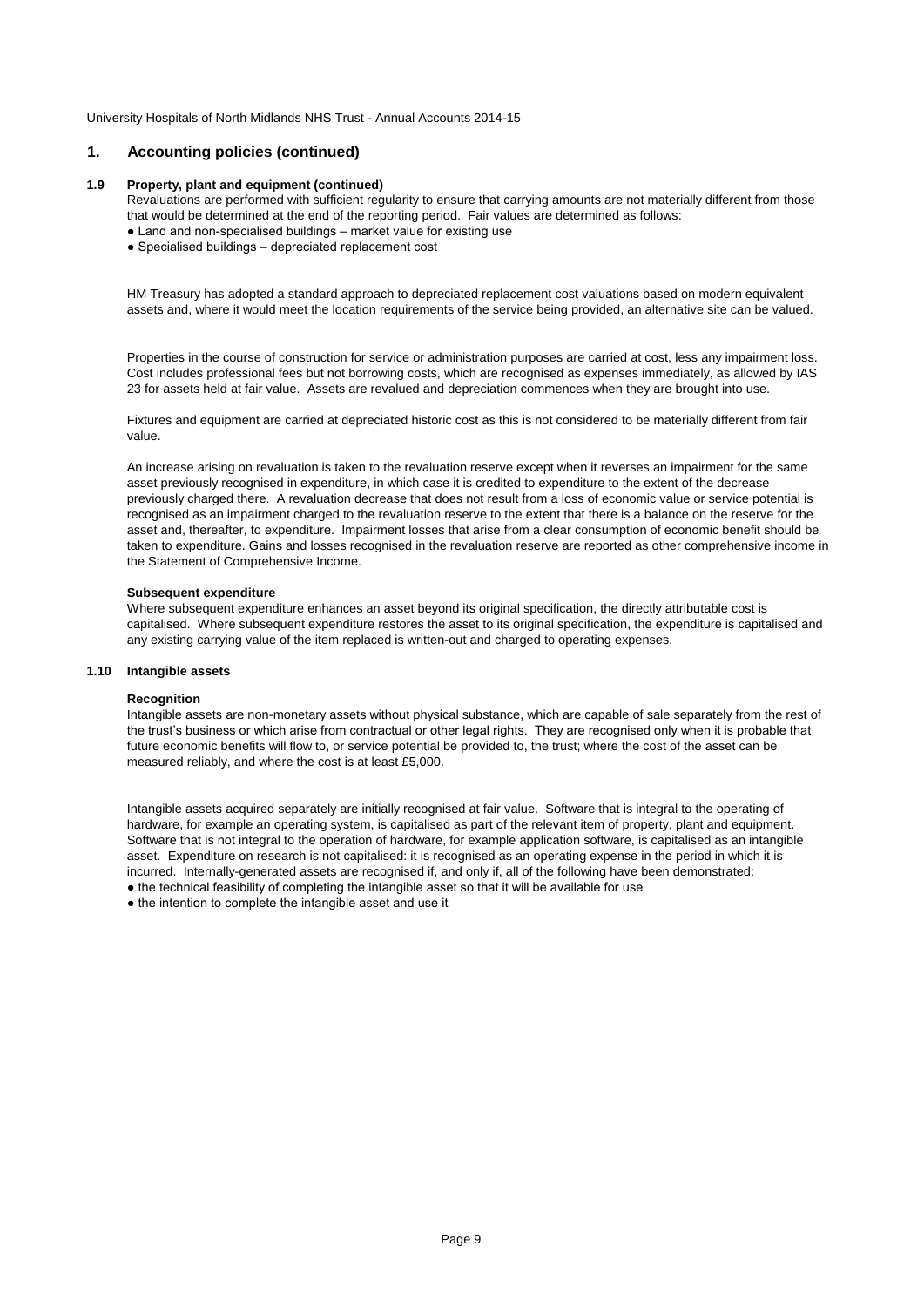## 1. Accounting policies (continued)

### 1.9 Property, plant and equipment (continued)

Revaluations are performed with sufficient regularity to ensure that carrying amounts are not materially different from those that would be determined at the end of the reporting period. Fair values are determined as follows:

- Land and non-specialised buildings – market value for existing use
- Specialised buildings – depreciated replacement cost

HM Treasury has adopted a standard approach to depreciated replacement cost valuations based on modern equivalent assets and, where it would meet the location requirements of the service being provided, an alternative site can be valued.

Properties in the course of construction for service or administration purposes are carried at cost, less any impairment loss. Cost includes professional fees but not borrowing costs, which are recognised as expenses immediately, as allowed by IAS 23 for assets held at fair value. Assets are revalued and depreciation commences when they are brought into use.

Fixtures and equipment are carried at depreciated historic cost as this is not considered to be materially different from fair value.

An increase arising on revaluation is taken to the revaluation reserve except when it reverses an impairment for the same asset previously recognised in expenditure, in which case it is credited to expenditure to the extent of the decrease previously charged there. A revaluation decrease that does not result from a loss of economic value or service potential is recognised as an impairment charged to the revaluation reserve to the extent that there is a balance on the reserve for the asset and, thereafter, to expenditure. Impairment losses that arise from a clear consumption of economic benefit should be taken to expenditure. Gains and losses recognised in the revaluation reserve are reported as other comprehensive income in the Statement of Comprehensive Income.

**Subsequent expenditure**

Where subsequent expenditure enhances an asset beyond its original specification, the directly attributable cost is capitalised. Where subsequent expenditure restores the asset to its original specification, the expenditure is capitalised and any existing carrying value of the item replaced is written-out and charged to operating expenses.

### 1.10 Intangible assets

**Recognition**

Intangible assets are non-monetary assets without physical substance, which are capable of sale separately from the rest of the trust's business or which arise from contractual or other legal rights. They are recognised only when it is probable that future economic benefits will flow to, or service potential be provided to, the trust; where the cost of the asset can be measured reliably, and where the cost is at least £5,000.

Intangible assets acquired separately are initially recognised at fair value. Software that is integral to the operating of hardware, for example an operating system, is capitalised as part of the relevant item of property, plant and equipment. Software that is not integral to the operation of hardware, for example application software, is capitalised as an intangible asset. Expenditure on research is not capitalised: it is recognised as an operating expense in the period in which it is incurred. Internally-generated assets are recognised if, and only if, all of the following have been demonstrated:

- the technical feasibility of completing the intangible asset so that it will be available for use
- the intention to complete the intangible asset and use it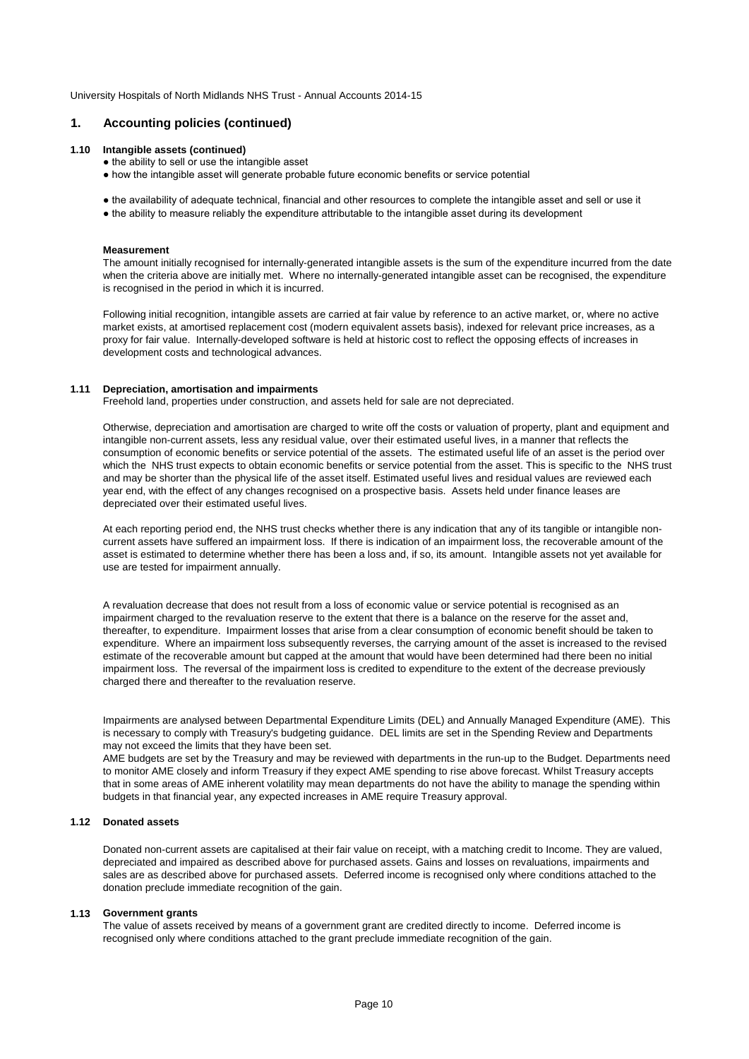## 1. Accounting policies (continued)

### 1.10 Intangible assets (continued)

- the ability to sell or use the intangible asset
- how the intangible asset will generate probable future economic benefits or service potential
- the availability of adequate technical, financial and other resources to complete the intangible asset and sell or use it
- the ability to measure reliably the expenditure attributable to the intangible asset during its development

**Measurement**

The amount initially recognised for internally-generated intangible assets is the sum of the expenditure incurred from the date when the criteria above are initially met. Where no internally-generated intangible asset can be recognised, the expenditure is recognised in the period in which it is incurred.

Following initial recognition, intangible assets are carried at fair value by reference to an active market, or, where no active market exists, at amortised replacement cost (modern equivalent assets basis), indexed for relevant price increases, as a proxy for fair value. Internally-developed software is held at historic cost to reflect the opposing effects of increases in development costs and technological advances.

### 1.11 Depreciation, amortisation and impairments

Freehold land, properties under construction, and assets held for sale are not depreciated.

Otherwise, depreciation and amortisation are charged to write off the costs or valuation of property, plant and equipment and intangible non-current assets, less any residual value, over their estimated useful lives, in a manner that reflects the consumption of economic benefits or service potential of the assets. The estimated useful life of an asset is the period over which the NHS trust expects to obtain economic benefits or service potential from the asset. This is specific to the NHS trust and may be shorter than the physical life of the asset itself. Estimated useful lives and residual values are reviewed each year end, with the effect of any changes recognised on a prospective basis. Assets held under finance leases are depreciated over their estimated useful lives.

At each reporting period end, the NHS trust checks whether there is any indication that any of its tangible or intangible non-current assets have suffered an impairment loss. If there is indication of an impairment loss, the recoverable amount of the asset is estimated to determine whether there has been a loss and, if so, its amount. Intangible assets not yet available for use are tested for impairment annually.

A revaluation decrease that does not result from a loss of economic value or service potential is recognised as an impairment charged to the revaluation reserve to the extent that there is a balance on the reserve for the asset and, thereafter, to expenditure. Impairment losses that arise from a clear consumption of economic benefit should be taken to expenditure. Where an impairment loss subsequently reverses, the carrying amount of the asset is increased to the revised estimate of the recoverable amount but capped at the amount that would have been determined had there been no initial impairment loss. The reversal of the impairment loss is credited to expenditure to the extent of the decrease previously charged there and thereafter to the revaluation reserve.

Impairments are analysed between Departmental Expenditure Limits (DEL) and Annually Managed Expenditure (AME). This is necessary to comply with Treasury's budgeting guidance. DEL limits are set in the Spending Review and Departments may not exceed the limits that they have been set.

AME budgets are set by the Treasury and may be reviewed with departments in the run-up to the Budget. Departments need to monitor AME closely and inform Treasury if they expect AME spending to rise above forecast. Whilst Treasury accepts that in some areas of AME inherent volatility may mean departments do not have the ability to manage the spending within budgets in that financial year, any expected increases in AME require Treasury approval.

### 1.12 Donated assets

Donated non-current assets are capitalised at their fair value on receipt, with a matching credit to Income. They are valued, depreciated and impaired as described above for purchased assets. Gains and losses on revaluations, impairments and sales are as described above for purchased assets. Deferred income is recognised only where conditions attached to the donation preclude immediate recognition of the gain.

### 1.13 Government grants

The value of assets received by means of a government grant are credited directly to income. Deferred income is recognised only where conditions attached to the grant preclude immediate recognition of the gain.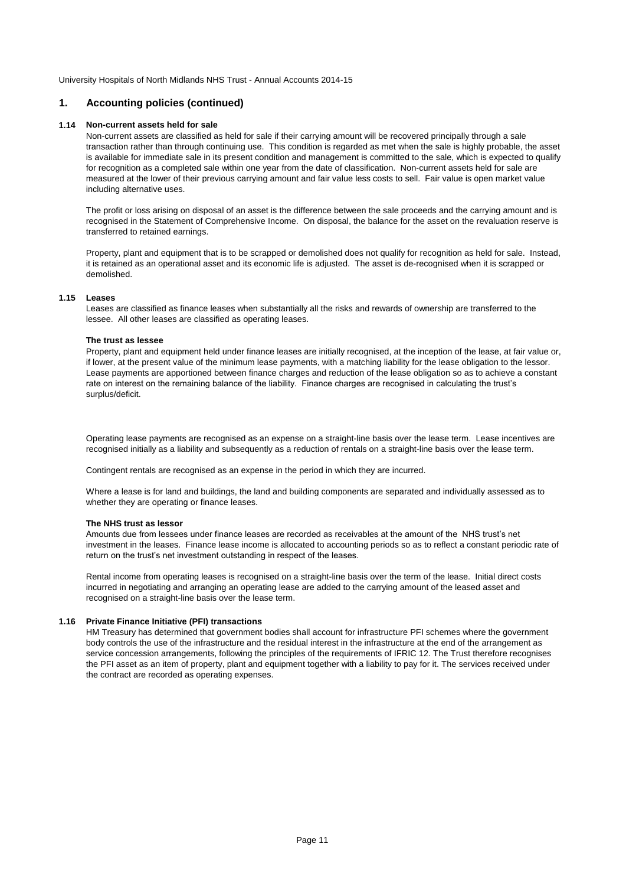## 1. Accounting policies (continued)

### 1.14 Non-current assets held for sale

Non-current assets are classified as held for sale if their carrying amount will be recovered principally through a sale transaction rather than through continuing use. This condition is regarded as met when the sale is highly probable, the asset is available for immediate sale in its present condition and management is committed to the sale, which is expected to qualify for recognition as a completed sale within one year from the date of classification. Non-current assets held for sale are measured at the lower of their previous carrying amount and fair value less costs to sell. Fair value is open market value including alternative uses.

The profit or loss arising on disposal of an asset is the difference between the sale proceeds and the carrying amount and is recognised in the Statement of Comprehensive Income. On disposal, the balance for the asset on the revaluation reserve is transferred to retained earnings.

Property, plant and equipment that is to be scrapped or demolished does not qualify for recognition as held for sale. Instead, it is retained as an operational asset and its economic life is adjusted. The asset is de-recognised when it is scrapped or demolished.

### 1.15 Leases

Leases are classified as finance leases when substantially all the risks and rewards of ownership are transferred to the lessee. All other leases are classified as operating leases.

**The trust as lessee**

Property, plant and equipment held under finance leases are initially recognised, at the inception of the lease, at fair value or, if lower, at the present value of the minimum lease payments, with a matching liability for the lease obligation to the lessor. Lease payments are apportioned between finance charges and reduction of the lease obligation so as to achieve a constant rate on interest on the remaining balance of the liability. Finance charges are recognised in calculating the trust's surplus/deficit.

Operating lease payments are recognised as an expense on a straight-line basis over the lease term. Lease incentives are recognised initially as a liability and subsequently as a reduction of rentals on a straight-line basis over the lease term.

Contingent rentals are recognised as an expense in the period in which they are incurred.

Where a lease is for land and buildings, the land and building components are separated and individually assessed as to whether they are operating or finance leases.

**The NHS trust as lessor**

Amounts due from lessees under finance leases are recorded as receivables at the amount of the NHS trust's net investment in the leases. Finance lease income is allocated to accounting periods so as to reflect a constant periodic rate of return on the trust's net investment outstanding in respect of the leases.

Rental income from operating leases is recognised on a straight-line basis over the term of the lease. Initial direct costs incurred in negotiating and arranging an operating lease are added to the carrying amount of the leased asset and recognised on a straight-line basis over the lease term.

### 1.16 Private Finance Initiative (PFI) transactions

HM Treasury has determined that government bodies shall account for infrastructure PFI schemes where the government body controls the use of the infrastructure and the residual interest in the infrastructure at the end of the arrangement as service concession arrangements, following the principles of the requirements of IFRIC 12. The Trust therefore recognises the PFI asset as an item of property, plant and equipment together with a liability to pay for it. The services received under the contract are recorded as operating expenses.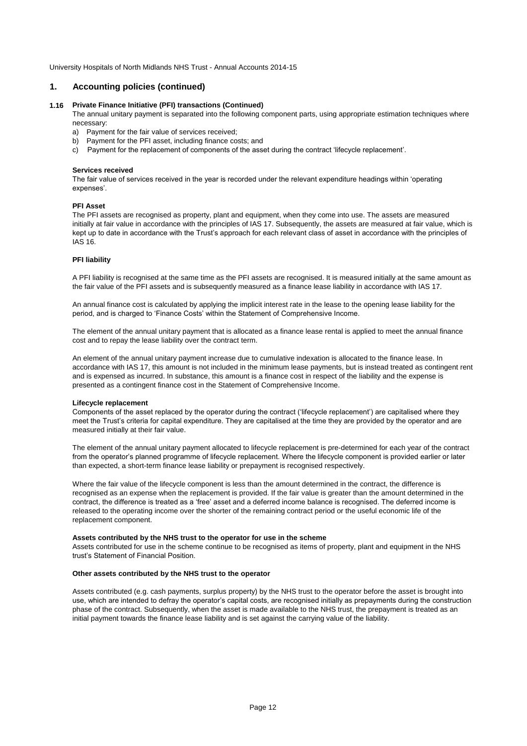## 1. Accounting policies (continued)

### 1.16 Private Finance Initiative (PFI) transactions (Continued)

The annual unitary payment is separated into the following component parts, using appropriate estimation techniques where necessary:

a) Payment for the fair value of services received;
b) Payment for the PFI asset, including finance costs; and
c) Payment for the replacement of components of the asset during the contract 'lifecycle replacement'.

**Services received**

The fair value of services received in the year is recorded under the relevant expenditure headings within 'operating expenses'.

**PFI Asset**

The PFI assets are recognised as property, plant and equipment, when they come into use. The assets are measured initially at fair value in accordance with the principles of IAS 17. Subsequently, the assets are measured at fair value, which is kept up to date in accordance with the Trust's approach for each relevant class of asset in accordance with the principles of IAS 16.

**PFI liability**

A PFI liability is recognised at the same time as the PFI assets are recognised. It is measured initially at the same amount as the fair value of the PFI assets and is subsequently measured as a finance lease liability in accordance with IAS 17.

An annual finance cost is calculated by applying the implicit interest rate in the lease to the opening lease liability for the period, and is charged to 'Finance Costs' within the Statement of Comprehensive Income.

The element of the annual unitary payment that is allocated as a finance lease rental is applied to meet the annual finance cost and to repay the lease liability over the contract term.

An element of the annual unitary payment increase due to cumulative indexation is allocated to the finance lease. In accordance with IAS 17, this amount is not included in the minimum lease payments, but is instead treated as contingent rent and is expensed as incurred. In substance, this amount is a finance cost in respect of the liability and the expense is presented as a contingent finance cost in the Statement of Comprehensive Income.

**Lifecycle replacement**

Components of the asset replaced by the operator during the contract ('lifecycle replacement') are capitalised where they meet the Trust's criteria for capital expenditure. They are capitalised at the time they are provided by the operator and are measured initially at their fair value.

The element of the annual unitary payment allocated to lifecycle replacement is pre-determined for each year of the contract from the operator's planned programme of lifecycle replacement. Where the lifecycle component is provided earlier or later than expected, a short-term finance lease liability or prepayment is recognised respectively.

Where the fair value of the lifecycle component is less than the amount determined in the contract, the difference is recognised as an expense when the replacement is provided. If the fair value is greater than the amount determined in the contract, the difference is treated as a 'free' asset and a deferred income balance is recognised. The deferred income is released to the operating income over the shorter of the remaining contract period or the useful economic life of the replacement component.

**Assets contributed by the NHS trust to the operator for use in the scheme**

Assets contributed for use in the scheme continue to be recognised as items of property, plant and equipment in the NHS trust's Statement of Financial Position.

**Other assets contributed by the NHS trust to the operator**

Assets contributed (e.g. cash payments, surplus property) by the NHS trust to the operator before the asset is brought into use, which are intended to defray the operator's capital costs, are recognised initially as prepayments during the construction phase of the contract. Subsequently, when the asset is made available to the NHS trust, the prepayment is treated as an initial payment towards the finance lease liability and is set against the carrying value of the liability.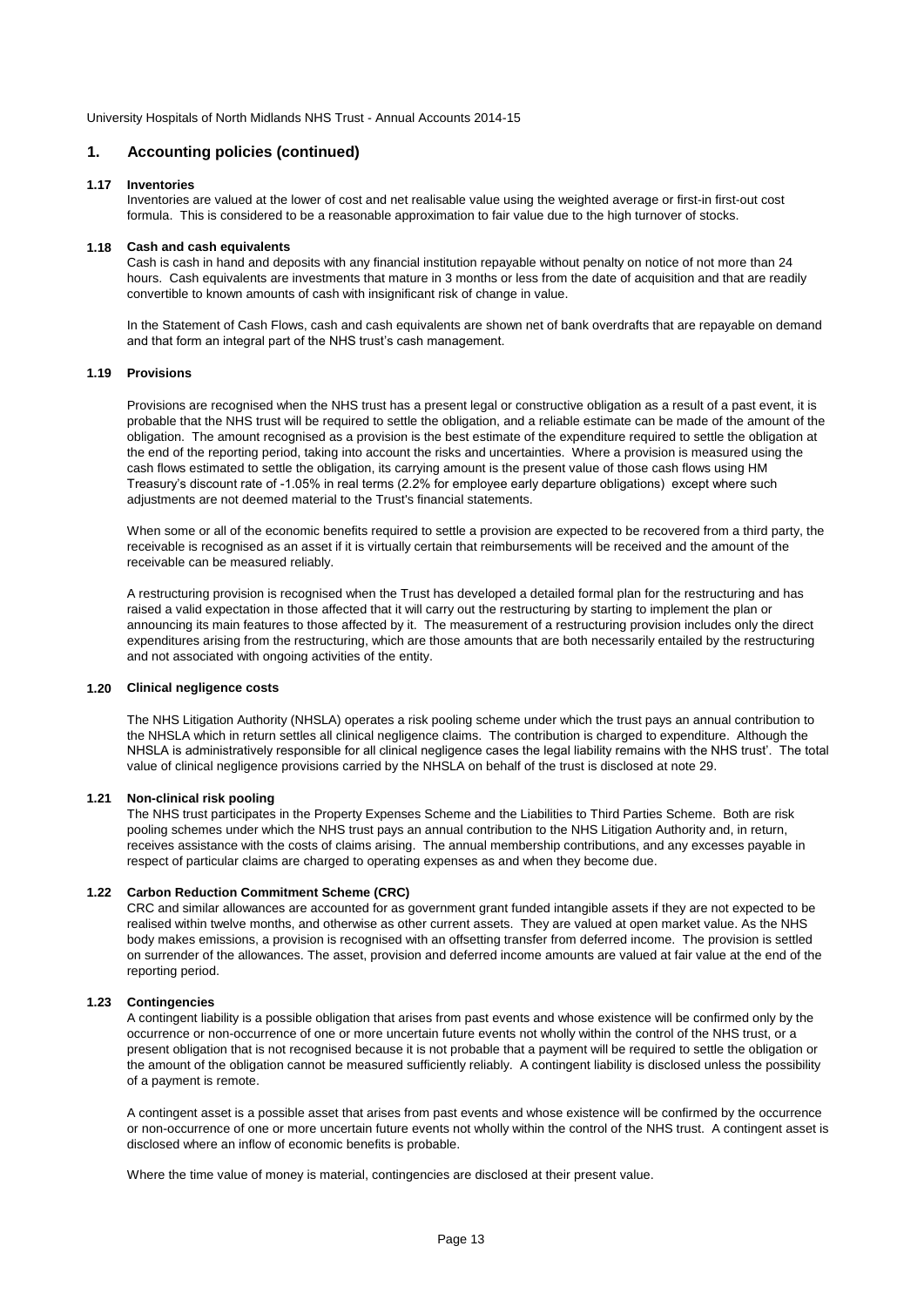## 1. Accounting policies (continued)

### 1.17 Inventories

Inventories are valued at the lower of cost and net realisable value using the weighted average or first-in first-out cost formula. This is considered to be a reasonable approximation to fair value due to the high turnover of stocks.

### 1.18 Cash and cash equivalents

Cash is cash in hand and deposits with any financial institution repayable without penalty on notice of not more than 24 hours. Cash equivalents are investments that mature in 3 months or less from the date of acquisition and that are readily convertible to known amounts of cash with insignificant risk of change in value.

In the Statement of Cash Flows, cash and cash equivalents are shown net of bank overdrafts that are repayable on demand and that form an integral part of the NHS trust's cash management.

### 1.19 Provisions

Provisions are recognised when the NHS trust has a present legal or constructive obligation as a result of a past event, it is probable that the NHS trust will be required to settle the obligation, and a reliable estimate can be made of the amount of the obligation. The amount recognised as a provision is the best estimate of the expenditure required to settle the obligation at the end of the reporting period, taking into account the risks and uncertainties. Where a provision is measured using the cash flows estimated to settle the obligation, its carrying amount is the present value of those cash flows using HM Treasury's discount rate of -1.05% in real terms (2.2% for employee early departure obligations) except where such adjustments are not deemed material to the Trust's financial statements.

When some or all of the economic benefits required to settle a provision are expected to be recovered from a third party, the receivable is recognised as an asset if it is virtually certain that reimbursements will be received and the amount of the receivable can be measured reliably.

A restructuring provision is recognised when the Trust has developed a detailed formal plan for the restructuring and has raised a valid expectation in those affected that it will carry out the restructuring by starting to implement the plan or announcing its main features to those affected by it. The measurement of a restructuring provision includes only the direct expenditures arising from the restructuring, which are those amounts that are both necessarily entailed by the restructuring and not associated with ongoing activities of the entity.

### 1.20 Clinical negligence costs

The NHS Litigation Authority (NHSLA) operates a risk pooling scheme under which the trust pays an annual contribution to the NHSLA which in return settles all clinical negligence claims. The contribution is charged to expenditure. Although the NHSLA is administratively responsible for all clinical negligence cases the legal liability remains with the NHS trust'. The total value of clinical negligence provisions carried by the NHSLA on behalf of the trust is disclosed at note 29.

### 1.21 Non-clinical risk pooling

The NHS trust participates in the Property Expenses Scheme and the Liabilities to Third Parties Scheme. Both are risk pooling schemes under which the NHS trust pays an annual contribution to the NHS Litigation Authority and, in return, receives assistance with the costs of claims arising. The annual membership contributions, and any excesses payable in respect of particular claims are charged to operating expenses as and when they become due.

### 1.22 Carbon Reduction Commitment Scheme (CRC)

CRC and similar allowances are accounted for as government grant funded intangible assets if they are not expected to be realised within twelve months, and otherwise as other current assets. They are valued at open market value. As the NHS body makes emissions, a provision is recognised with an offsetting transfer from deferred income. The provision is settled on surrender of the allowances. The asset, provision and deferred income amounts are valued at fair value at the end of the reporting period.

### 1.23 Contingencies

A contingent liability is a possible obligation that arises from past events and whose existence will be confirmed only by the occurrence or non-occurrence of one or more uncertain future events not wholly within the control of the NHS trust, or a present obligation that is not recognised because it is not probable that a payment will be required to settle the obligation or the amount of the obligation cannot be measured sufficiently reliably. A contingent liability is disclosed unless the possibility of a payment is remote.

A contingent asset is a possible asset that arises from past events and whose existence will be confirmed by the occurrence or non-occurrence of one or more uncertain future events not wholly within the control of the NHS trust. A contingent asset is disclosed where an inflow of economic benefits is probable.

Where the time value of money is material, contingencies are disclosed at their present value.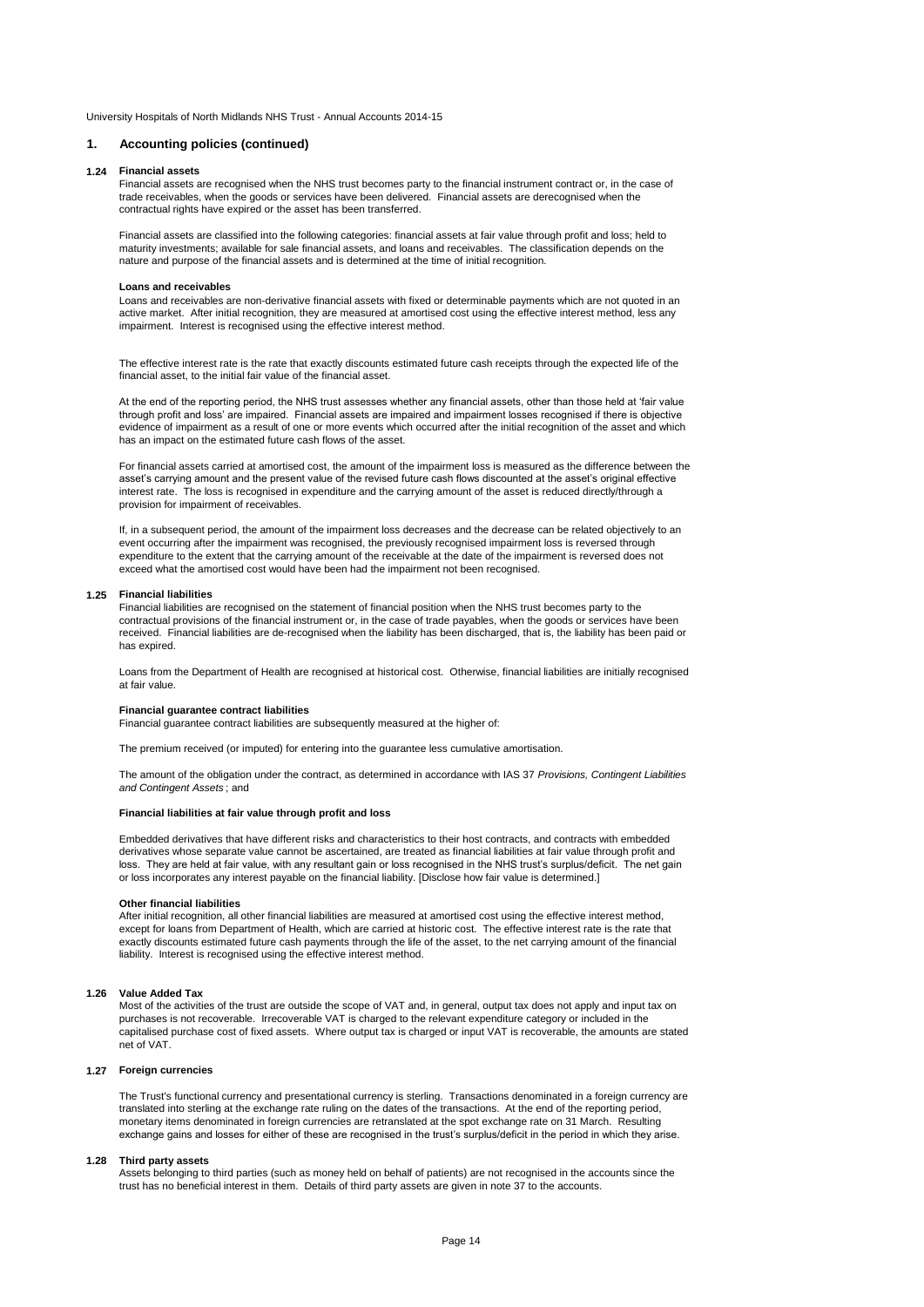## 1. Accounting policies (continued)

### 1.24 Financial assets

Financial assets are recognised when the NHS trust becomes party to the financial instrument contract or, in the case of trade receivables, when the goods or services have been delivered. Financial assets are derecognised when the contractual rights have expired or the asset has been transferred.

Financial assets are classified into the following categories: financial assets at fair value through profit and loss; held to maturity investments; available for sale financial assets, and loans and receivables. The classification depends on the nature and purpose of the financial assets and is determined at the time of initial recognition.

**Loans and receivables**

Loans and receivables are non-derivative financial assets with fixed or determinable payments which are not quoted in an active market. After initial recognition, they are measured at amortised cost using the effective interest method, less any impairment. Interest is recognised using the effective interest method.

The effective interest rate is the rate that exactly discounts estimated future cash receipts through the expected life of the financial asset, to the initial fair value of the financial asset.

At the end of the reporting period, the NHS trust assesses whether any financial assets, other than those held at 'fair value through profit and loss' are impaired. Financial assets are impaired and impairment losses recognised if there is objective evidence of impairment as a result of one or more events which occurred after the initial recognition of the asset and which has an impact on the estimated future cash flows of the asset.

For financial assets carried at amortised cost, the amount of the impairment loss is measured as the difference between the asset's carrying amount and the present value of the revised future cash flows discounted at the asset's original effective interest rate. The loss is recognised in expenditure and the carrying amount of the asset is reduced directly/through a provision for impairment of receivables.

If, in a subsequent period, the amount of the impairment loss decreases and the decrease can be related objectively to an event occurring after the impairment was recognised, the previously recognised impairment loss is reversed through expenditure to the extent that the carrying amount of the receivable at the date of the impairment is reversed does not exceed what the amortised cost would have been had the impairment not been recognised.

### 1.25 Financial liabilities

Financial liabilities are recognised on the statement of financial position when the NHS trust becomes party to the contractual provisions of the financial instrument or, in the case of trade payables, when the goods or services have been received. Financial liabilities are de-recognised when the liability has been discharged, that is, the liability has been paid or has expired.

Loans from the Department of Health are recognised at historical cost. Otherwise, financial liabilities are initially recognised at fair value.

**Financial guarantee contract liabilities**

Financial guarantee contract liabilities are subsequently measured at the higher of:

The premium received (or imputed) for entering into the guarantee less cumulative amortisation.

The amount of the obligation under the contract, as determined in accordance with IAS 37 *Provisions, Contingent Liabilities and Contingent Assets*; and

**Financial liabilities at fair value through profit and loss**

Embedded derivatives that have different risks and characteristics to their host contracts, and contracts with embedded derivatives whose separate value cannot be ascertained, are treated as financial liabilities at fair value through profit and loss. They are held at fair value, with any resultant gain or loss recognised in the NHS trust's surplus/deficit. The net gain or loss incorporates any interest payable on the financial liability. [Disclose how fair value is determined.]

**Other financial liabilities**

After initial recognition, all other financial liabilities are measured at amortised cost using the effective interest method, except for loans from Department of Health, which are carried at historic cost. The effective interest rate is the rate that exactly discounts estimated future cash payments through the life of the asset, to the net carrying amount of the financial liability. Interest is recognised using the effective interest method.

### 1.26 Value Added Tax

Most of the activities of the trust are outside the scope of VAT and, in general, output tax does not apply and input tax on purchases is not recoverable. Irrecoverable VAT is charged to the relevant expenditure category or included in the capitalised purchase cost of fixed assets. Where output tax is charged or input VAT is recoverable, the amounts are stated net of VAT.

### 1.27 Foreign currencies

The Trust's functional currency and presentational currency is sterling. Transactions denominated in a foreign currency are translated into sterling at the exchange rate ruling on the dates of the transactions. At the end of the reporting period, monetary items denominated in foreign currencies are retranslated at the spot exchange rate on 31 March. Resulting exchange gains and losses for either of these are recognised in the trust's surplus/deficit in the period in which they arise.

### 1.28 Third party assets

Assets belonging to third parties (such as money held on behalf of patients) are not recognised in the accounts since the trust has no beneficial interest in them. Details of third party assets are given in note 37 to the accounts.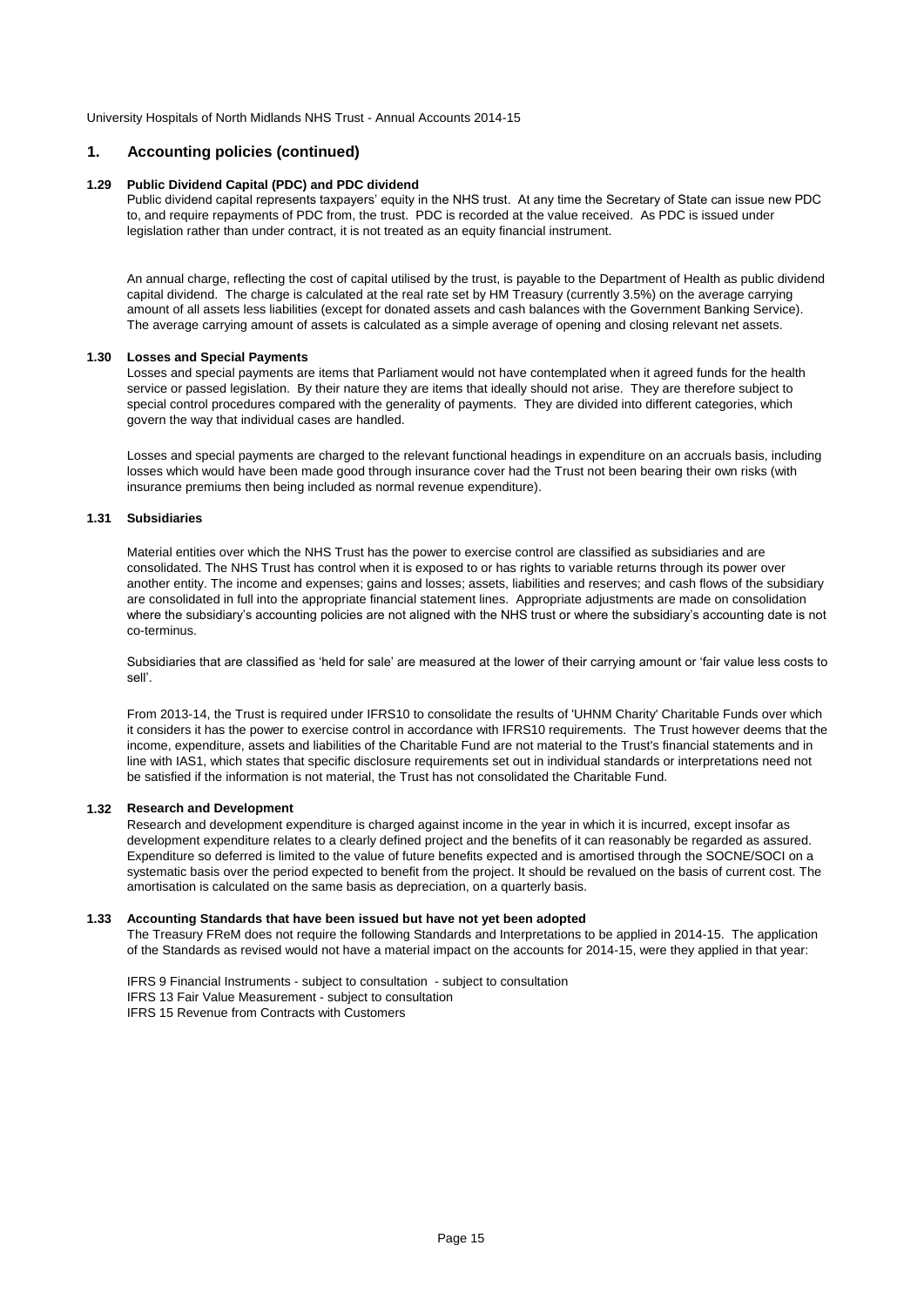## 1. Accounting policies (continued)

### 1.29 Public Dividend Capital (PDC) and PDC dividend

Public dividend capital represents taxpayers' equity in the NHS trust. At any time the Secretary of State can issue new PDC to, and require repayments of PDC from, the trust. PDC is recorded at the value received. As PDC is issued under legislation rather than under contract, it is not treated as an equity financial instrument.

An annual charge, reflecting the cost of capital utilised by the trust, is payable to the Department of Health as public dividend capital dividend. The charge is calculated at the real rate set by HM Treasury (currently 3.5%) on the average carrying amount of all assets less liabilities (except for donated assets and cash balances with the Government Banking Service). The average carrying amount of assets is calculated as a simple average of opening and closing relevant net assets.

### 1.30 Losses and Special Payments

Losses and special payments are items that Parliament would not have contemplated when it agreed funds for the health service or passed legislation. By their nature they are items that ideally should not arise. They are therefore subject to special control procedures compared with the generality of payments. They are divided into different categories, which govern the way that individual cases are handled.

Losses and special payments are charged to the relevant functional headings in expenditure on an accruals basis, including losses which would have been made good through insurance cover had the Trust not been bearing their own risks (with insurance premiums then being included as normal revenue expenditure).

### 1.31 Subsidiaries

Material entities over which the NHS Trust has the power to exercise control are classified as subsidiaries and are consolidated. The NHS Trust has control when it is exposed to or has rights to variable returns through its power over another entity. The income and expenses; gains and losses; assets, liabilities and reserves; and cash flows of the subsidiary are consolidated in full into the appropriate financial statement lines. Appropriate adjustments are made on consolidation where the subsidiary's accounting policies are not aligned with the NHS trust or where the subsidiary's accounting date is not co-terminus.

Subsidiaries that are classified as 'held for sale' are measured at the lower of their carrying amount or 'fair value less costs to sell'.

From 2013-14, the Trust is required under IFRS10 to consolidate the results of 'UHNM Charity' Charitable Funds over which it considers it has the power to exercise control in accordance with IFRS10 requirements. The Trust however deems that the income, expenditure, assets and liabilities of the Charitable Fund are not material to the Trust's financial statements and in line with IAS1, which states that specific disclosure requirements set out in individual standards or interpretations need not be satisfied if the information is not material, the Trust has not consolidated the Charitable Fund.

### 1.32 Research and Development

Research and development expenditure is charged against income in the year in which it is incurred, except insofar as development expenditure relates to a clearly defined project and the benefits of it can reasonably be regarded as assured. Expenditure so deferred is limited to the value of future benefits expected and is amortised through the SOCNE/SOCI on a systematic basis over the period expected to benefit from the project. It should be revalued on the basis of current cost. The amortisation is calculated on the same basis as depreciation, on a quarterly basis.

### 1.33 Accounting Standards that have been issued but have not yet been adopted

The Treasury FReM does not require the following Standards and Interpretations to be applied in 2014-15. The application of the Standards as revised would not have a material impact on the accounts for 2014-15, were they applied in that year:

IFRS 9 Financial Instruments - subject to consultation - subject to consultation
IFRS 13 Fair Value Measurement - subject to consultation
IFRS 15 Revenue from Contracts with Customers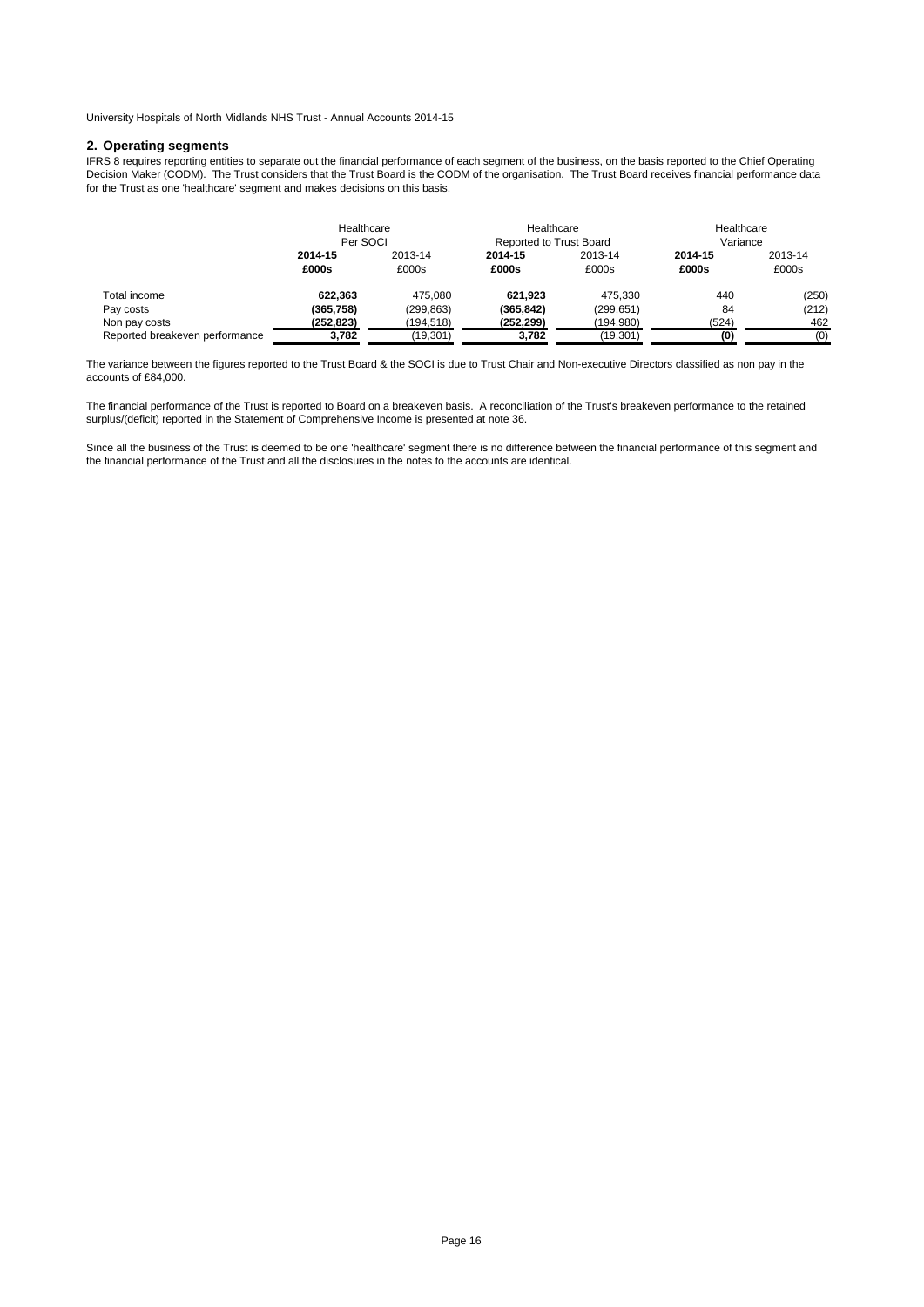## 2. Operating segments

IFRS 8 requires reporting entities to separate out the financial performance of each segment of the business, on the basis reported to the Chief Operating Decision Maker (CODM). The Trust considers that the Trust Board is the CODM of the organisation. The Trust Board receives financial performance data for the Trust as one 'healthcare' segment and makes decisions on this basis.

| | Healthcare Per SOCI | | Healthcare Reported to Trust Board | | Healthcare Variance | |
|---|---|---|---|---|---|---|
| | **2014-15** | 2013-14 | **2014-15** | 2013-14 | **2014-15** | 2013-14 |
| | **£000s** | £000s | **£000s** | £000s | **£000s** | £000s |
| Total income | **622,363** | 475,080 | **621,923** | 475,330 | 440 | (250) |
| Pay costs | **(365,758)** | (299,863) | **(365,842)** | (299,651) | 84 | (212) |
| Non pay costs | **(252,823)** | (194,518) | **(252,299)** | (194,980) | (524) | 462 |
| Reported breakeven performance | **3,782** | (19,301) | **3,782** | (19,301) | **(0)** | (0) |

The variance between the figures reported to the Trust Board & the SOCI is due to Trust Chair and Non-executive Directors classified as non pay in the accounts of £84,000.

The financial performance of the Trust is reported to Board on a breakeven basis. A reconciliation of the Trust's breakeven performance to the retained surplus/(deficit) reported in the Statement of Comprehensive Income is presented at note 36.

Since all the business of the Trust is deemed to be one 'healthcare' segment there is no difference between the financial performance of this segment and the financial performance of the Trust and all the disclosures in the notes to the accounts are identical.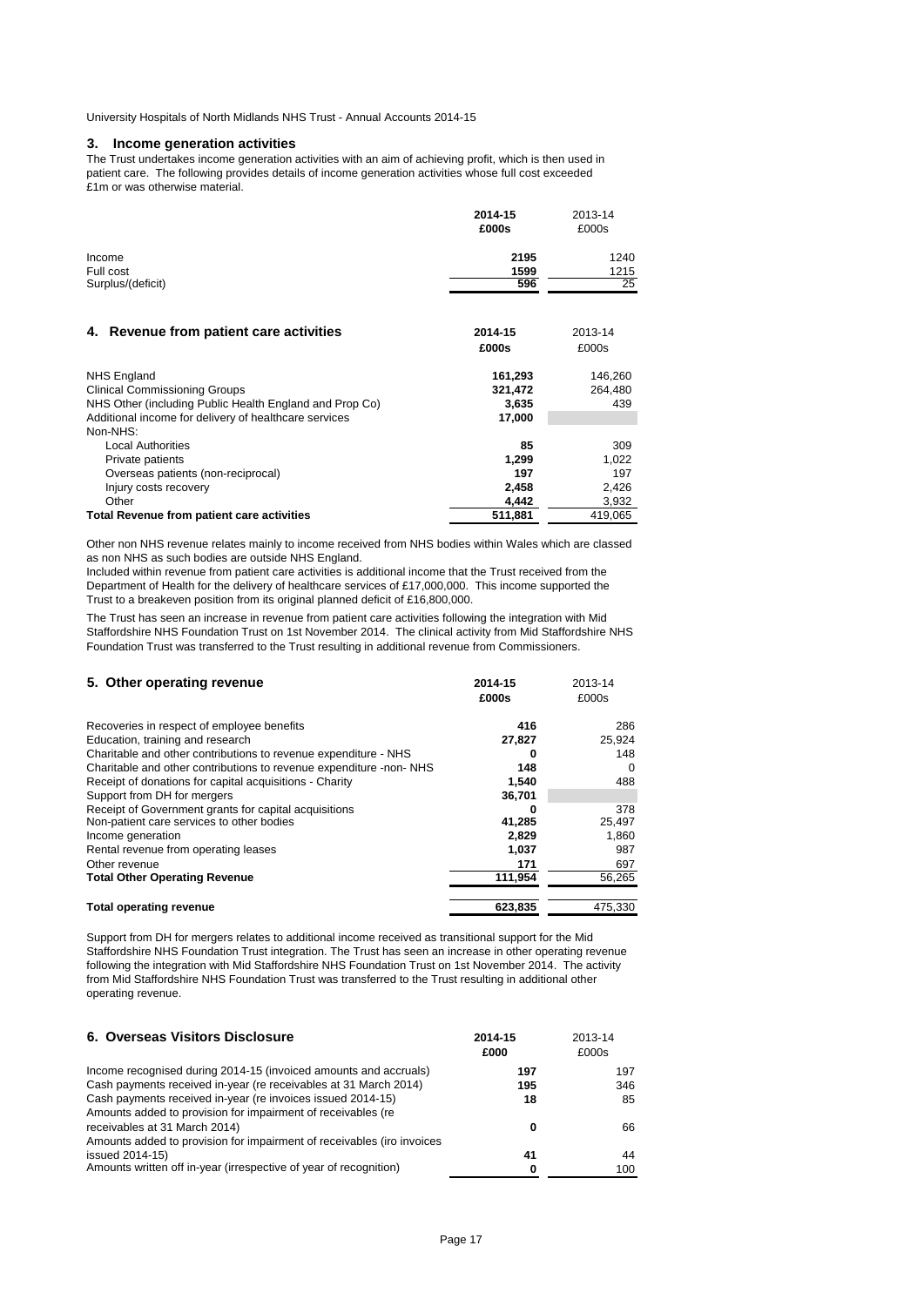## 3. Income generation activities

The Trust undertakes income generation activities with an aim of achieving profit, which is then used in patient care. The following provides details of income generation activities whose full cost exceeded £1m or was otherwise material.

| | **2014-15** | 2013-14 |
|---|---|---|
| | **£000s** | £000s |
| Income | **2195** | 1240 |
| Full cost | **1599** | 1215 |
| Surplus/(deficit) | **596** | 25 |

## 4. Revenue from patient care activities

| | **2014-15** | 2013-14 |
|---|---|---|
| | **£000s** | £000s |
| NHS England | **161,293** | 146,260 |
| Clinical Commissioning Groups | **321,472** | 264,480 |
| NHS Other (including Public Health England and Prop Co) | **3,635** | 439 |
| Additional income for delivery of healthcare services | **17,000** | |
| Non-NHS: | | |
| Local Authorities | **85** | 309 |
| Private patients | **1,299** | 1,022 |
| Overseas patients (non-reciprocal) | **197** | 197 |
| Injury costs recovery | **2,458** | 2,426 |
| Other | **4,442** | 3,932 |
| **Total Revenue from patient care activities** | **511,881** | 419,065 |

Other non NHS revenue relates mainly to income received from NHS bodies within Wales which are classed as non NHS as such bodies are outside NHS England.

Included within revenue from patient care activities is additional income that the Trust received from the Department of Health for the delivery of healthcare services of £17,000,000. This income supported the Trust to a breakeven position from its original planned deficit of £16,800,000.

The Trust has seen an increase in revenue from patient care activities following the integration with Mid Staffordshire NHS Foundation Trust on 1st November 2014. The clinical activity from Mid Staffordshire NHS Foundation Trust was transferred to the Trust resulting in additional revenue from Commissioners.

## 5. Other operating revenue

| | **2014-15** | 2013-14 |
|---|---|---|
| | **£000s** | £000s |
| Recoveries in respect of employee benefits | **416** | 286 |
| Education, training and research | **27,827** | 25,924 |
| Charitable and other contributions to revenue expenditure - NHS | **0** | 148 |
| Charitable and other contributions to revenue expenditure -non- NHS | **148** | 0 |
| Receipt of donations for capital acquisitions - Charity | **1,540** | 488 |
| Support from DH for mergers | **36,701** | |
| Receipt of Government grants for capital acquisitions | **0** | 378 |
| Non-patient care services to other bodies | **41,285** | 25,497 |
| Income generation | **2,829** | 1,860 |
| Rental revenue from operating leases | **1,037** | 987 |
| Other revenue | **171** | 697 |
| **Total Other Operating Revenue** | **111,954** | 56,265 |
| | | |
| **Total operating revenue** | **623,835** | 475,330 |

Support from DH for mergers relates to additional income received as transitional support for the Mid Staffordshire NHS Foundation Trust integration. The Trust has seen an increase in other operating revenue following the integration with Mid Staffordshire NHS Foundation Trust on 1st November 2014. The activity from Mid Staffordshire NHS Foundation Trust was transferred to the Trust resulting in additional other operating revenue.

## 6. Overseas Visitors Disclosure

| | **2014-15** | 2013-14 |
|---|---|---|
| | **£000** | £000s |
| Income recognised during 2014-15 (invoiced amounts and accruals) | **197** | 197 |
| Cash payments received in-year (re receivables at 31 March 2014) | **195** | 346 |
| Cash payments received in-year (re invoices issued 2014-15) | **18** | 85 |
| Amounts added to provision for impairment of receivables (re receivables at 31 March 2014) | **0** | 66 |
| Amounts added to provision for impairment of receivables (iro invoices issued 2014-15) | **41** | 44 |
| Amounts written off in-year (irrespective of year of recognition) | **0** | 100 |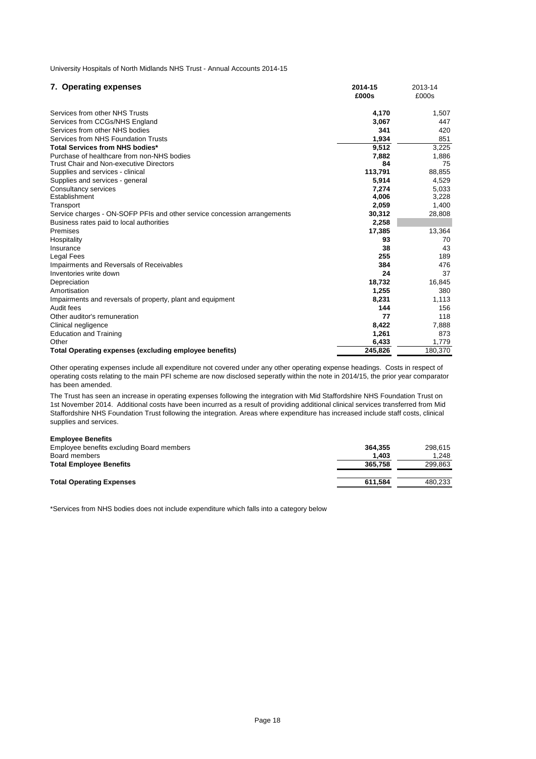## 7. Operating expenses

| | 2014-15 £000s | 2013-14 £000s |
|---|---|---|
| Services from other NHS Trusts | **4,170** | 1,507 |
| Services from CCGs/NHS England | **3,067** | 447 |
| Services from other NHS bodies | **341** | 420 |
| Services from NHS Foundation Trusts | **1,934** | 851 |
| **Total Services from NHS bodies*** | **9,512** | 3,225 |
| Purchase of healthcare from non-NHS bodies | **7,882** | 1,886 |
| Trust Chair and Non-executive Directors | **84** | 75 |
| Supplies and services - clinical | **113,791** | 88,855 |
| Supplies and services - general | **5,914** | 4,529 |
| Consultancy services | **7,274** | 5,033 |
| Establishment | **4,006** | 3,228 |
| Transport | **2,059** | 1,400 |
| Service charges - ON-SOFP PFIs and other service concession arrangements | **30,312** | 28,808 |
| Business rates paid to local authorities | **2,258** | |
| Premises | **17,385** | 13,364 |
| Hospitality | **93** | 70 |
| Insurance | **38** | 43 |
| Legal Fees | **255** | 189 |
| Impairments and Reversals of Receivables | **384** | 476 |
| Inventories write down | **24** | 37 |
| Depreciation | **18,732** | 16,845 |
| Amortisation | **1,255** | 380 |
| Impairments and reversals of property, plant and equipment | **8,231** | 1,113 |
| Audit fees | **144** | 156 |
| Other auditor's remuneration | **77** | 118 |
| Clinical negligence | **8,422** | 7,888 |
| Education and Training | **1,261** | 873 |
| Other | **6,433** | 1,779 |
| **Total Operating expenses (excluding employee benefits)** | **245,826** | 180,370 |

Other operating expenses include all expenditure not covered under any other operating expense headings. Costs in respect of operating costs relating to the main PFI scheme are now disclosed seperatly within the note in 2014/15, the prior year comparator has been amended.

The Trust has seen an increase in operating expenses following the integration with Mid Staffordshire NHS Foundation Trust on 1st November 2014. Additional costs have been incurred as a result of providing additional clinical services transferred from Mid Staffordshire NHS Foundation Trust following the integration. Areas where expenditure has increased include staff costs, clinical supplies and services.

| **Employee Benefits** | 2014-15 £000s | 2013-14 £000s |
|---|---|---|
| Employee benefits excluding Board members | **364,355** | 298,615 |
| Board members | **1,403** | 1,248 |
| **Total Employee Benefits** | **365,758** | 299,863 |
| | | |
| **Total Operating Expenses** | **611,584** | 480,233 |

*Services from NHS bodies does not include expenditure which falls into a category below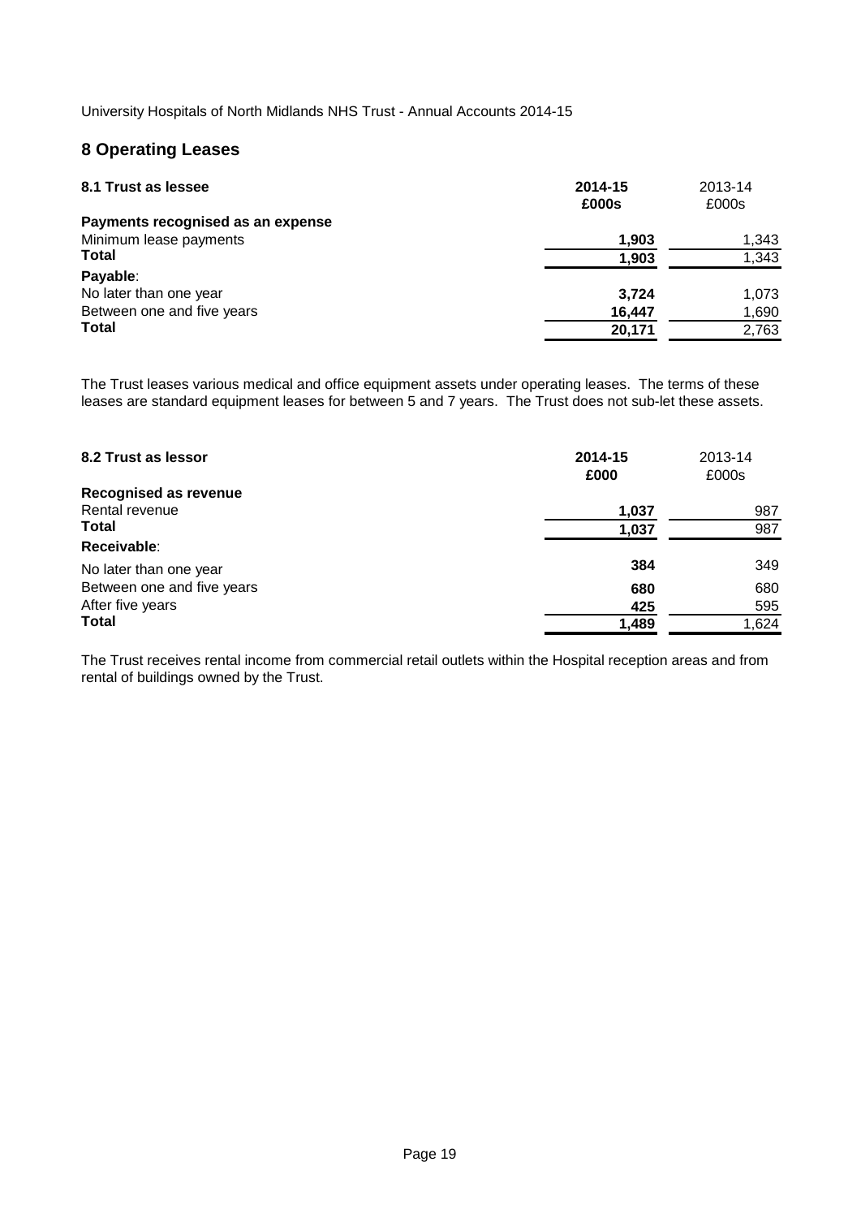## 8 Operating Leases

| 8.1 Trust as lessee | 2014-15 £000s | 2013-14 £000s |
|---|---|---|
| **Payments recognised as an expense** | | |
| Minimum lease payments | 1,903 | 1,343 |
| **Total** | 1,903 | 1,343 |
| **Payable**: | | |
| No later than one year | 3,724 | 1,073 |
| Between one and five years | 16,447 | 1,690 |
| **Total** | 20,171 | 2,763 |

The Trust leases various medical and office equipment assets under operating leases. The terms of these leases are standard equipment leases for between 5 and 7 years. The Trust does not sub-let these assets.

| 8.2 Trust as lessor | 2014-15 £000 | 2013-14 £000s |
|---|---|---|
| **Recognised as revenue** | | |
| Rental revenue | 1,037 | 987 |
| **Total** | 1,037 | 987 |
| **Receivable**: | | |
| No later than one year | 384 | 349 |
| Between one and five years | 680 | 680 |
| After five years | 425 | 595 |
| **Total** | 1,489 | 1,624 |

The Trust receives rental income from commercial retail outlets within the Hospital reception areas and from rental of buildings owned by the Trust.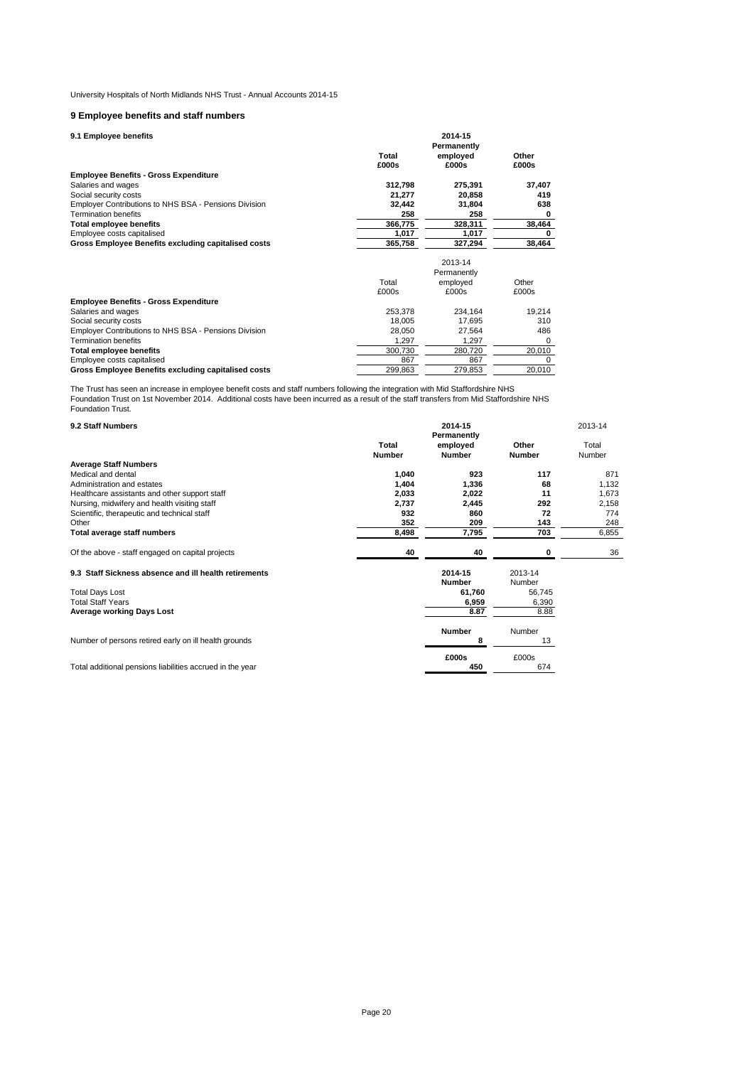University Hospitals of North Midlands NHS Trust - Annual Accounts 2014-15

## 9 Employee benefits and staff numbers

### 9.1 Employee benefits

| | 2014-15 | | |
|---|---|---|---|
| | **Total** | **Permanently employed** | **Other** |
| | **£000s** | **£000s** | **£000s** |
| **Employee Benefits - Gross Expenditure** | | | |
| Salaries and wages | **312,798** | **275,391** | **37,407** |
| Social security costs | **21,277** | **20,858** | **419** |
| Employer Contributions to NHS BSA - Pensions Division | **32,442** | **31,804** | **638** |
| Termination benefits | **258** | **258** | **0** |
| **Total employee benefits** | **366,775** | **328,311** | **38,464** |
| Employee costs capitalised | **1,017** | **1,017** | **0** |
| **Gross Employee Benefits excluding capitalised costs** | **365,758** | **327,294** | **38,464** |

| | 2013-14 | | |
|---|---|---|---|
| | Total | Permanently employed | Other |
| | £000s | £000s | £000s |
| **Employee Benefits - Gross Expenditure** | | | |
| Salaries and wages | 253,378 | 234,164 | 19,214 |
| Social security costs | 18,005 | 17,695 | 310 |
| Employer Contributions to NHS BSA - Pensions Division | 28,050 | 27,564 | 486 |
| Termination benefits | 1,297 | 1,297 | 0 |
| **Total employee benefits** | 300,730 | 280,720 | 20,010 |
| Employee costs capitalised | 867 | 867 | 0 |
| **Gross Employee Benefits excluding capitalised costs** | 299,863 | 279,853 | 20,010 |

The Trust has seen an increase in employee benefit costs and staff numbers following the integration with Mid Staffordshire NHS Foundation Trust on 1st November 2014. Additional costs have been incurred as a result of the staff transfers from Mid Staffordshire NHS Foundation Trust.

### 9.2 Staff Numbers

| | 2014-15 | | | 2013-14 |
|---|---|---|---|---|
| | **Total Number** | **Permanently employed Number** | **Other Number** | Total Number |
| **Average Staff Numbers** | | | | |
| Medical and dental | **1,040** | **923** | **117** | 871 |
| Administration and estates | **1,404** | **1,336** | **68** | 1,132 |
| Healthcare assistants and other support staff | **2,033** | **2,022** | **11** | 1,673 |
| Nursing, midwifery and health visiting staff | **2,737** | **2,445** | **292** | 2,158 |
| Scientific, therapeutic and technical staff | **932** | **860** | **72** | 774 |
| Other | **352** | **209** | **143** | 248 |
| **Total average staff numbers** | **8,498** | **7,795** | **703** | 6,855 |
| Of the above - staff engaged on capital projects | **40** | **40** | **0** | 36 |

### 9.3 Staff Sickness absence and ill health retirements

| | 2014-15 | 2013-14 |
|---|---|---|
| | **Number** | Number |
| Total Days Lost | **61,760** | 56,745 |
| Total Staff Years | **6,959** | 6,390 |
| **Average working Days Lost** | **8.87** | 8.88 |
| | **Number** | Number |
| Number of persons retired early on ill health grounds | **8** | 13 |
| | **£000s** | £000s |
| Total additional pensions liabilities accrued in the year | **450** | 674 |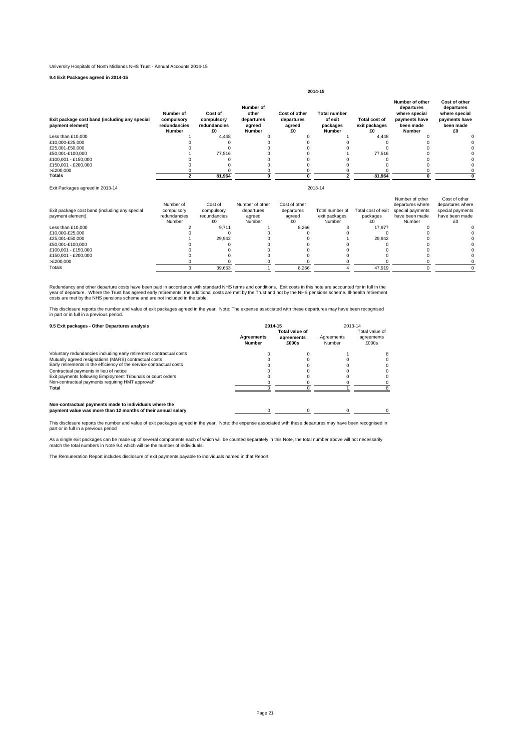University Hospitals of North Midlands NHS Trust - Annual Accounts 2014-15

**9.4 Exit Packages agreed in 2014-15**

| | 2014-15 | | | | | | | |
|---|---|---|---|---|---|---|---|---|
| **Exit package cost band (including any special payment element)** | **Number of compulsory redundancies Number** | **Cost of compulsory redundancies £0** | **Number of other departures agreed Number** | **Cost of other departures agreed £0** | **Total number of exit packages Number** | **Total cost of exit packages £0** | **Number of other departures where special payments have been made Number** | **Cost of other departures where special payments have been made £0** |
| Less than £10,000 | 1 | 4,448 | 0 | 0 | 1 | 4,448 | 0 | 0 |
| £10,000-£25,000 | 0 | 0 | 0 | 0 | 0 | 0 | 0 | 0 |
| £25,001-£50,000 | 0 | 0 | 0 | 0 | 0 | 0 | 0 | 0 |
| £50,001-£100,000 | 1 | 77,516 | 0 | 0 | 1 | 77,516 | 0 | 0 |
| £100,001 - £150,000 | 0 | 0 | 0 | 0 | 0 | 0 | 0 | 0 |
| £150,001 - £200,000 | 0 | 0 | 0 | 0 | 0 | 0 | 0 | 0 |
| >£200,000 | 0 | 0 | 0 | 0 | 0 | 0 | 0 | 0 |
| **Totals** | **2** | **81,964** | **0** | **0** | **2** | **81,964** | **0** | **0** |

Exit Packages agreed in 2013-14

| | 2013-14 | | | | | | | |
|---|---|---|---|---|---|---|---|---|
| Exit package cost band (including any special payment element) | Number of compulsory redundancies Number | Cost of compulsory redundancies £0 | Number of other departures agreed Number | Cost of other departures agreed £0 | Total number of exit packages Number | Total cost of exit packages £0 | Number of other departures where special payments have been made Number | Cost of other departures where special payments have been made £0 |
| Less than £10,000 | 2 | 9,711 | 1 | 8,266 | 3 | 17,977 | 0 | 0 |
| £10,000-£25,000 | 0 | 0 | 0 | 0 | 0 | 0 | 0 | 0 |
| £25,001-£50,000 | 1 | 29,942 | 0 | 0 | 1 | 29,942 | 0 | 0 |
| £50,001-£100,000 | 0 | 0 | 0 | 0 | 0 | 0 | 0 | 0 |
| £100,001 - £150,000 | 0 | 0 | 0 | 0 | 0 | 0 | 0 | 0 |
| £150,001 - £200,000 | 0 | 0 | 0 | 0 | 0 | 0 | 0 | 0 |
| >£200,000 | 0 | 0 | 0 | 0 | 0 | 0 | 0 | 0 |
| Totals | 3 | 39,653 | 1 | 8,266 | 4 | 47,919 | 0 | 0 |

Redundancy and other departure costs have been paid in accordance with standard NHS terms and conditions. Exit costs in this note are accounted for in full in the year of departure. Where the Trust has agreed early retirements, the additional costs are met by the Trust and not by the NHS pensions scheme. Ill-health retirement costs are met by the NHS pensions scheme and are not included in the table.

This disclosure reports the number and value of exit packages agreed in the year. Note: The expense associated with these departures may have been recognised in part or in full in a previous period.

| **9.5 Exit packages - Other Departures analysis** | **2014-15** | | 2013-14 | |
|---|---|---|---|---|
| | **Agreements Number** | **Total value of agreements £000s** | Agreements Number | Total value of agreements £000s |
| Voluntary redundancies including early retirement contractual costs | 0 | 0 | 1 | 8 |
| Mutually agreed resignations (MARS) contractual costs | 0 | 0 | 0 | 0 |
| Early retirements in the efficiency of the service contractual costs | 0 | 0 | 0 | 0 |
| Contractual payments in lieu of notice | 0 | 0 | 0 | 0 |
| Exit payments following Employment Tribunals or court orders | 0 | 0 | 0 | 0 |
| Non-contractual payments requiring HMT approval* | 0 | 0 | 0 | 0 |
| **Total** | 0 | 0 | 1 | 8 |
| **Non-contractual payments made to individuals where the payment value was more than 12 months of their annual salary** | 0 | 0 | 0 | 0 |

This disclosure reports the number and value of exit packages agreed in the year. Note: the expense associated with these departures may have been recognised in part or in full in a previous period

As a single exit packages can be made up of several components each of which will be counted separately in this Note, the total number above will not necessarily match the total numbers in Note 9.4 which will be the number of individuals.

The Remuneration Report includes disclosure of exit payments payable to individuals named in that Report.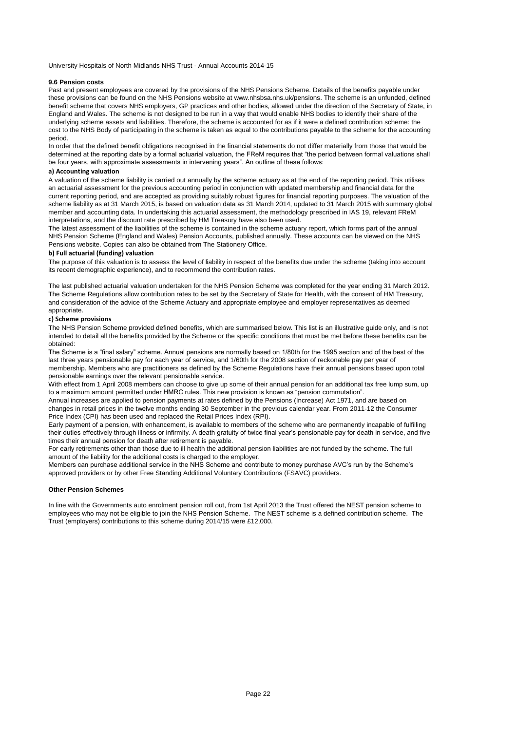### 9.6 Pension costs

Past and present employees are covered by the provisions of the NHS Pensions Scheme. Details of the benefits payable under these provisions can be found on the NHS Pensions website at www.nhsbsa.nhs.uk/pensions. The scheme is an unfunded, defined benefit scheme that covers NHS employers, GP practices and other bodies, allowed under the direction of the Secretary of State, in England and Wales. The scheme is not designed to be run in a way that would enable NHS bodies to identify their share of the underlying scheme assets and liabilities. Therefore, the scheme is accounted for as if it were a defined contribution scheme: the cost to the NHS Body of participating in the scheme is taken as equal to the contributions payable to the scheme for the accounting period.

In order that the defined benefit obligations recognised in the financial statements do not differ materially from those that would be determined at the reporting date by a formal actuarial valuation, the FReM requires that "the period between formal valuations shall be four years, with approximate assessments in intervening years". An outline of these follows:

#### a) Accounting valuation

A valuation of the scheme liability is carried out annually by the scheme actuary as at the end of the reporting period. This utilises an actuarial assessment for the previous accounting period in conjunction with updated membership and financial data for the current reporting period, and are accepted as providing suitably robust figures for financial reporting purposes. The valuation of the scheme liability as at 31 March 2015, is based on valuation data as 31 March 2014, updated to 31 March 2015 with summary global member and accounting data. In undertaking this actuarial assessment, the methodology prescribed in IAS 19, relevant FReM interpretations, and the discount rate prescribed by HM Treasury have also been used.

The latest assessment of the liabilities of the scheme is contained in the scheme actuary report, which forms part of the annual NHS Pension Scheme (England and Wales) Pension Accounts, published annually. These accounts can be viewed on the NHS Pensions website. Copies can also be obtained from The Stationery Office.

#### b) Full actuarial (funding) valuation

The purpose of this valuation is to assess the level of liability in respect of the benefits due under the scheme (taking into account its recent demographic experience), and to recommend the contribution rates.

The last published actuarial valuation undertaken for the NHS Pension Scheme was completed for the year ending 31 March 2012. The Scheme Regulations allow contribution rates to be set by the Secretary of State for Health, with the consent of HM Treasury, and consideration of the advice of the Scheme Actuary and appropriate employee and employer representatives as deemed appropriate.

#### c) Scheme provisions

The NHS Pension Scheme provided defined benefits, which are summarised below. This list is an illustrative guide only, and is not intended to detail all the benefits provided by the Scheme or the specific conditions that must be met before these benefits can be obtained:

The Scheme is a "final salary" scheme. Annual pensions are normally based on 1/80th for the 1995 section and of the best of the last three years pensionable pay for each year of service, and 1/60th for the 2008 section of reckonable pay per year of membership. Members who are practitioners as defined by the Scheme Regulations have their annual pensions based upon total pensionable earnings over the relevant pensionable service.

With effect from 1 April 2008 members can choose to give up some of their annual pension for an additional tax free lump sum, up to a maximum amount permitted under HMRC rules. This new provision is known as "pension commutation".

Annual increases are applied to pension payments at rates defined by the Pensions (Increase) Act 1971, and are based on changes in retail prices in the twelve months ending 30 September in the previous calendar year. From 2011-12 the Consumer Price Index (CPI) has been used and replaced the Retail Prices Index (RPI).

Early payment of a pension, with enhancement, is available to members of the scheme who are permanently incapable of fulfilling their duties effectively through illness or infirmity. A death gratuity of twice final year's pensionable pay for death in service, and five times their annual pension for death after retirement is payable.

For early retirements other than those due to ill health the additional pension liabilities are not funded by the scheme. The full amount of the liability for the additional costs is charged to the employer.

Members can purchase additional service in the NHS Scheme and contribute to money purchase AVC's run by the Scheme's approved providers or by other Free Standing Additional Voluntary Contributions (FSAVC) providers.

### Other Pension Schemes

In line with the Governments auto enrolment pension roll out, from 1st April 2013 the Trust offered the NEST pension scheme to employees who may not be eligible to join the NHS Pension Scheme. The NEST scheme is a defined contribution scheme. The Trust (employers) contributions to this scheme during 2014/15 were £12,000.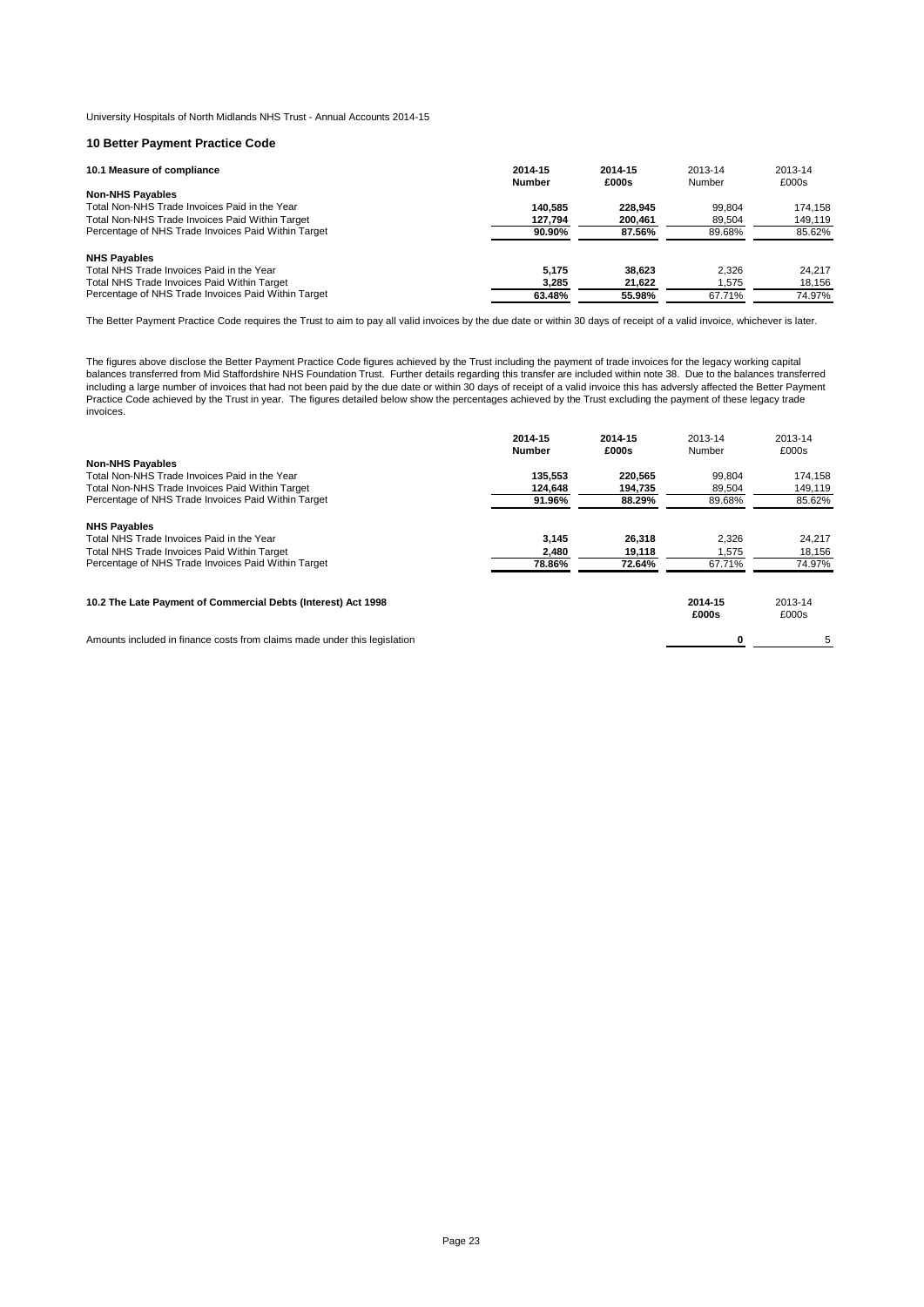## 10 Better Payment Practice Code

| 10.1 Measure of compliance | 2014-15 Number | 2014-15 £000s | 2013-14 Number | 2013-14 £000s |
|---|---|---|---|---|
| **Non-NHS Payables** | | | | |
| Total Non-NHS Trade Invoices Paid in the Year | **140,585** | **228,945** | 99,804 | 174,158 |
| Total Non-NHS Trade Invoices Paid Within Target | **127,794** | **200,461** | 89,504 | 149,119 |
| Percentage of NHS Trade Invoices Paid Within Target | **90.90%** | **87.56%** | 89.68% | 85.62% |
| **NHS Payables** | | | | |
| Total NHS Trade Invoices Paid in the Year | **5,175** | **38,623** | 2,326 | 24,217 |
| Total NHS Trade Invoices Paid Within Target | **3,285** | **21,622** | 1,575 | 18,156 |
| Percentage of NHS Trade Invoices Paid Within Target | **63.48%** | **55.98%** | 67.71% | 74.97% |

The Better Payment Practice Code requires the Trust to aim to pay all valid invoices by the due date or within 30 days of receipt of a valid invoice, whichever is later.

The figures above disclose the Better Payment Practice Code figures achieved by the Trust including the payment of trade invoices for the legacy working capital balances transferred from Mid Staffordshire NHS Foundation Trust. Further details regarding this transfer are included within note 38. Due to the balances transferred including a large number of invoices that had not been paid by the due date or within 30 days of receipt of a valid invoice this has adversly affected the Better Payment Practice Code achieved by the Trust in year. The figures detailed below show the percentages achieved by the Trust excluding the payment of these legacy trade invoices.

| | 2014-15 Number | 2014-15 £000s | 2013-14 Number | 2013-14 £000s |
|---|---|---|---|---|
| **Non-NHS Payables** | | | | |
| Total Non-NHS Trade Invoices Paid in the Year | **135,553** | **220,565** | 99,804 | 174,158 |
| Total Non-NHS Trade Invoices Paid Within Target | **124,648** | **194,735** | 89,504 | 149,119 |
| Percentage of NHS Trade Invoices Paid Within Target | **91.96%** | **88.29%** | 89.68% | 85.62% |
| **NHS Payables** | | | | |
| Total NHS Trade Invoices Paid in the Year | **3,145** | **26,318** | 2,326 | 24,217 |
| Total NHS Trade Invoices Paid Within Target | **2,480** | **19,118** | 1,575 | 18,156 |
| Percentage of NHS Trade Invoices Paid Within Target | **78.86%** | **72.64%** | 67.71% | 74.97% |

| 10.2 The Late Payment of Commercial Debts (Interest) Act 1998 | 2014-15 £000s | 2013-14 £000s |
|---|---|---|
| Amounts included in finance costs from claims made under this legislation | **0** | 5 |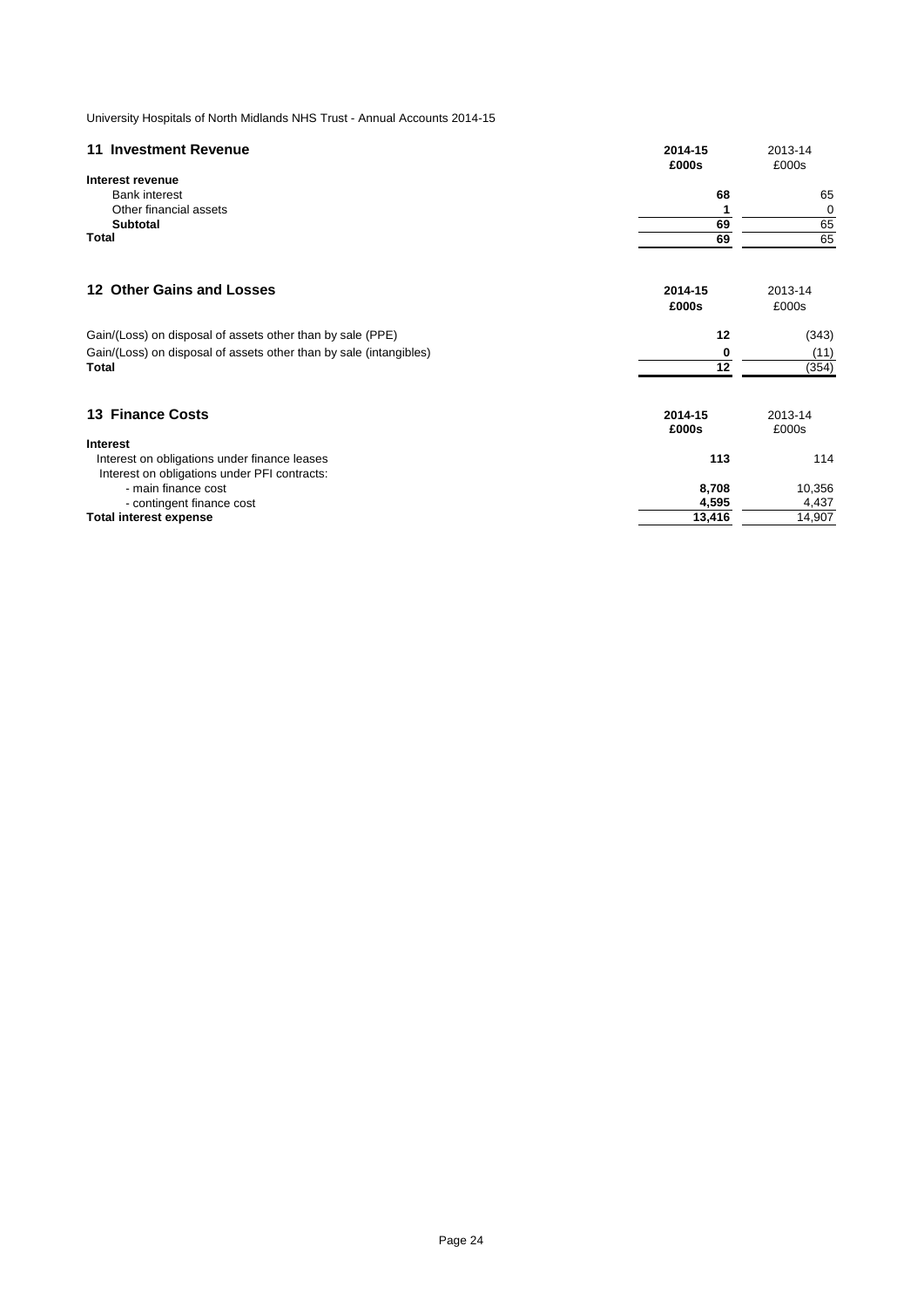University Hospitals of North Midlands NHS Trust - Annual Accounts 2014-15

## 11 Investment Revenue

| | 2014-15 £000s | 2013-14 £000s |
|---|---|---|
| **Interest revenue** | | |
| Bank interest | **68** | 65 |
| Other financial assets | **1** | 0 |
| **Subtotal** | **69** | 65 |
| **Total** | **69** | 65 |

## 12 Other Gains and Losses

| | 2014-15 £000s | 2013-14 £000s |
|---|---|---|
| Gain/(Loss) on disposal of assets other than by sale (PPE) | **12** | (343) |
| Gain/(Loss) on disposal of assets other than by sale (intangibles) | **0** | (11) |
| **Total** | **12** | (354) |

## 13 Finance Costs

| | 2014-15 £000s | 2013-14 £000s |
|---|---|---|
| **Interest** | | |
| Interest on obligations under finance leases | **113** | 114 |
| Interest on obligations under PFI contracts: | | |
| - main finance cost | **8,708** | 10,356 |
| - contingent finance cost | **4,595** | 4,437 |
| **Total interest expense** | **13,416** | 14,907 |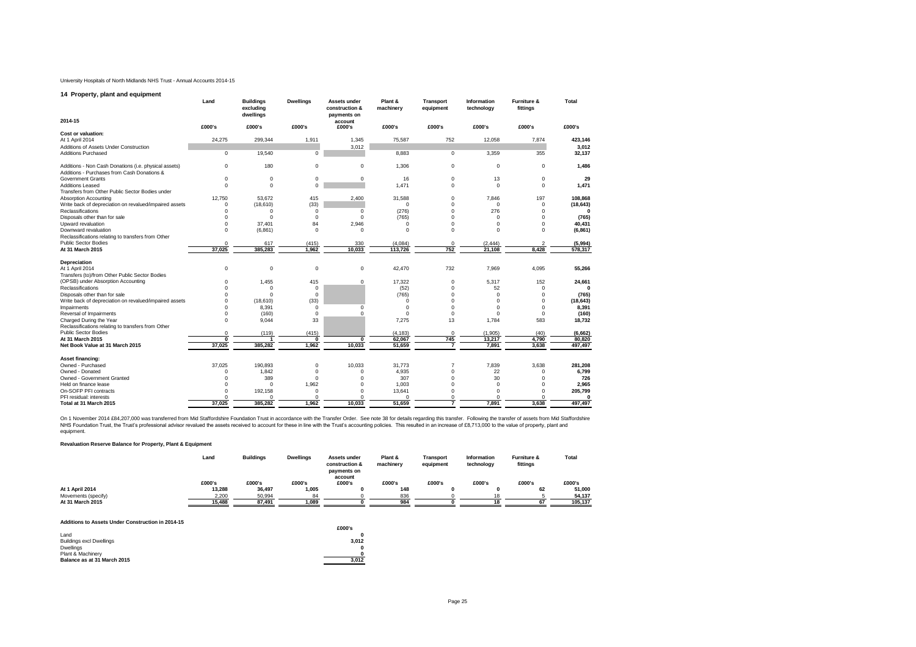University Hospitals of North Midlands NHS Trust - Annual Accounts 2014-15

## 14 Property, plant and equipment

| 2014-15 | Land | Buildings excluding dwellings | Dwellings | Assets under construction & payments on account | Plant & machinery | Transport equipment | Information technology | Furniture & fittings | Total |
|---|---|---|---|---|---|---|---|---|---|
| | £000's | £000's | £000's | £000's | £000's | £000's | £000's | £000's | £000's |
| **Cost or valuation:** | | | | | | | | | |
| At 1 April 2014 | 24,275 | 299,344 | 1,911 | 1,345 | 75,587 | 752 | 12,058 | 7,874 | 423,146 |
| Additions of Assets Under Construction | | | | 3,012 | | | | | 3,012 |
| Additions Purchased | 0 | 19,540 | 0 | | 8,883 | 0 | 3,359 | 355 | 32,137 |
| Additions - Non Cash Donations (i.e. physical assets) | 0 | 180 | 0 | 0 | 1,306 | 0 | 0 | 0 | 1,486 |
| Additions - Purchases from Cash Donations & Government Grants | 0 | 0 | 0 | 0 | 16 | 0 | 13 | 0 | 29 |
| Additions Leased | 0 | 0 | 0 | | 1,471 | 0 | 0 | 0 | 1,471 |
| Transfers from Other Public Sector Bodies under Absorption Accounting | 12,750 | 53,672 | 415 | 2,400 | 31,588 | 0 | 7,846 | 197 | 108,868 |
| Write back of depreciation on revalued/impaired assets | 0 | (18,610) | (33) | | 0 | 0 | 0 | 0 | (18,643) |
| Reclassifications | 0 | 0 | 0 | 0 | (276) | 0 | 276 | 0 | 0 |
| Disposals other than for sale | 0 | 0 | 0 | 0 | (765) | 0 | 0 | 0 | (765) |
| Upward revaluation | 0 | 37,401 | 84 | 2,946 | 0 | 0 | 0 | 0 | 40,431 |
| Downward revaluation | 0 | (6,861) | 0 | 0 | 0 | 0 | 0 | 0 | (6,861) |
| Reclassifications relating to transfers from Other Public Sector Bodies | 0 | 617 | (415) | 330 | (4,084) | 0 | (2,444) | 2 | (5,994) |
| **At 31 March 2015** | **37,025** | **385,283** | **1,962** | **10,033** | **113,726** | **752** | **21,108** | **8,428** | **578,317** |
| **Depreciation** | | | | | | | | | |
| At 1 April 2014 | 0 | 0 | 0 | 0 | 42,470 | 732 | 7,969 | 4,095 | 55,266 |
| Transfers (to)/from Other Public Sector Bodies (OPSB) under Absorption Accounting | 0 | 1,455 | 415 | 0 | 17,322 | 0 | 5,317 | 152 | 24,661 |
| Reclassifications | 0 | 0 | 0 | | (52) | 0 | 52 | 0 | 0 |
| Disposals other than for sale | 0 | 0 | 0 | | (765) | 0 | 0 | 0 | (765) |
| Write back of depreciation on revalued/impaired assets | 0 | (18,610) | (33) | | 0 | 0 | 0 | 0 | (18,643) |
| Impairments | 0 | 8,391 | 0 | 0 | 0 | 0 | 0 | 0 | 8,391 |
| Reversal of Impairments | 0 | (160) | 0 | 0 | 0 | 0 | 0 | 0 | (160) |
| Charged During the Year | 0 | 9,044 | 33 | | 7,275 | 13 | 1,784 | 583 | 18,732 |
| Reclassifications relating to transfers from Other Public Sector Bodies | 0 | (119) | (415) | | (4,183) | 0 | (1,905) | (40) | (6,662) |
| **At 31 March 2015** | **0** | **1** | **0** | **0** | **62,067** | **745** | **13,217** | **4,790** | **80,820** |
| **Net Book Value at 31 March 2015** | **37,025** | **385,282** | **1,962** | **10,033** | **51,659** | **7** | **7,891** | **3,638** | **497,497** |
| **Asset financing:** | | | | | | | | | |
| Owned - Purchased | 37,025 | 190,893 | 0 | 10,033 | 31,773 | 7 | 7,839 | 3,638 | 281,208 |
| Owned - Donated | 0 | 1,842 | 0 | 0 | 4,935 | 0 | 22 | 0 | 6,799 |
| Owned - Government Granted | 0 | 389 | 0 | 0 | 307 | 0 | 30 | 0 | 726 |
| Held on finance lease | 0 | 0 | 1,962 | 0 | 1,003 | 0 | 0 | 0 | 2,965 |
| On-SOFP PFI contracts | 0 | 192,158 | 0 | 0 | 13,641 | 0 | 0 | 0 | 205,799 |
| PFI residual: interests | 0 | 0 | 0 | 0 | 0 | 0 | 0 | 0 | 0 |
| **Total at 31 March 2015** | **37,025** | **385,282** | **1,962** | **10,033** | **51,659** | **7** | **7,891** | **3,638** | **497,497** |

On 1 November 2014 £84,207,000 was transferred from Mid Staffordshire Foundation Trust in accordance with the Transfer Order. See note 38 for details regarding this transfer. Following the transfer of assets from Mid Staffordshire NHS Foundation Trust, the Trust's professional advisor revalued the assets received to account for these in line with the Trust's accounting policies. This resulted in an increase of £8,713,000 to the value of property, plant and equipment.

### Revaluation Reserve Balance for Property, Plant & Equipment

| | Land | Buildings | Dwellings | Assets under construction & payments on account | Plant & machinery | Transport equipment | Information technology | Furniture & fittings | Total |
|---|---|---|---|---|---|---|---|---|---|
| | £000's | £000's | £000's | £000's | £000's | £000's | £000's | £000's | £000's |
| **At 1 April 2014** | **13,288** | **36,497** | **1,005** | **0** | **148** | **0** | **0** | **62** | **51,000** |
| Movements (specify) | 2,200 | 50,994 | 84 | 0 | 836 | 0 | 18 | 5 | 54,137 |
| **At 31 March 2015** | **15,488** | **87,491** | **1,089** | **0** | **984** | **0** | **18** | **67** | **105,137** |

### Additions to Assets Under Construction in 2014-15

| | £000's |
|---|---|
| Land | 0 |
| Buildings excl Dwellings | 3,012 |
| Dwellings | 0 |
| Plant & Machinery | 0 |
| **Balance as at 31 March 2015** | **3,012** |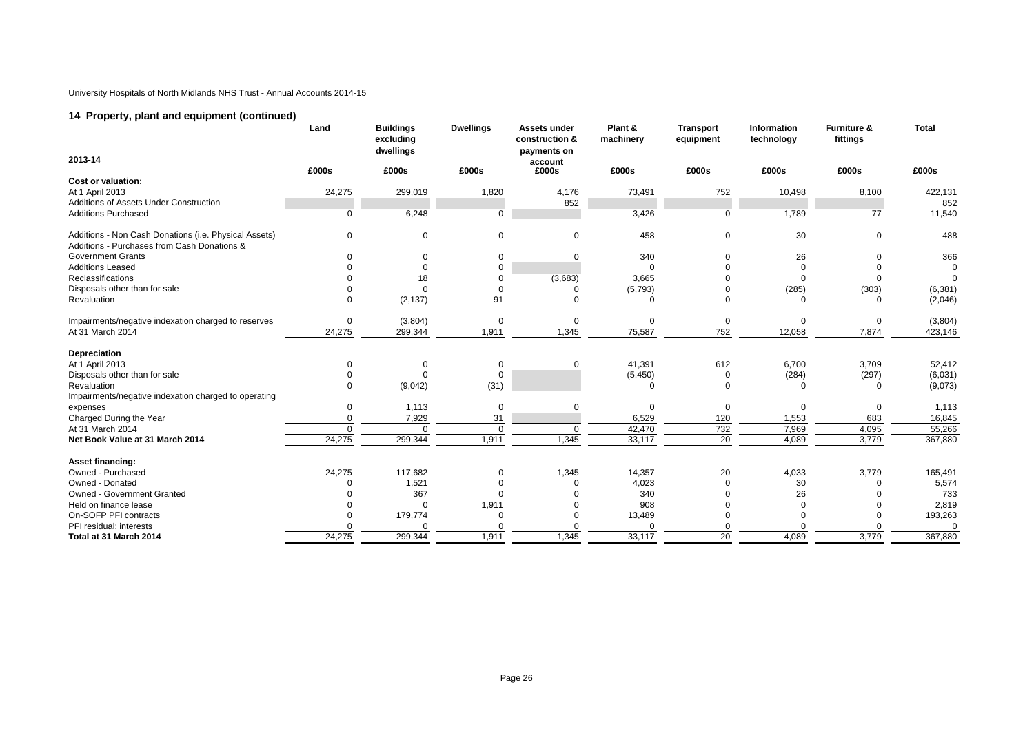University Hospitals of North Midlands NHS Trust - Annual Accounts 2014-15

## 14 Property, plant and equipment (continued)

| 2013-14 | Land | Buildings excluding dwellings | Dwellings | Assets under construction & payments on account | Plant & machinery | Transport equipment | Information technology | Furniture & fittings | Total |
|---|---|---|---|---|---|---|---|---|---|
| | £000s | £000s | £000s | £000s | £000s | £000s | £000s | £000s | £000s |
| **Cost or valuation:** | | | | | | | | | |
| At 1 April 2013 | 24,275 | 299,019 | 1,820 | 4,176 | 73,491 | 752 | 10,498 | 8,100 | 422,131 |
| Additions of Assets Under Construction | | | | 852 | | | | | 852 |
| Additions Purchased | 0 | 6,248 | 0 | | 3,426 | 0 | 1,789 | 77 | 11,540 |
| Additions - Non Cash Donations (i.e. Physical Assets) | 0 | 0 | 0 | 0 | 458 | 0 | 30 | 0 | 488 |
| Additions - Purchases from Cash Donations & Government Grants | 0 | 0 | 0 | 0 | 340 | 0 | 26 | 0 | 366 |
| Additions Leased | 0 | 0 | 0 | | 0 | 0 | 0 | 0 | 0 |
| Reclassifications | 0 | 18 | 0 | (3,683) | 3,665 | 0 | 0 | 0 | 0 |
| Disposals other than for sale | 0 | 0 | 0 | 0 | (5,793) | 0 | (285) | (303) | (6,381) |
| Revaluation | 0 | (2,137) | 91 | 0 | 0 | 0 | 0 | 0 | (2,046) |
| Impairments/negative indexation charged to reserves | 0 | (3,804) | 0 | 0 | 0 | 0 | 0 | 0 | (3,804) |
| At 31 March 2014 | 24,275 | 299,344 | 1,911 | 1,345 | 75,587 | 752 | 12,058 | 7,874 | 423,146 |
| **Depreciation** | | | | | | | | | |
| At 1 April 2013 | 0 | 0 | 0 | 0 | 41,391 | 612 | 6,700 | 3,709 | 52,412 |
| Disposals other than for sale | 0 | 0 | 0 | | (5,450) | 0 | (284) | (297) | (6,031) |
| Revaluation | 0 | (9,042) | (31) | | 0 | 0 | 0 | 0 | (9,073) |
| Impairments/negative indexation charged to operating expenses | 0 | 1,113 | 0 | 0 | 0 | 0 | 0 | 0 | 1,113 |
| Charged During the Year | 0 | 7,929 | 31 | | 6,529 | 120 | 1,553 | 683 | 16,845 |
| At 31 March 2014 | 0 | 0 | 0 | 0 | 42,470 | 732 | 7,969 | 4,095 | 55,266 |
| **Net Book Value at 31 March 2014** | 24,275 | 299,344 | 1,911 | 1,345 | 33,117 | 20 | 4,089 | 3,779 | 367,880 |
| **Asset financing:** | | | | | | | | | |
| Owned - Purchased | 24,275 | 117,682 | 0 | 1,345 | 14,357 | 20 | 4,033 | 3,779 | 165,491 |
| Owned - Donated | 0 | 1,521 | 0 | 0 | 4,023 | 0 | 30 | 0 | 5,574 |
| Owned - Government Granted | 0 | 367 | 0 | 0 | 340 | 0 | 26 | 0 | 733 |
| Held on finance lease | 0 | 0 | 1,911 | 0 | 908 | 0 | 0 | 0 | 2,819 |
| On-SOFP PFI contracts | 0 | 179,774 | 0 | 0 | 13,489 | 0 | 0 | 0 | 193,263 |
| PFI residual: interests | 0 | 0 | 0 | 0 | 0 | 0 | 0 | 0 | 0 |
| **Total at 31 March 2014** | 24,275 | 299,344 | 1,911 | 1,345 | 33,117 | 20 | 4,089 | 3,779 | 367,880 |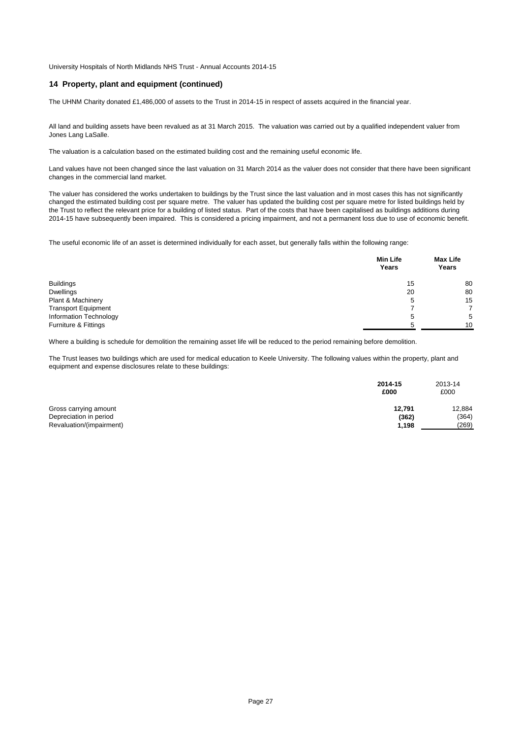## 14 Property, plant and equipment (continued)

The UHNM Charity donated £1,486,000 of assets to the Trust in 2014-15 in respect of assets acquired in the financial year.

All land and building assets have been revalued as at 31 March 2015. The valuation was carried out by a qualified independent valuer from Jones Lang LaSalle.

The valuation is a calculation based on the estimated building cost and the remaining useful economic life.

Land values have not been changed since the last valuation on 31 March 2014 as the valuer does not consider that there have been significant changes in the commercial land market.

The valuer has considered the works undertaken to buildings by the Trust since the last valuation and in most cases this has not significantly changed the estimated building cost per square metre. The valuer has updated the building cost per square metre for listed buildings held by the Trust to reflect the relevant price for a building of listed status. Part of the costs that have been capitalised as buildings additions during 2014-15 have subsequently been impaired. This is considered a pricing impairment, and not a permanent loss due to use of economic benefit.

The useful economic life of an asset is determined individually for each asset, but generally falls within the following range:

| | **Min Life Years** | **Max Life Years** |
|---|---|---|
| Buildings | 15 | 80 |
| Dwellings | 20 | 80 |
| Plant & Machinery | 5 | 15 |
| Transport Equipment | 7 | 7 |
| Information Technology | 5 | 5 |
| Furniture & Fittings | 5 | 10 |

Where a building is schedule for demolition the remaining asset life will be reduced to the period remaining before demolition.

The Trust leases two buildings which are used for medical education to Keele University. The following values within the property, plant and equipment and expense disclosures relate to these buildings:

| | **2014-15 £000** | 2013-14 £000 |
|---|---|---|
| Gross carrying amount | **12,791** | 12,884 |
| Depreciation in period | **(362)** | (364) |
| Revaluation/(impairment) | **1,198** | (269) |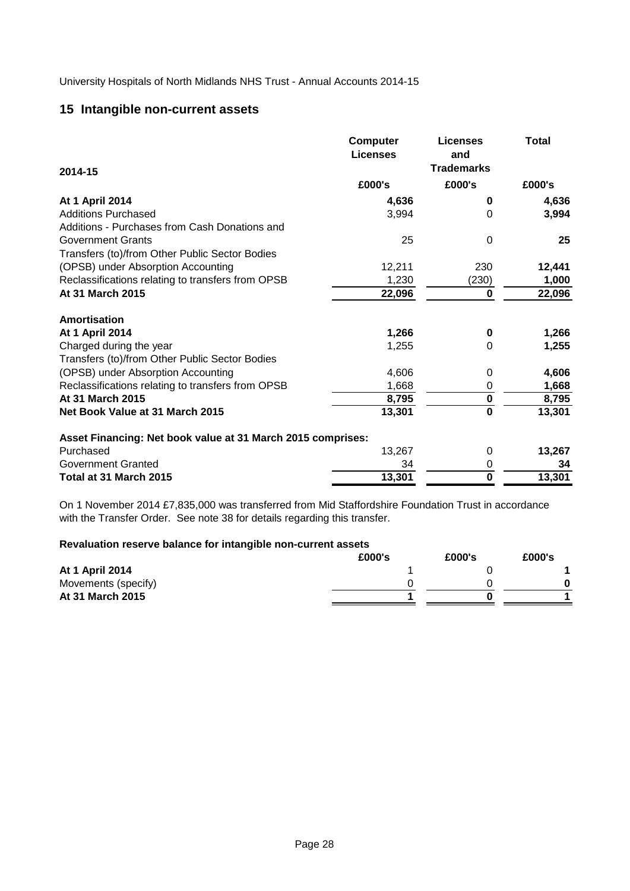## 15 Intangible non-current assets

| 2014-15 | Computer Licenses | Licenses and Trademarks | Total |
|---|---|---|---|
| | £000's | £000's | £000's |
| **At 1 April 2014** | **4,636** | **0** | **4,636** |
| Additions Purchased | 3,994 | 0 | **3,994** |
| Additions - Purchases from Cash Donations and Government Grants | 25 | 0 | **25** |
| Transfers (to)/from Other Public Sector Bodies (OPSB) under Absorption Accounting | 12,211 | 230 | **12,441** |
| Reclassifications relating to transfers from OPSB | 1,230 | (230) | **1,000** |
| **At 31 March 2015** | **22,096** | **0** | **22,096** |
| **Amortisation** | | | |
| **At 1 April 2014** | **1,266** | **0** | **1,266** |
| Charged during the year | 1,255 | 0 | **1,255** |
| Transfers (to)/from Other Public Sector Bodies (OPSB) under Absorption Accounting | 4,606 | 0 | **4,606** |
| Reclassifications relating to transfers from OPSB | 1,668 | 0 | **1,668** |
| **At 31 March 2015** | **8,795** | **0** | **8,795** |
| **Net Book Value at 31 March 2015** | **13,301** | **0** | **13,301** |
| **Asset Financing: Net book value at 31 March 2015 comprises:** | | | |
| Purchased | 13,267 | 0 | **13,267** |
| Government Granted | 34 | 0 | **34** |
| **Total at 31 March 2015** | **13,301** | **0** | **13,301** |

On 1 November 2014 £7,835,000 was transferred from Mid Staffordshire Foundation Trust in accordance with the Transfer Order. See note 38 for details regarding this transfer.

**Revaluation reserve balance for intangible non-current assets**

| | £000's | £000's | £000's |
|---|---|---|---|
| **At 1 April 2014** | 1 | 0 | **1** |
| Movements (specify) | 0 | 0 | **0** |
| **At 31 March 2015** | **1** | **0** | **1** |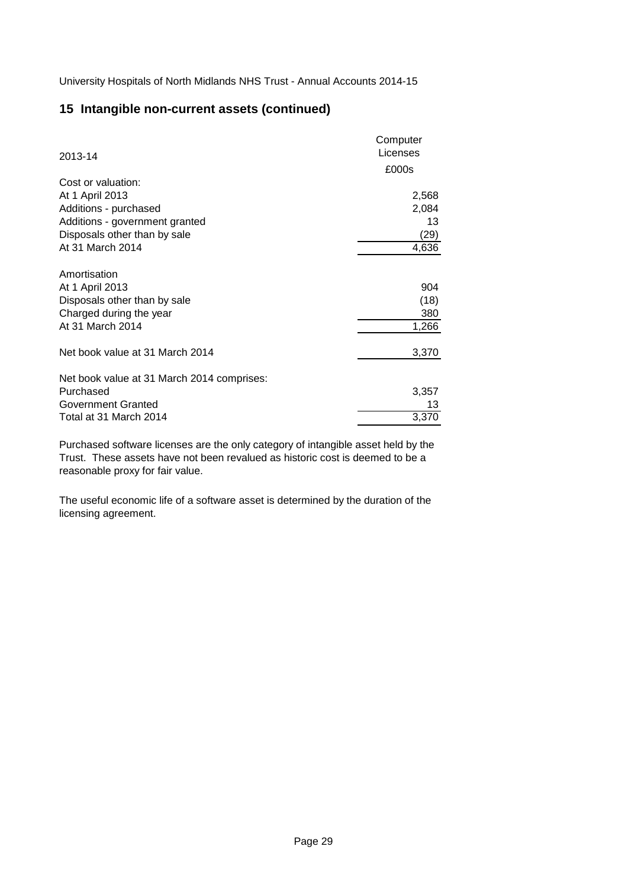## 15 Intangible non-current assets (continued)

| 2013-14 | Computer Licenses |
|---|---|
| | £000s |
| Cost or valuation: | |
| At 1 April 2013 | 2,568 |
| Additions - purchased | 2,084 |
| Additions - government granted | 13 |
| Disposals other than by sale | (29) |
| At 31 March 2014 | 4,636 |
| | |
| Amortisation | |
| At 1 April 2013 | 904 |
| Disposals other than by sale | (18) |
| Charged during the year | 380 |
| At 31 March 2014 | 1,266 |
| | |
| Net book value at 31 March 2014 | 3,370 |
| | |
| Net book value at 31 March 2014 comprises: | |
| Purchased | 3,357 |
| Government Granted | 13 |
| Total at 31 March 2014 | 3,370 |

Purchased software licenses are the only category of intangible asset held by the Trust. These assets have not been revalued as historic cost is deemed to be a reasonable proxy for fair value.

The useful economic life of a software asset is determined by the duration of the licensing agreement.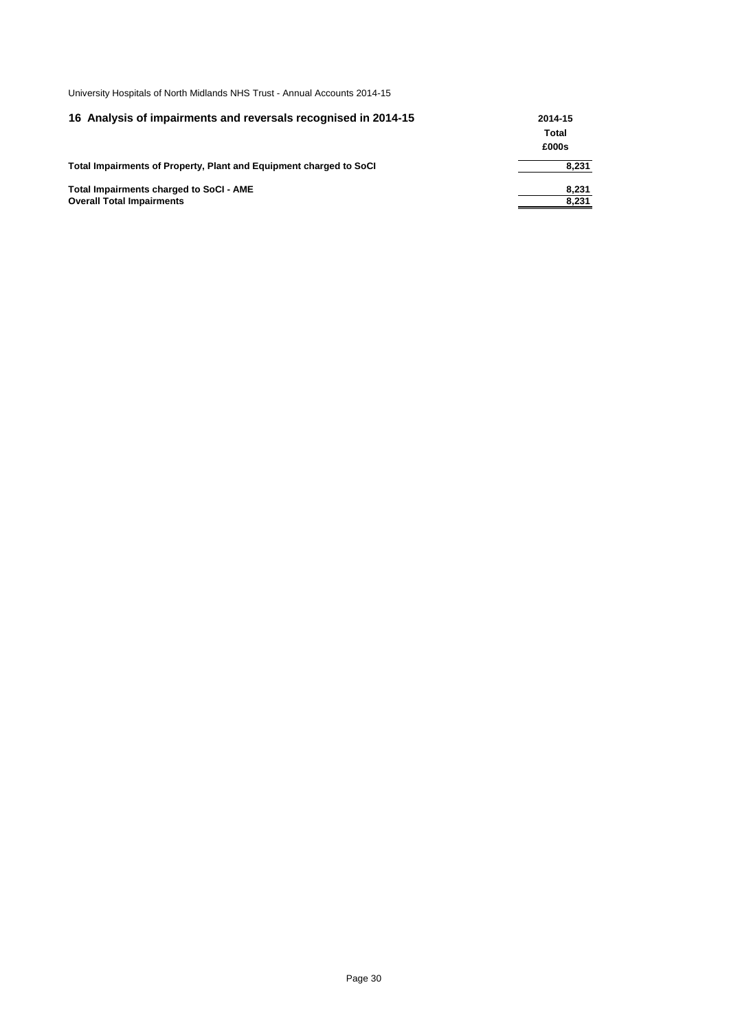## 16 Analysis of impairments and reversals recognised in 2014-15

| | 2014-15 Total £000s |
|---|---|
| **Total Impairments of Property, Plant and Equipment charged to SoCI** | **8,231** |
| **Total Impairments charged to SoCI - AME** | **8,231** |
| **Overall Total Impairments** | **8,231** |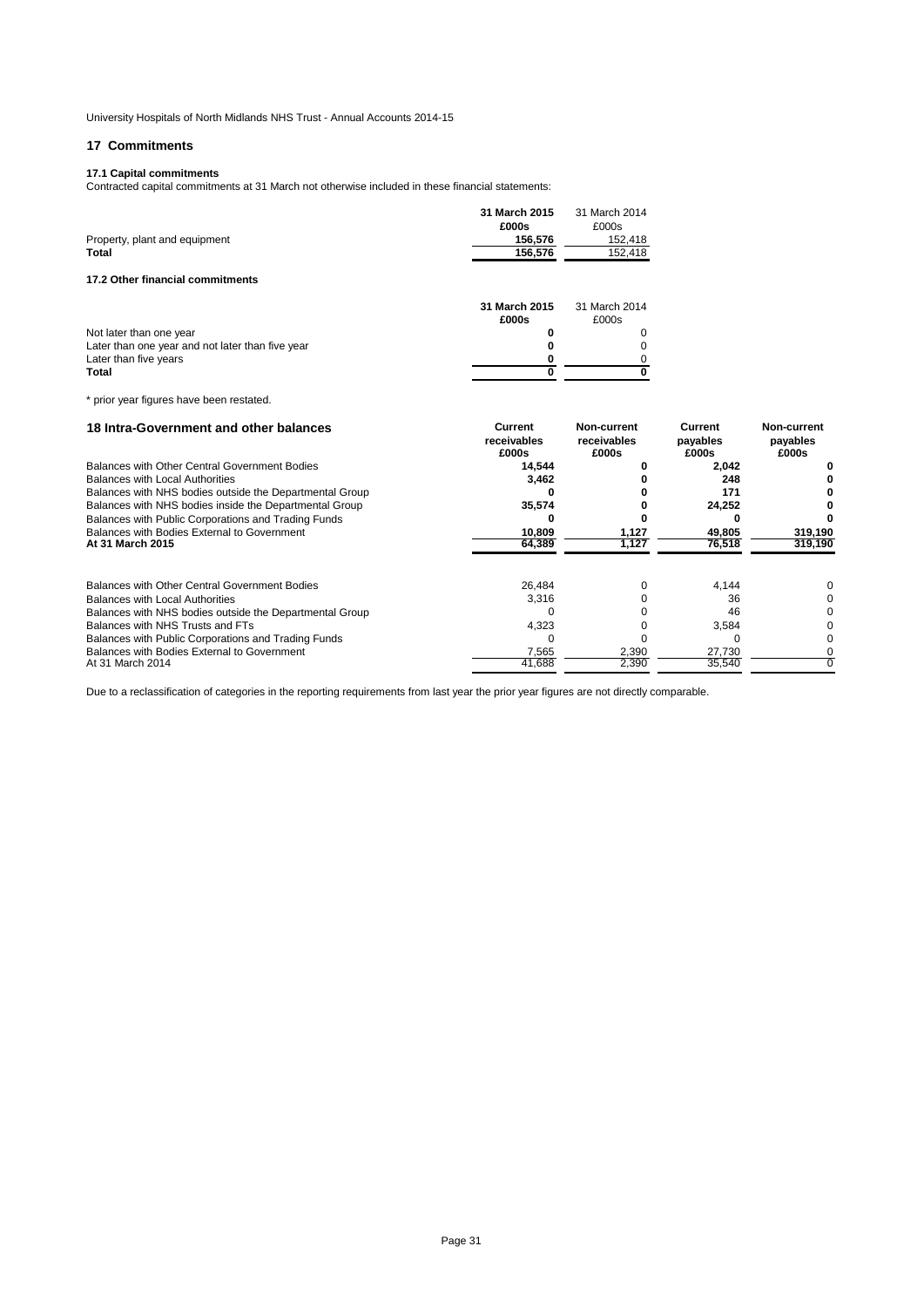University Hospitals of North Midlands NHS Trust - Annual Accounts 2014-15

## 17 Commitments

### 17.1 Capital commitments

Contracted capital commitments at 31 March not otherwise included in these financial statements:

| | 31 March 2015 £000s | 31 March 2014 £000s |
|---|---|---|
| Property, plant and equipment | **156,576** | 152,418 |
| **Total** | **156,576** | 152,418 |

### 17.2 Other financial commitments

| | 31 March 2015 £000s | 31 March 2014 £000s |
|---|---|---|
| Not later than one year | **0** | 0 |
| Later than one year and not later than five year | **0** | 0 |
| Later than five years | **0** | 0 |
| **Total** | **0** | **0** |

* prior year figures have been restated.

## 18 Intra-Government and other balances

| | Current receivables £000s | Non-current receivables £000s | Current payables £000s | Non-current payables £000s |
|---|---|---|---|---|
| Balances with Other Central Government Bodies | **14,544** | **0** | **2,042** | **0** |
| Balances with Local Authorities | **3,462** | **0** | **248** | **0** |
| Balances with NHS bodies outside the Departmental Group | **0** | **0** | **171** | **0** |
| Balances with NHS bodies inside the Departmental Group | **35,574** | **0** | **24,252** | **0** |
| Balances with Public Corporations and Trading Funds | **0** | **0** | **0** | **0** |
| Balances with Bodies External to Government | **10,809** | **1,127** | **49,805** | **319,190** |
| **At 31 March 2015** | **64,389** | **1,127** | **76,518** | **319,190** |
| | | | | |
| Balances with Other Central Government Bodies | 26,484 | 0 | 4,144 | 0 |
| Balances with Local Authorities | 3,316 | 0 | 36 | 0 |
| Balances with NHS bodies outside the Departmental Group | 0 | 0 | 46 | 0 |
| Balances with NHS Trusts and FTs | 4,323 | 0 | 3,584 | 0 |
| Balances with Public Corporations and Trading Funds | 0 | 0 | 0 | 0 |
| Balances with Bodies External to Government | 7,565 | 2,390 | 27,730 | 0 |
| At 31 March 2014 | 41,688 | 2,390 | 35,540 | 0 |

Due to a reclassification of categories in the reporting requirements from last year the prior year figures are not directly comparable.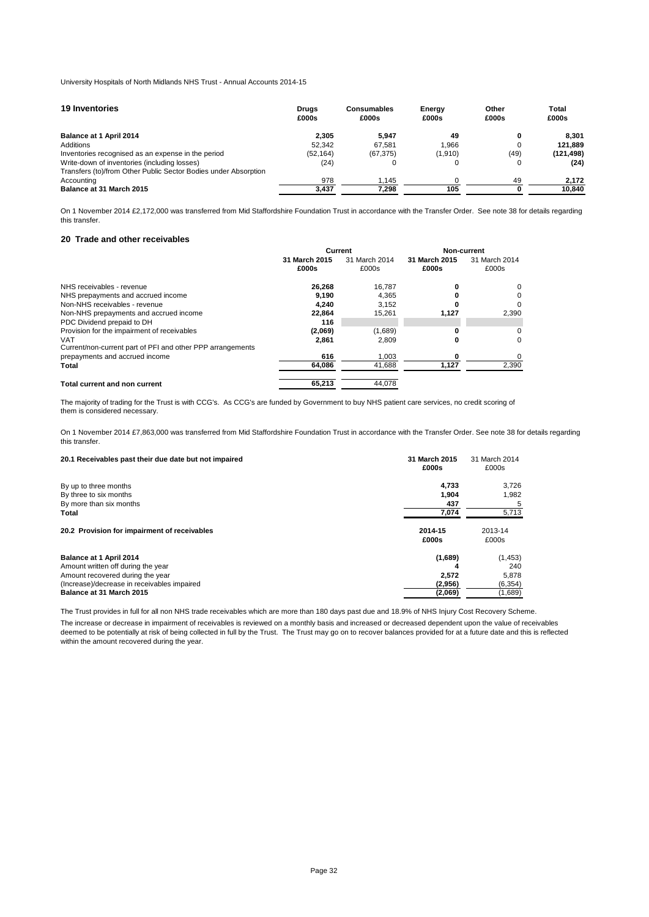## 19 Inventories

| | Drugs £000s | Consumables £000s | Energy £000s | Other £000s | Total £000s |
|---|---|---|---|---|---|
| **Balance at 1 April 2014** | **2,305** | **5,947** | **49** | **0** | **8,301** |
| Additions | 52,342 | 67,581 | 1,966 | 0 | **121,889** |
| Inventories recognised as an expense in the period | (52,164) | (67,375) | (1,910) | (49) | **(121,498)** |
| Write-down of inventories (including losses) | (24) | 0 | 0 | 0 | **(24)** |
| Transfers (to)/from Other Public Sector Bodies under Absorption Accounting | 978 | 1,145 | 0 | 49 | **2,172** |
| **Balance at 31 March 2015** | **3,437** | **7,298** | **105** | **0** | **10,840** |

On 1 November 2014 £2,172,000 was transferred from Mid Staffordshire Foundation Trust in accordance with the Transfer Order. See note 38 for details regarding this transfer.

## 20 Trade and other receivables

| | Current | | Non-current | |
|---|---|---|---|---|
| | **31 March 2015 £000s** | 31 March 2014 £000s | **31 March 2015 £000s** | 31 March 2014 £000s |
| NHS receivables - revenue | **26,268** | 16,787 | **0** | 0 |
| NHS prepayments and accrued income | **9,190** | 4,365 | **0** | 0 |
| Non-NHS receivables - revenue | **4,240** | 3,152 | **0** | 0 |
| Non-NHS prepayments and accrued income | **22,864** | 15,261 | **1,127** | 2,390 |
| PDC Dividend prepaid to DH | **116** | | | |
| Provision for the impairment of receivables | **(2,069)** | (1,689) | **0** | 0 |
| VAT | **2,861** | 2,809 | **0** | 0 |
| Current/non-current part of PFI and other PPP arrangements prepayments and accrued income | **616** | 1,003 | **0** | 0 |
| **Total** | **64,086** | 41,688 | **1,127** | 2,390 |
| **Total current and non current** | **65,213** | 44,078 | | |

The majority of trading for the Trust is with CCG's. As CCG's are funded by Government to buy NHS patient care services, no credit scoring of them is considered necessary.

On 1 November 2014 £7,863,000 was transferred from Mid Staffordshire Foundation Trust in accordance with the Transfer Order. See note 38 for details regarding this transfer.

### 20.1 Receivables past their due date but not impaired

| | **31 March 2015 £000s** | 31 March 2014 £000s |
|---|---|---|
| By up to three months | **4,733** | 3,726 |
| By three to six months | **1,904** | 1,982 |
| By more than six months | **437** | 5 |
| **Total** | **7,074** | 5,713 |

### 20.2 Provision for impairment of receivables

| | **2014-15 £000s** | 2013-14 £000s |
|---|---|---|
| **Balance at 1 April 2014** | **(1,689)** | (1,453) |
| Amount written off during the year | **4** | 240 |
| Amount recovered during the year | **2,572** | 5,878 |
| (Increase)/decrease in receivables impaired | **(2,956)** | (6,354) |
| **Balance at 31 March 2015** | **(2,069)** | (1,689) |

The Trust provides in full for all non NHS trade receivables which are more than 180 days past due and 18.9% of NHS Injury Cost Recovery Scheme.

The increase or decrease in impairment of receivables is reviewed on a monthly basis and increased or decreased dependent upon the value of receivables deemed to be potentially at risk of being collected in full by the Trust. The Trust may go on to recover balances provided for at a future date and this is reflected within the amount recovered during the year.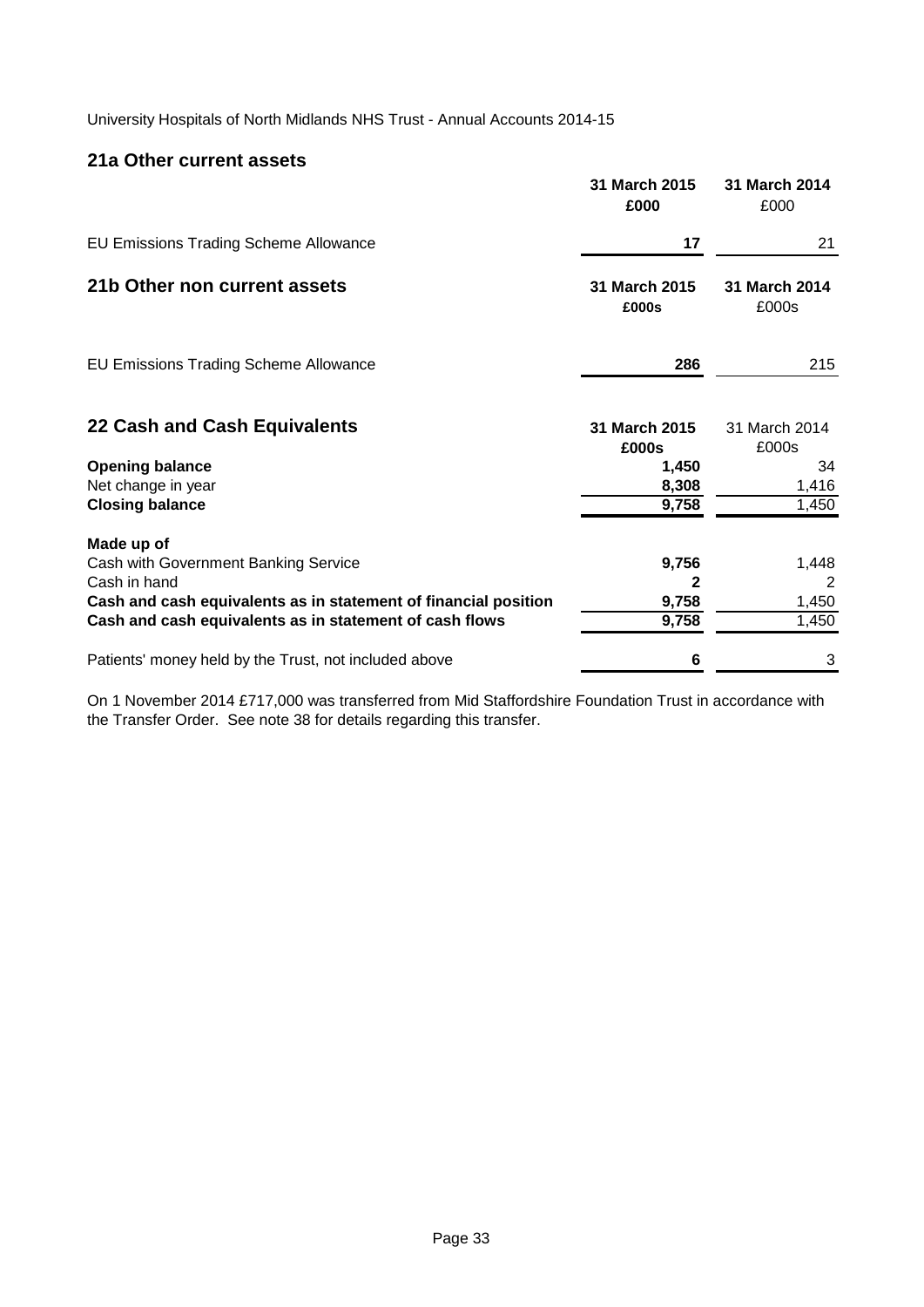University Hospitals of North Midlands NHS Trust - Annual Accounts 2014-15

## 21a Other current assets

| | 31 March 2015 £000 | 31 March 2014 £000 |
|---|---|---|
| EU Emissions Trading Scheme Allowance | 17 | 21 |

## 21b Other non current assets

| | 31 March 2015 £000s | 31 March 2014 £000s |
|---|---|---|
| EU Emissions Trading Scheme Allowance | 286 | 215 |

## 22 Cash and Cash Equivalents

| | 31 March 2015 £000s | 31 March 2014 £000s |
|---|---|---|
| **Opening balance** | 1,450 | 34 |
| Net change in year | 8,308 | 1,416 |
| **Closing balance** | 9,758 | 1,450 |
| **Made up of** | | |
| Cash with Government Banking Service | 9,756 | 1,448 |
| Cash in hand | 2 | 2 |
| **Cash and cash equivalents as in statement of financial position** | 9,758 | 1,450 |
| **Cash and cash equivalents as in statement of cash flows** | 9,758 | 1,450 |
| Patients' money held by the Trust, not included above | 6 | 3 |

On 1 November 2014 £717,000 was transferred from Mid Staffordshire Foundation Trust in accordance with the Transfer Order. See note 38 for details regarding this transfer.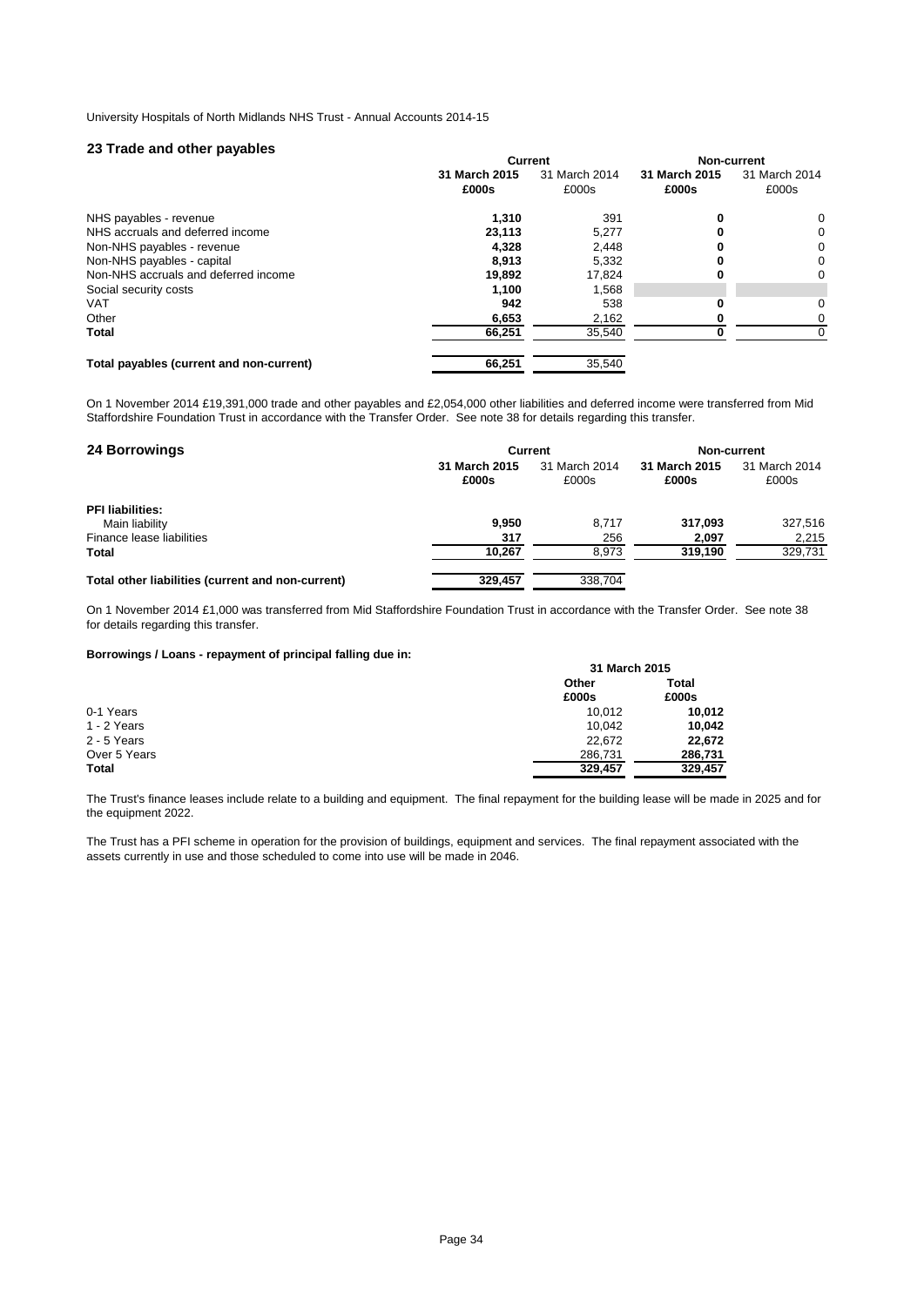## 23 Trade and other payables

| | Current | | Non-current | |
|---|---|---|---|---|
| | **31 March 2015 £000s** | 31 March 2014 £000s | **31 March 2015 £000s** | 31 March 2014 £000s |
| NHS payables - revenue | **1,310** | 391 | **0** | 0 |
| NHS accruals and deferred income | **23,113** | 5,277 | **0** | 0 |
| Non-NHS payables - revenue | **4,328** | 2,448 | **0** | 0 |
| Non-NHS payables - capital | **8,913** | 5,332 | **0** | 0 |
| Non-NHS accruals and deferred income | **19,892** | 17,824 | **0** | 0 |
| Social security costs | **1,100** | 1,568 | | |
| VAT | **942** | 538 | **0** | 0 |
| Other | **6,653** | 2,162 | **0** | 0 |
| **Total** | **66,251** | 35,540 | **0** | 0 |
| | | | | |
| **Total payables (current and non-current)** | **66,251** | 35,540 | | |

On 1 November 2014 £19,391,000 trade and other payables and £2,054,000 other liabilities and deferred income were transferred from Mid Staffordshire Foundation Trust in accordance with the Transfer Order. See note 38 for details regarding this transfer.

## 24 Borrowings

| | Current | | Non-current | |
|---|---|---|---|---|
| | **31 March 2015 £000s** | 31 March 2014 £000s | **31 March 2015 £000s** | 31 March 2014 £000s |
| **PFI liabilities:** | | | | |
| Main liability | **9,950** | 8,717 | **317,093** | 327,516 |
| Finance lease liabilities | **317** | 256 | **2,097** | 2,215 |
| **Total** | **10,267** | 8,973 | **319,190** | 329,731 |
| | | | | |
| **Total other liabilities (current and non-current)** | **329,457** | 338,704 | | |

On 1 November 2014 £1,000 was transferred from Mid Staffordshire Foundation Trust in accordance with the Transfer Order. See note 38 for details regarding this transfer.

**Borrowings / Loans - repayment of principal falling due in:**

| | 31 March 2015 | |
|---|---|---|
| | **Other £000s** | **Total £000s** |
| 0-1 Years | 10,012 | **10,012** |
| 1 - 2 Years | 10,042 | **10,042** |
| 2 - 5 Years | 22,672 | **22,672** |
| Over 5 Years | 286,731 | **286,731** |
| **Total** | **329,457** | **329,457** |

The Trust's finance leases include relate to a building and equipment. The final repayment for the building lease will be made in 2025 and for the equipment 2022.

The Trust has a PFI scheme in operation for the provision of buildings, equipment and services. The final repayment associated with the assets currently in use and those scheduled to come into use will be made in 2046.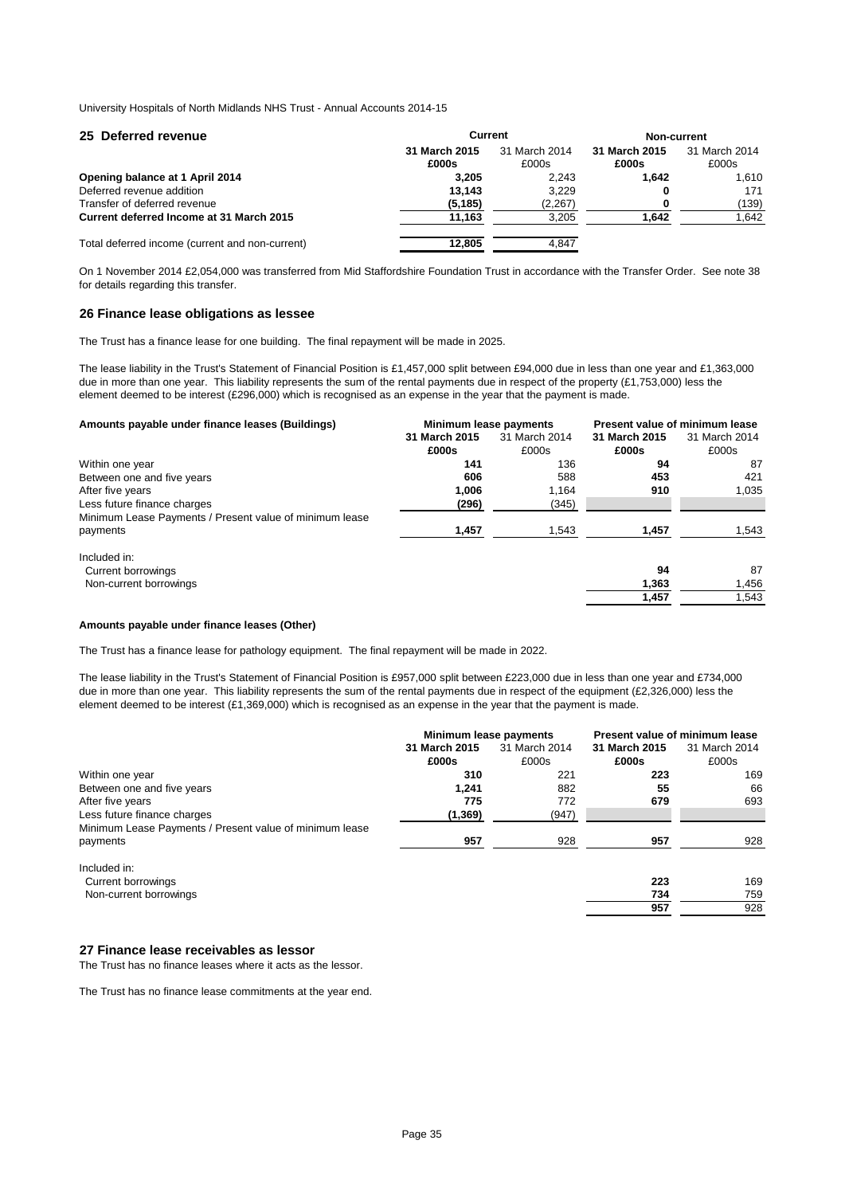## 25 Deferred revenue

| | Current | | Non-current | |
|---|---|---|---|---|
| | **31 March 2015 £000s** | 31 March 2014 £000s | **31 March 2015 £000s** | 31 March 2014 £000s |
| **Opening balance at 1 April 2014** | **3,205** | 2,243 | **1,642** | 1,610 |
| Deferred revenue addition | **13,143** | 3,229 | **0** | 171 |
| Transfer of deferred revenue | **(5,185)** | (2,267) | **0** | (139) |
| **Current deferred Income at 31 March 2015** | **11,163** | 3,205 | **1,642** | 1,642 |
| Total deferred income (current and non-current) | **12,805** | 4,847 | | |

On 1 November 2014 £2,054,000 was transferred from Mid Staffordshire Foundation Trust in accordance with the Transfer Order. See note 38 for details regarding this transfer.

## 26 Finance lease obligations as lessee

The Trust has a finance lease for one building. The final repayment will be made in 2025.

The lease liability in the Trust's Statement of Financial Position is £1,457,000 split between £94,000 due in less than one year and £1,363,000 due in more than one year. This liability represents the sum of the rental payments due in respect of the property (£1,753,000) less the element deemed to be interest (£296,000) which is recognised as an expense in the year that the payment is made.

| **Amounts payable under finance leases (Buildings)** | Minimum lease payments | | Present value of minimum lease | |
|---|---|---|---|---|
| | **31 March 2015 £000s** | 31 March 2014 £000s | **31 March 2015 £000s** | 31 March 2014 £000s |
| Within one year | **141** | 136 | **94** | 87 |
| Between one and five years | **606** | 588 | **453** | 421 |
| After five years | **1,006** | 1,164 | **910** | 1,035 |
| Less future finance charges | **(296)** | (345) | | |
| Minimum Lease Payments / Present value of minimum lease payments | **1,457** | 1,543 | **1,457** | 1,543 |
| Included in: | | | | |
| Current borrowings | | | **94** | 87 |
| Non-current borrowings | | | **1,363** | 1,456 |
| | | | **1,457** | 1,543 |

**Amounts payable under finance leases (Other)**

The Trust has a finance lease for pathology equipment. The final repayment will be made in 2022.

The lease liability in the Trust's Statement of Financial Position is £957,000 split between £223,000 due in less than one year and £734,000 due in more than one year. This liability represents the sum of the rental payments due in respect of the equipment (£2,326,000) less the element deemed to be interest (£1,369,000) which is recognised as an expense in the year that the payment is made.

| | Minimum lease payments | | Present value of minimum lease | |
|---|---|---|---|---|
| | **31 March 2015 £000s** | 31 March 2014 £000s | **31 March 2015 £000s** | 31 March 2014 £000s |
| Within one year | **310** | 221 | **223** | 169 |
| Between one and five years | **1,241** | 882 | **55** | 66 |
| After five years | **775** | 772 | **679** | 693 |
| Less future finance charges | **(1,369)** | (947) | | |
| Minimum Lease Payments / Present value of minimum lease payments | **957** | 928 | **957** | 928 |
| Included in: | | | | |
| Current borrowings | | | **223** | 169 |
| Non-current borrowings | | | **734** | 759 |
| | | | **957** | 928 |

## 27 Finance lease receivables as lessor

The Trust has no finance leases where it acts as the lessor.

The Trust has no finance lease commitments at the year end.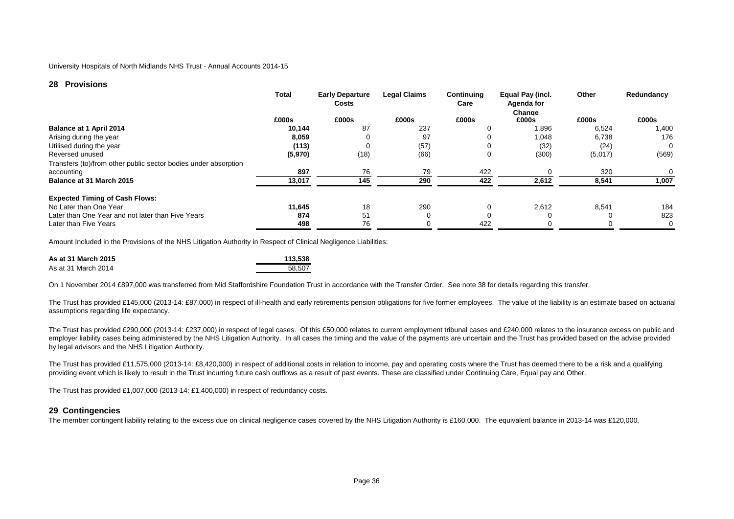University Hospitals of North Midlands NHS Trust - Annual Accounts 2014-15

## 28 Provisions

| | Total | Early Departure Costs | Legal Claims | Continuing Care | Equal Pay (incl. Agenda for Change | Other | Redundancy |
|---|---|---|---|---|---|---|---|
| | £000s | £000s | £000s | £000s | £000s | £000s | £000s |
| **Balance at 1 April 2014** | **10,144** | 87 | 237 | 0 | 1,896 | 6,524 | 1,400 |
| Arising during the year | **8,059** | 0 | 97 | 0 | 1,048 | 6,738 | 176 |
| Utilised during the year | **(113)** | 0 | (57) | 0 | (32) | (24) | 0 |
| Reversed unused | **(5,970)** | (18) | (66) | 0 | (300) | (5,017) | (569) |
| Transfers (to)/from other public sector bodies under absorption accounting | **897** | 76 | 79 | 422 | 0 | 320 | 0 |
| **Balance at 31 March 2015** | **13,017** | **145** | **290** | **422** | **2,612** | **8,541** | **1,007** |
| **Expected Timing of Cash Flows:** | | | | | | | |
| No Later than One Year | **11,645** | 18 | 290 | 0 | 2,612 | 8,541 | 184 |
| Later than One Year and not later than Five Years | **874** | 51 | 0 | 0 | 0 | 0 | 823 |
| Later than Five Years | **498** | 76 | 0 | 422 | 0 | 0 | 0 |

Amount Included in the Provisions of the NHS Litigation Authority in Respect of Clinical Negligence Liabilities:

| | |
|---|---|
| **As at 31 March 2015** | **113,538** |
| As at 31 March 2014 | 58,507 |

On 1 November 2014 £897,000 was transferred from Mid Staffordshire Foundation Trust in accordance with the Transfer Order. See note 38 for details regarding this transfer.

The Trust has provided £145,000 (2013-14: £87,000) in respect of ill-health and early retirements pension obligations for five former employees. The value of the liability is an estimate based on actuarial assumptions regarding life expectancy.

The Trust has provided £290,000 (2013-14: £237,000) in respect of legal cases. Of this £50,000 relates to current employment tribunal cases and £240,000 relates to the insurance excess on public and employer liability cases being administered by the NHS Litigation Authority. In all cases the timing and the value of the payments are uncertain and the Trust has provided based on the advise provided by legal advisors and the NHS Litigation Authority.

The Trust has provided £11,575,000 (2013-14: £8,420,000) in respect of additional costs in relation to income, pay and operating costs where the Trust has deemed there to be a risk and a qualifying providing event which is likely to result in the Trust incurring future cash outflows as a result of past events. These are classified under Continuing Care, Equal pay and Other.

The Trust has provided £1,007,000 (2013-14: £1,400,000) in respect of redundancy costs.

## 29 Contingencies

The member contingent liability relating to the excess due on clinical negligence cases covered by the NHS Litigation Authority is £160,000. The equivalent balance in 2013-14 was £120,000.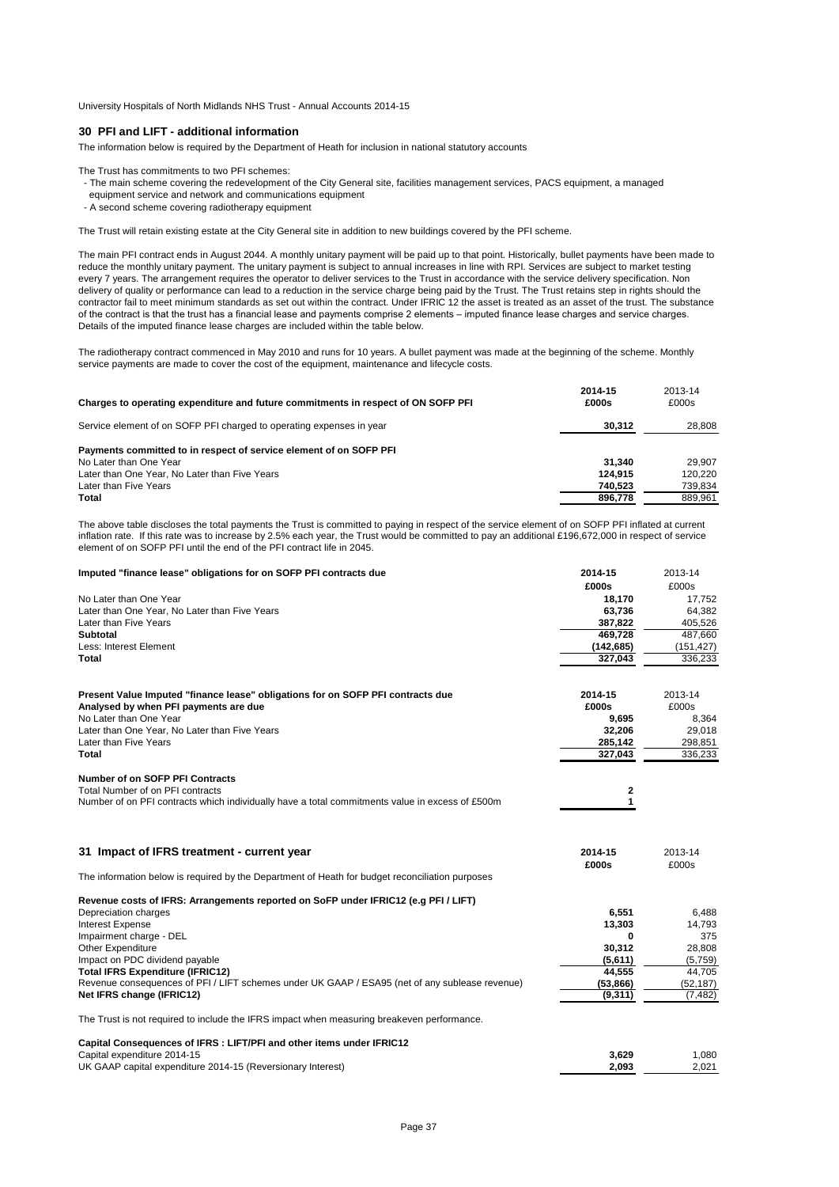## 30 PFI and LIFT - additional information

The information below is required by the Department of Heath for inclusion in national statutory accounts

The Trust has commitments to two PFI schemes:

- The main scheme covering the redevelopment of the City General site, facilities management services, PACS equipment, a managed equipment service and network and communications equipment
- A second scheme covering radiotherapy equipment

The Trust will retain existing estate at the City General site in addition to new buildings covered by the PFI scheme.

The main PFI contract ends in August 2044. A monthly unitary payment will be paid up to that point. Historically, bullet payments have been made to reduce the monthly unitary payment. The unitary payment is subject to annual increases in line with RPI. Services are subject to market testing every 7 years. The arrangement requires the operator to deliver services to the Trust in accordance with the service delivery specification. Non delivery of quality or performance can lead to a reduction in the service charge being paid by the Trust. The Trust retains step in rights should the contractor fail to meet minimum standards as set out within the contract. Under IFRIC 12 the asset is treated as an asset of the trust. The substance of the contract is that the trust has a financial lease and payments comprise 2 elements – imputed finance lease charges and service charges. Details of the imputed finance lease charges are included within the table below.

The radiotherapy contract commenced in May 2010 and runs for 10 years. A bullet payment was made at the beginning of the scheme. Monthly service payments are made to cover the cost of the equipment, maintenance and lifecycle costs.

| **Charges to operating expenditure and future commitments in respect of ON SOFP PFI** | **2014-15 £000s** | 2013-14 £000s |
|---|---|---|
| Service element of on SOFP PFI charged to operating expenses in year | **30,312** | 28,808 |
| **Payments committed to in respect of service element of on SOFP PFI** | | |
| No Later than One Year | **31,340** | 29,907 |
| Later than One Year, No Later than Five Years | **124,915** | 120,220 |
| Later than Five Years | **740,523** | 739,834 |
| **Total** | **896,778** | 889,961 |

The above table discloses the total payments the Trust is committed to paying in respect of the service element of on SOFP PFI inflated at current inflation rate. If this rate was to increase by 2.5% each year, the Trust would be committed to pay an additional £196,672,000 in respect of service element of on SOFP PFI until the end of the PFI contract life in 2045.

| **Imputed "finance lease" obligations for on SOFP PFI contracts due** | **2014-15** | 2013-14 |
|---|---|---|
| | **£000s** | £000s |
| No Later than One Year | **18,170** | 17,752 |
| Later than One Year, No Later than Five Years | **63,736** | 64,382 |
| Later than Five Years | **387,822** | 405,526 |
| **Subtotal** | **469,728** | 487,660 |
| Less: Interest Element | **(142,685)** | (151,427) |
| **Total** | **327,043** | 336,233 |

| **Present Value Imputed "finance lease" obligations for on SOFP PFI contracts due** | **2014-15** | 2013-14 |
|---|---|---|
| **Analysed by when PFI payments are due** | **£000s** | £000s |
| No Later than One Year | **9,695** | 8,364 |
| Later than One Year, No Later than Five Years | **32,206** | 29,018 |
| Later than Five Years | **285,142** | 298,851 |
| **Total** | **327,043** | 336,233 |

| **Number of on SOFP PFI Contracts** | |
|---|---|
| Total Number of on PFI contracts | **2** |
| Number of on PFI contracts which individually have a total commitments value in excess of £500m | **1** |

## 31 Impact of IFRS treatment - current year

| | **2014-15 £000s** | 2013-14 £000s |
|---|---|---|
| The information below is required by the Department of Heath for budget reconciliation purposes | | |
| **Revenue costs of IFRS: Arrangements reported on SoFP under IFRIC12 (e.g PFI / LIFT)** | | |
| Depreciation charges | **6,551** | 6,488 |
| Interest Expense | **13,303** | 14,793 |
| Impairment charge - DEL | **0** | 375 |
| Other Expenditure | **30,312** | 28,808 |
| Impact on PDC dividend payable | **(5,611)** | (5,759) |
| **Total IFRS Expenditure (IFRIC12)** | **44,555** | 44,705 |
| Revenue consequences of PFI / LIFT schemes under UK GAAP / ESA95 (net of any sublease revenue) | **(53,866)** | (52,187) |
| **Net IFRS change (IFRIC12)** | **(9,311)** | (7,482) |

The Trust is not required to include the IFRS impact when measuring breakeven performance.

| **Capital Consequences of IFRS : LIFT/PFI and other items under IFRIC12** | | |
|---|---|---|
| Capital expenditure 2014-15 | **3,629** | 1,080 |
| UK GAAP capital expenditure 2014-15 (Reversionary Interest) | **2,093** | 2,021 |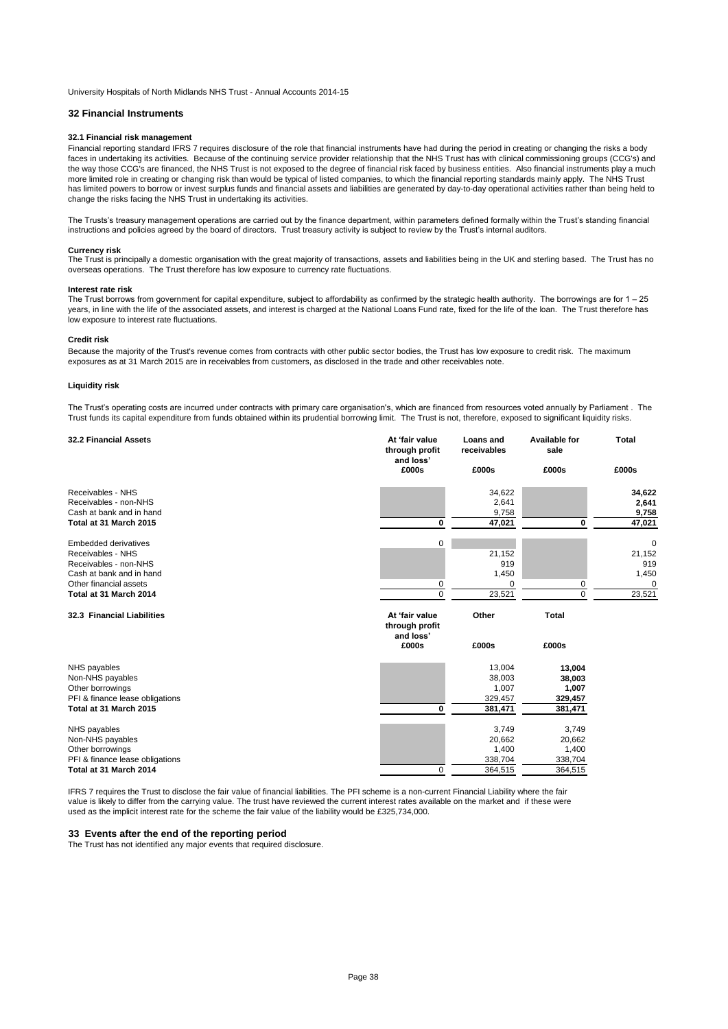## 32 Financial Instruments

### 32.1 Financial risk management

Financial reporting standard IFRS 7 requires disclosure of the role that financial instruments have had during the period in creating or changing the risks a body faces in undertaking its activities. Because of the continuing service provider relationship that the NHS Trust has with clinical commissioning groups (CCG's) and the way those CCG's are financed, the NHS Trust is not exposed to the degree of financial risk faced by business entities. Also financial instruments play a much more limited role in creating or changing risk than would be typical of listed companies, to which the financial reporting standards mainly apply. The NHS Trust has limited powers to borrow or invest surplus funds and financial assets and liabilities are generated by day-to-day operational activities rather than being held to change the risks facing the NHS Trust in undertaking its activities.

The Trusts's treasury management operations are carried out by the finance department, within parameters defined formally within the Trust's standing financial instructions and policies agreed by the board of directors. Trust treasury activity is subject to review by the Trust's internal auditors.

**Currency risk**

The Trust is principally a domestic organisation with the great majority of transactions, assets and liabilities being in the UK and sterling based. The Trust has no overseas operations. The Trust therefore has low exposure to currency rate fluctuations.

**Interest rate risk**

The Trust borrows from government for capital expenditure, subject to affordability as confirmed by the strategic health authority. The borrowings are for 1 – 25 years, in line with the life of the associated assets, and interest is charged at the National Loans Fund rate, fixed for the life of the loan. The Trust therefore has low exposure to interest rate fluctuations.

**Credit risk**

Because the majority of the Trust's revenue comes from contracts with other public sector bodies, the Trust has low exposure to credit risk. The maximum exposures as at 31 March 2015 are in receivables from customers, as disclosed in the trade and other receivables note.

**Liquidity risk**

The Trust's operating costs are incurred under contracts with primary care organisation's, which are financed from resources voted annually by Parliament . The Trust funds its capital expenditure from funds obtained within its prudential borrowing limit. The Trust is not, therefore, exposed to significant liquidity risks.

### 32.2 Financial Assets

| | At 'fair value through profit and loss' | Loans and receivables | Available for sale | Total |
|---|---|---|---|---|
| | £000s | £000s | £000s | £000s |
| Receivables - NHS | | 34,622 | | **34,622** |
| Receivables - non-NHS | | 2,641 | | **2,641** |
| Cash at bank and in hand | | 9,758 | | **9,758** |
| **Total at 31 March 2015** | **0** | **47,021** | **0** | **47,021** |
| Embedded derivatives | 0 | | | 0 |
| Receivables - NHS | | 21,152 | | 21,152 |
| Receivables - non-NHS | | 919 | | 919 |
| Cash at bank and in hand | | 1,450 | | 1,450 |
| Other financial assets | 0 | 0 | 0 | 0 |
| **Total at 31 March 2014** | 0 | 23,521 | 0 | 23,521 |

### 32.3 Financial Liabilities

| | At 'fair value through profit and loss' | Other | Total |
|---|---|---|---|
| | £000s | £000s | £000s |
| NHS payables | | 13,004 | **13,004** |
| Non-NHS payables | | 38,003 | **38,003** |
| Other borrowings | | 1,007 | **1,007** |
| PFI & finance lease obligations | | 329,457 | **329,457** |
| **Total at 31 March 2015** | **0** | **381,471** | **381,471** |
| NHS payables | | 3,749 | 3,749 |
| Non-NHS payables | | 20,662 | 20,662 |
| Other borrowings | | 1,400 | 1,400 |
| PFI & finance lease obligations | | 338,704 | 338,704 |
| **Total at 31 March 2014** | 0 | 364,515 | 364,515 |

IFRS 7 requires the Trust to disclose the fair value of financial liabilities. The PFI scheme is a non-current Financial Liability where the fair value is likely to differ from the carrying value. The trust have reviewed the current interest rates available on the market and if these were used as the implicit interest rate for the scheme the fair value of the liability would be £325,734,000.

## 33 Events after the end of the reporting period

The Trust has not identified any major events that required disclosure.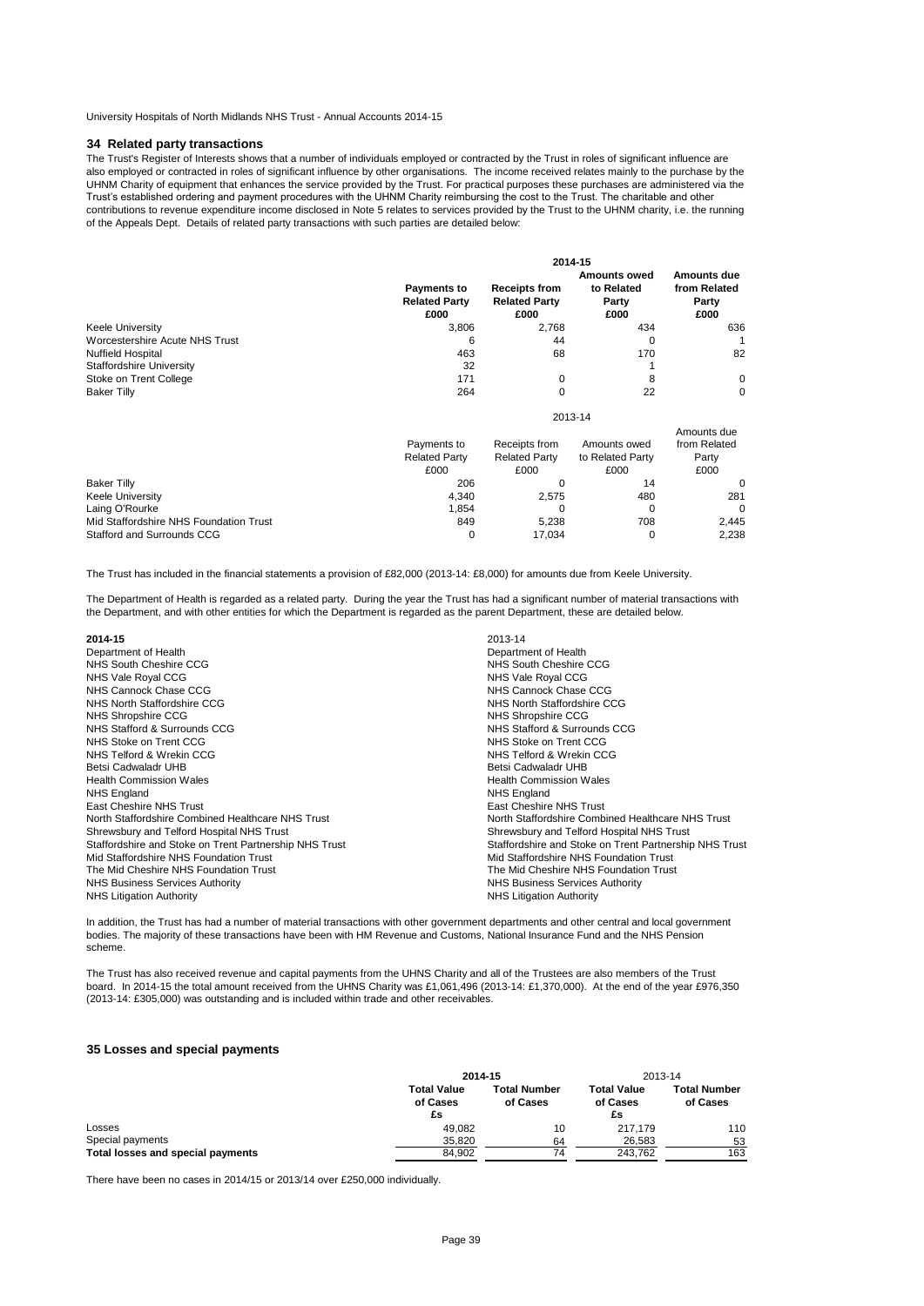## 34 Related party transactions

The Trust's Register of Interests shows that a number of individuals employed or contracted by the Trust in roles of significant influence are also employed or contracted in roles of significant influence by other organisations. The income received relates mainly to the purchase by the UHNM Charity of equipment that enhances the service provided by the Trust. For practical purposes these purchases are administered via the Trust's established ordering and payment procedures with the UHNM Charity reimbursing the cost to the Trust. The charitable and other contributions to revenue expenditure income disclosed in Note 5 relates to services provided by the Trust to the UHNM charity, i.e. the running of the Appeals Dept. Details of related party transactions with such parties are detailed below:

| 2014-15 | Payments to Related Party £000 | Receipts from Related Party £000 | Amounts owed to Related Party £000 | Amounts due from Related Party £000 |
|---|---|---|---|---|
| Keele University | 3,806 | 2,768 | 434 | 636 |
| Worcestershire Acute NHS Trust | 6 | 44 | 0 | 1 |
| Nuffield Hospital | 463 | 68 | 170 | 82 |
| Staffordshire University | 32 | | 1 | |
| Stoke on Trent College | 171 | 0 | 8 | 0 |
| Baker Tilly | 264 | 0 | 22 | 0 |

| 2013-14 | Payments to Related Party £000 | Receipts from Related Party £000 | Amounts owed to Related Party £000 | Amounts due from Related Party £000 |
|---|---|---|---|---|
| Baker Tilly | 206 | 0 | 14 | 0 |
| Keele University | 4,340 | 2,575 | 480 | 281 |
| Laing O'Rourke | 1,854 | 0 | 0 | 0 |
| Mid Staffordshire NHS Foundation Trust | 849 | 5,238 | 708 | 2,445 |
| Stafford and Surrounds CCG | 0 | 17,034 | 0 | 2,238 |

The Trust has included in the financial statements a provision of £82,000 (2013-14: £8,000) for amounts due from Keele University.

The Department of Health is regarded as a related party. During the year the Trust has had a significant number of material transactions with the Department, and with other entities for which the Department is regarded as the parent Department, these are detailed below.

| **2014-15** | 2013-14 |
|---|---|
| Department of Health | Department of Health |
| NHS South Cheshire CCG | NHS South Cheshire CCG |
| NHS Vale Royal CCG | NHS Vale Royal CCG |
| NHS Cannock Chase CCG | NHS Cannock Chase CCG |
| NHS North Staffordshire CCG | NHS North Staffordshire CCG |
| NHS Shropshire CCG | NHS Shropshire CCG |
| NHS Stafford & Surrounds CCG | NHS Stafford & Surrounds CCG |
| NHS Stoke on Trent CCG | NHS Stoke on Trent CCG |
| NHS Telford & Wrekin CCG | NHS Telford & Wrekin CCG |
| Betsi Cadwaladr UHB | Betsi Cadwaladr UHB |
| Health Commission Wales | Health Commission Wales |
| NHS England | NHS England |
| East Cheshire NHS Trust | East Cheshire NHS Trust |
| North Staffordshire Combined Healthcare NHS Trust | North Staffordshire Combined Healthcare NHS Trust |
| Shrewsbury and Telford Hospital NHS Trust | Shrewsbury and Telford Hospital NHS Trust |
| Staffordshire and Stoke on Trent Partnership NHS Trust | Staffordshire and Stoke on Trent Partnership NHS Trust |
| Mid Staffordshire NHS Foundation Trust | Mid Staffordshire NHS Foundation Trust |
| The Mid Cheshire NHS Foundation Trust | The Mid Cheshire NHS Foundation Trust |
| NHS Business Services Authority | NHS Business Services Authority |
| NHS Litigation Authority | NHS Litigation Authority |

In addition, the Trust has had a number of material transactions with other government departments and other central and local government bodies. The majority of these transactions have been with HM Revenue and Customs, National Insurance Fund and the NHS Pension scheme.

The Trust has also received revenue and capital payments from the UHNS Charity and all of the Trustees are also members of the Trust board. In 2014-15 the total amount received from the UHNS Charity was £1,061,496 (2013-14: £1,370,000). At the end of the year £976,350 (2013-14: £305,000) was outstanding and is included within trade and other receivables.

## 35 Losses and special payments

| | 2014-15 | | 2013-14 | |
|---|---|---|---|---|
| | Total Value of Cases £s | Total Number of Cases | Total Value of Cases £s | Total Number of Cases |
| Losses | 49,082 | 10 | 217,179 | 110 |
| Special payments | 35,820 | 64 | 26,583 | 53 |
| **Total losses and special payments** | 84,902 | 74 | 243,762 | 163 |

There have been no cases in 2014/15 or 2013/14 over £250,000 individually.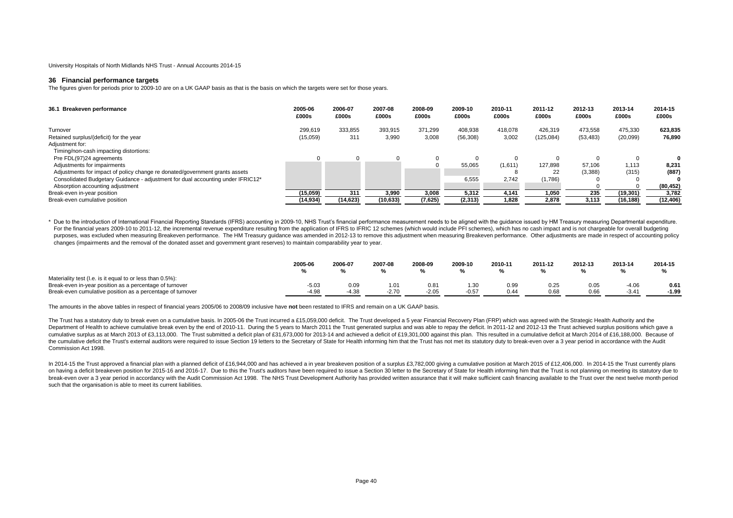University Hospitals of North Midlands NHS Trust - Annual Accounts 2014-15

## 36 Financial performance targets

The figures given for periods prior to 2009-10 are on a UK GAAP basis as that is the basis on which the targets were set for those years.

| 36.1 Breakeven performance | 2005-06 £000s | 2006-07 £000s | 2007-08 £000s | 2008-09 £000s | 2009-10 £000s | 2010-11 £000s | 2011-12 £000s | 2012-13 £000s | 2013-14 £000s | 2014-15 £000s |
|---|---|---|---|---|---|---|---|---|---|---|
| Turnover | 299,619 | 333,855 | 393,915 | 371,299 | 408,938 | 418,078 | 426,319 | 473,558 | 475,330 | **623,835** |
| Retained surplus/(deficit) for the year | (15,059) | 311 | 3,990 | 3,008 | (56,308) | 3,002 | (125,084) | (53,483) | (20,099) | **76,890** |
| Adjustment for: | | | | | | | | | | |
| Timing/non-cash impacting distortions: | | | | | | | | | | |
| Pre FDL(97)24 agreements | 0 | 0 | 0 | 0 | 0 | 0 | 0 | 0 | 0 | **0** |
| Adjustments for impairments | | | | 0 | 55,065 | (1,611) | 127,898 | 57,106 | 1,113 | **8,231** |
| Adjustments for impact of policy change re donated/government grants assets | | | | | | 8 | 22 | (3,388) | (315) | **(887)** |
| Consolidated Budgetary Guidance - adjustment for dual accounting under IFRIC12* | | | | | 6,555 | 2,742 | (1,786) | 0 | 0 | **0** |
| Absorption accounting adjustment | | | | | | | | 0 | 0 | **(80,452)** |
| Break-even in-year position | **(15,059)** | **311** | **3,990** | **3,008** | **5,312** | **4,141** | **1,050** | **235** | **(19,301)** | **3,782** |
| Break-even cumulative position | **(14,934)** | **(14,623)** | **(10,633)** | **(7,625)** | **(2,313)** | **1,828** | **2,878** | **3,113** | **(16,188)** | **(12,406)** |

\* Due to the introduction of International Financial Reporting Standards (IFRS) accounting in 2009-10, NHS Trust's financial performance measurement needs to be aligned with the guidance issued by HM Treasury measuring Departmental expenditure. For the financial years 2009-10 to 2011-12, the incremental revenue expenditure resulting from the application of IFRS to IFRIC 12 schemes (which would include PFI schemes), which has no cash impact and is not chargeable for overall budgeting purposes, was excluded when measuring Breakeven performance. The HM Treasury guidance was amended in 2012-13 to remove this adjustment when measuring Breakeven performance. Other adjustments are made in respect of accounting policy changes (impairments and the removal of the donated asset and government grant reserves) to maintain comparability year to year.

| | 2005-06 % | 2006-07 % | 2007-08 % | 2008-09 % | 2009-10 % | 2010-11 % | 2011-12 % | 2012-13 % | 2013-14 % | 2014-15 % |
|---|---|---|---|---|---|---|---|---|---|---|
| Materiality test (I.e. is it equal to or less than 0.5%): | | | | | | | | | | |
| Break-even in-year position as a percentage of turnover | -5.03 | 0.09 | 1.01 | 0.81 | 1.30 | 0.99 | 0.25 | 0.05 | -4.06 | **0.61** |
| Break-even cumulative position as a percentage of turnover | -4.98 | -4.38 | -2.70 | -2.05 | -0.57 | 0.44 | 0.68 | 0.66 | -3.41 | **-1.99** |

The amounts in the above tables in respect of financial years 2005/06 to 2008/09 inclusive have **not** been restated to IFRS and remain on a UK GAAP basis.

The Trust has a statutory duty to break even on a cumulative basis. In 2005-06 the Trust incurred a £15,059,000 deficit. The Trust developed a 5 year Financial Recovery Plan (FRP) which was agreed with the Strategic Health Authority and the Department of Health to achieve cumulative break even by the end of 2010-11. During the 5 years to March 2011 the Trust generated surplus and was able to repay the deficit. In 2011-12 and 2012-13 the Trust achieved surplus positions which gave a cumulative surplus as at March 2013 of £3,113,000. The Trust submitted a deficit plan of £31,673,000 for 2013-14 and achieved a deficit of £19,301,000 against this plan. This resulted in a cumulative deficit at March 2014 of £16,188,000. Because of the cumulative deficit the Trust's external auditors were required to issue Section 19 letters to the Secretary of State for Health informing him that the Trust has not met its statutory duty to break-even over a 3 year period in accordance with the Audit Commission Act 1998.

In 2014-15 the Trust approved a financial plan with a planned deficit of £16,944,000 and has achieved a in year breakeven position of a surplus £3,782,000 giving a cumulative position at March 2015 of £12,406,000. In 2014-15 the Trust currently plans on having a deficit breakeven position for 2015-16 and 2016-17. Due to this the Trust's auditors have been required to issue a Section 30 letter to the Secretary of State for Health informing him that the Trust is not planning on meeting its statutory due to break-even over a 3 year period in accordancy with the Audit Commission Act 1998. The NHS Trust Development Authority has provided written assurance that it will make sufficient cash financing available to the Trust over the next twelve month period such that the organisation is able to meet its current liabilities.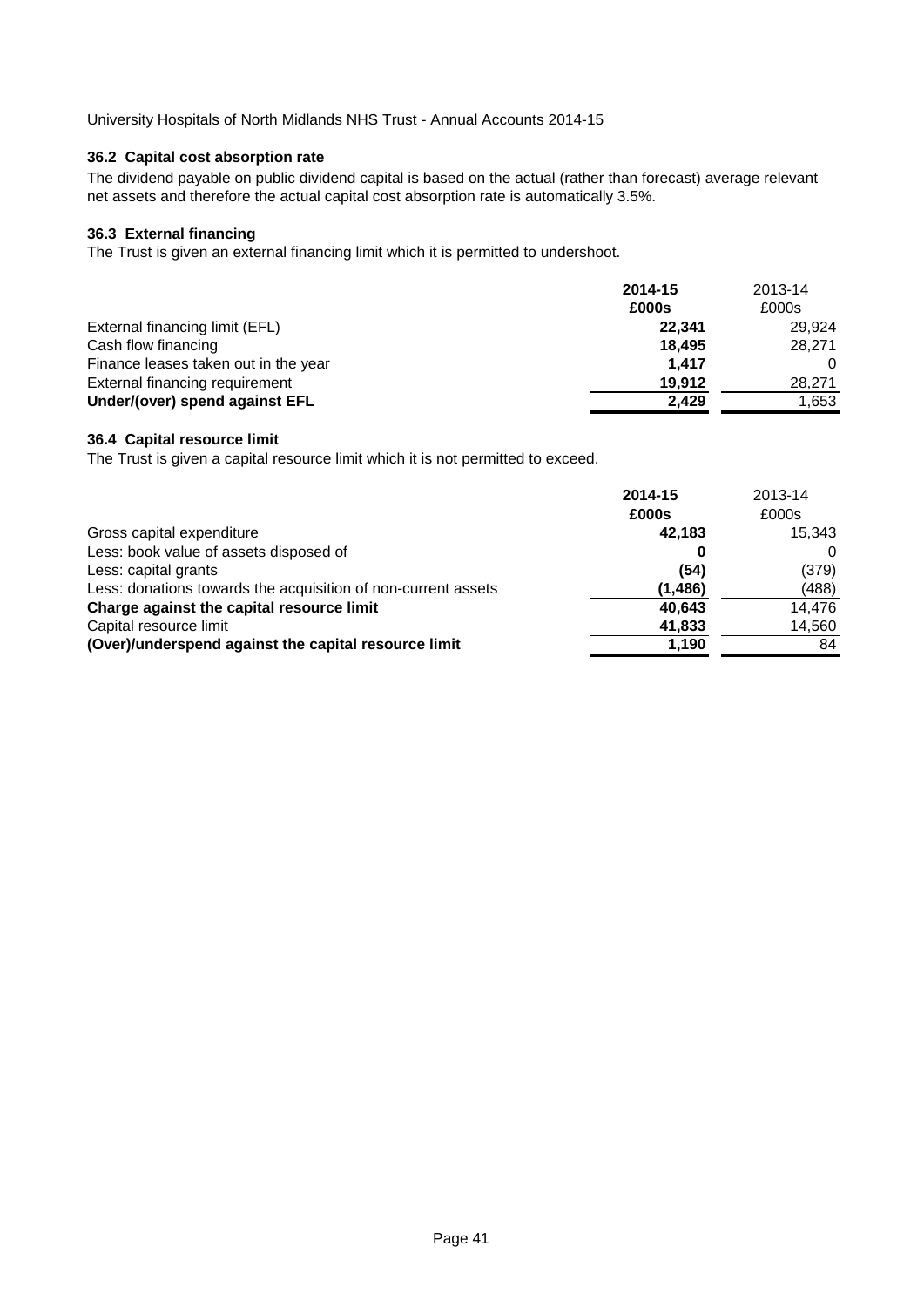### 36.2 Capital cost absorption rate

The dividend payable on public dividend capital is based on the actual (rather than forecast) average relevant net assets and therefore the actual capital cost absorption rate is automatically 3.5%.

### 36.3 External financing

The Trust is given an external financing limit which it is permitted to undershoot.

| | **2014-15** | 2013-14 |
|---|---|---|
| | **£000s** | £000s |
| External financing limit (EFL) | **22,341** | 29,924 |
| Cash flow financing | **18,495** | 28,271 |
| Finance leases taken out in the year | **1,417** | 0 |
| External financing requirement | **19,912** | 28,271 |
| **Under/(over) spend against EFL** | **2,429** | 1,653 |

### 36.4 Capital resource limit

The Trust is given a capital resource limit which it is not permitted to exceed.

| | **2014-15** | 2013-14 |
|---|---|---|
| | **£000s** | £000s |
| Gross capital expenditure | **42,183** | 15,343 |
| Less: book value of assets disposed of | **0** | 0 |
| Less: capital grants | **(54)** | (379) |
| Less: donations towards the acquisition of non-current assets | **(1,486)** | (488) |
| **Charge against the capital resource limit** | **40,643** | 14,476 |
| Capital resource limit | **41,833** | 14,560 |
| **(Over)/underspend against the capital resource limit** | **1,190** | 84 |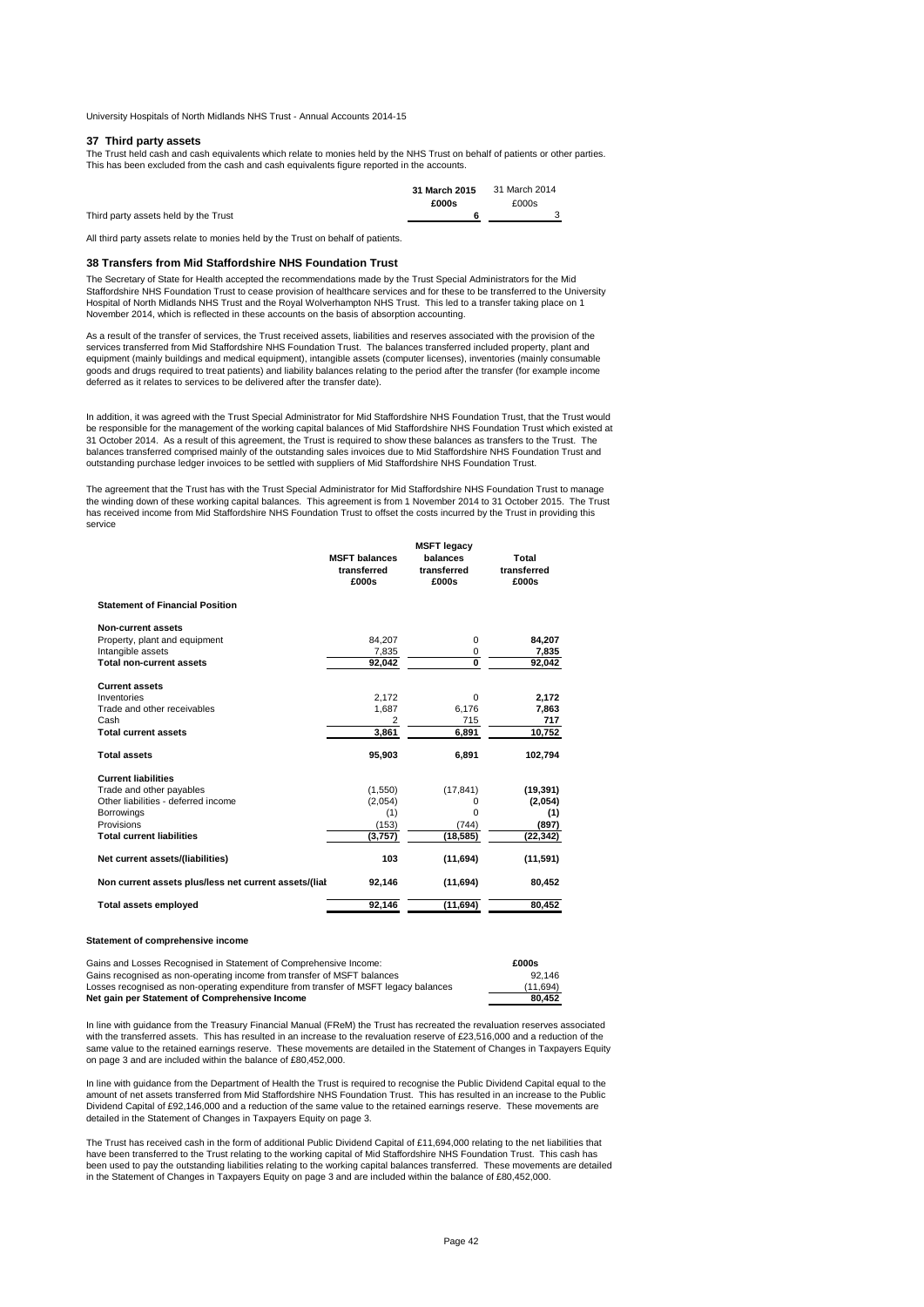## 37 Third party assets

The Trust held cash and cash equivalents which relate to monies held by the NHS Trust on behalf of patients or other parties. This has been excluded from the cash and cash equivalents figure reported in the accounts.

| | 31 March 2015 | 31 March 2014 |
|---|---|---|
| | £000s | £000s |
| Third party assets held by the Trust | 6 | 3 |

All third party assets relate to monies held by the Trust on behalf of patients.

## 38 Transfers from Mid Staffordshire NHS Foundation Trust

The Secretary of State for Health accepted the recommendations made by the Trust Special Administrators for the Mid Staffordshire NHS Foundation Trust to cease provision of healthcare services and for these to be transferred to the University Hospital of North Midlands NHS Trust and the Royal Wolverhampton NHS Trust. This led to a transfer taking place on 1 November 2014, which is reflected in these accounts on the basis of absorption accounting.

As a result of the transfer of services, the Trust received assets, liabilities and reserves associated with the provision of the services transferred from Mid Staffordshire NHS Foundation Trust. The balances transferred included property, plant and equipment (mainly buildings and medical equipment), intangible assets (computer licenses), inventories (mainly consumable goods and drugs required to treat patients) and liability balances relating to the period after the transfer (for example income deferred as it relates to services to be delivered after the transfer date).

In addition, it was agreed with the Trust Special Administrator for Mid Staffordshire NHS Foundation Trust, that the Trust would be responsible for the management of the working capital balances of Mid Staffordshire NHS Foundation Trust which existed at 31 October 2014. As a result of this agreement, the Trust is required to show these balances as transfers to the Trust. The balances transferred comprised mainly of the outstanding sales invoices due to Mid Staffordshire NHS Foundation Trust and outstanding purchase ledger invoices to be settled with suppliers of Mid Staffordshire NHS Foundation Trust.

The agreement that the Trust has with the Trust Special Administrator for Mid Staffordshire NHS Foundation Trust to manage the winding down of these working capital balances. This agreement is from 1 November 2014 to 31 October 2015. The Trust has received income from Mid Staffordshire NHS Foundation Trust to offset the costs incurred by the Trust in providing this service

| | MSFT balances transferred £000s | MSFT legacy balances transferred £000s | Total transferred £000s |
|---|---|---|---|
| **Statement of Financial Position** | | | |
| **Non-current assets** | | | |
| Property, plant and equipment | 84,207 | 0 | **84,207** |
| Intangible assets | 7,835 | 0 | **7,835** |
| **Total non-current assets** | **92,042** | **0** | **92,042** |
| **Current assets** | | | |
| Inventories | 2,172 | 0 | **2,172** |
| Trade and other receivables | 1,687 | 6,176 | **7,863** |
| Cash | 2 | 715 | **717** |
| **Total current assets** | **3,861** | **6,891** | **10,752** |
| **Total assets** | **95,903** | **6,891** | **102,794** |
| **Current liabilities** | | | |
| Trade and other payables | (1,550) | (17,841) | **(19,391)** |
| Other liabilities - deferred income | (2,054) | 0 | **(2,054)** |
| Borrowings | (1) | 0 | **(1)** |
| Provisions | (153) | (744) | **(897)** |
| **Total current liabilities** | **(3,757)** | **(18,585)** | **(22,342)** |
| **Net current assets/(liabilities)** | **103** | **(11,694)** | **(11,591)** |
| **Non current assets plus/less net current assets/(liab** | **92,146** | **(11,694)** | **80,452** |
| **Total assets employed** | **92,146** | **(11,694)** | **80,452** |

**Statement of comprehensive income**

| Gains and Losses Recognised in Statement of Comprehensive Income: | £000s |
|---|---|
| Gains recognised as non-operating income from transfer of MSFT balances | 92,146 |
| Losses recognised as non-operating expenditure from transfer of MSFT legacy balances | (11,694) |
| **Net gain per Statement of Comprehensive Income** | **80,452** |

In line with guidance from the Treasury Financial Manual (FReM) the Trust has recreated the revaluation reserves associated with the transferred assets. This has resulted in an increase to the revaluation reserve of £23,516,000 and a reduction of the same value to the retained earnings reserve. These movements are detailed in the Statement of Changes in Taxpayers Equity on page 3 and are included within the balance of £80,452,000.

In line with guidance from the Department of Health the Trust is required to recognise the Public Dividend Capital equal to the amount of net assets transferred from Mid Staffordshire NHS Foundation Trust. This has resulted in an increase to the Public Dividend Capital of £92,146,000 and a reduction of the same value to the retained earnings reserve. These movements are detailed in the Statement of Changes in Taxpayers Equity on page 3.

The Trust has received cash in the form of additional Public Dividend Capital of £11,694,000 relating to the net liabilities that have been transferred to the Trust relating to the working capital of Mid Staffordshire NHS Foundation Trust. This cash has been used to pay the outstanding liabilities relating to the working capital balances transferred. These movements are detailed in the Statement of Changes in Taxpayers Equity on page 3 and are included within the balance of £80,452,000.